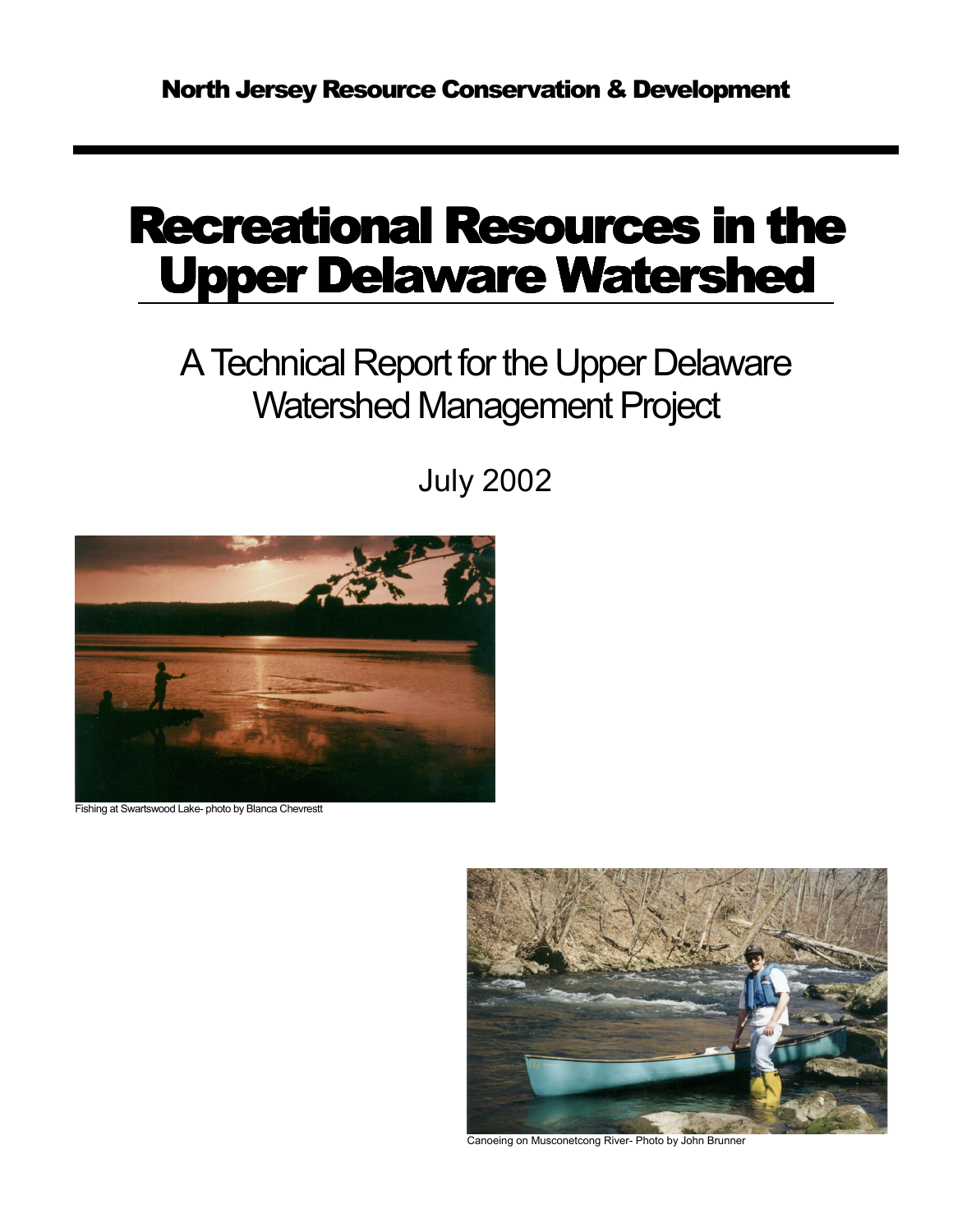North Jersey Resource Conservation & Development

# Recreational Resources in the Upper Delaware Watershed

## A Technical Report for the Upper Delaware Watershed Management Project

July 2002

Fishing at Swartswood Lake- photo by Blanca Chevrestt

Canoeing on Musconetcong River- Photo by John Brunner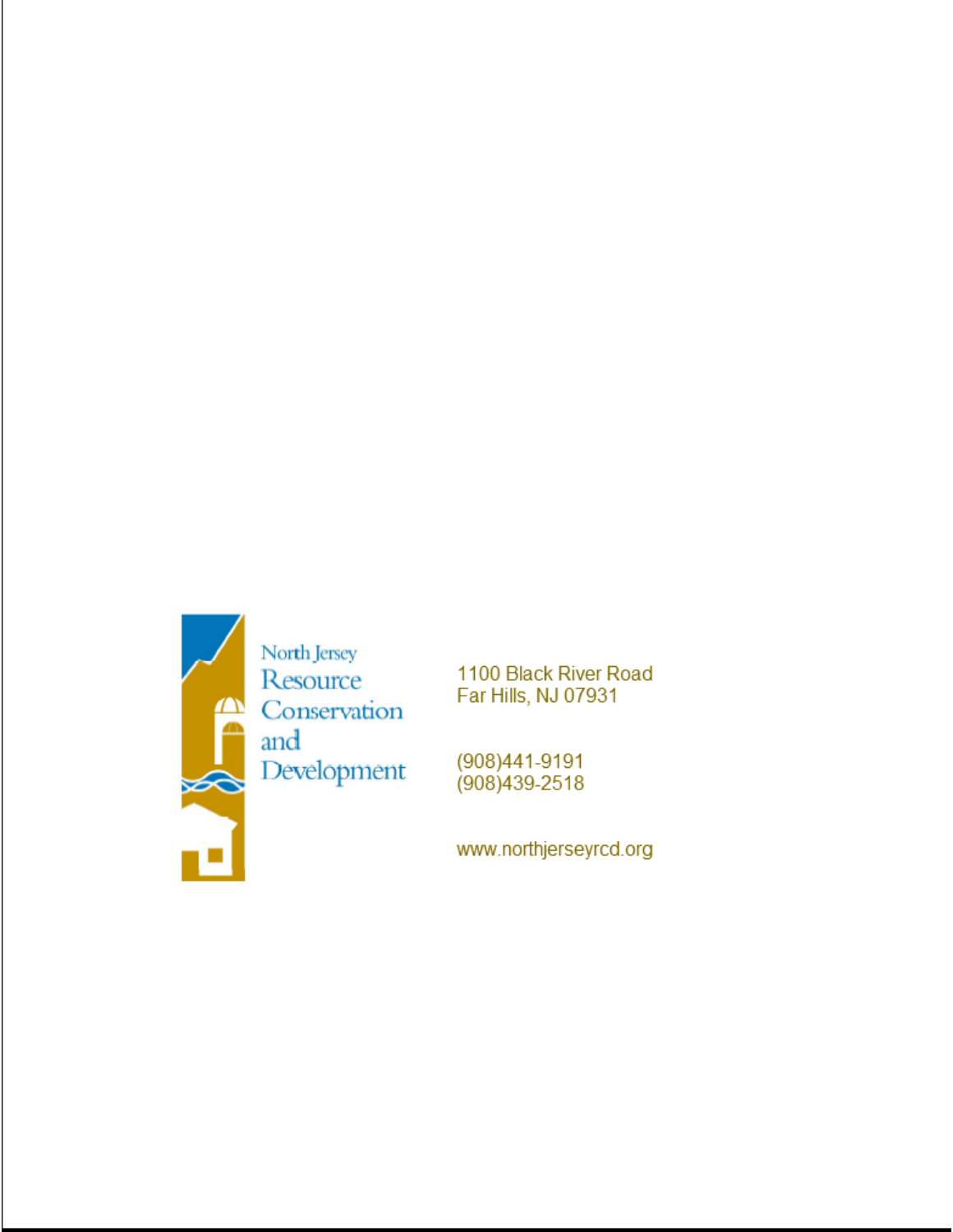North Jersey
Resource
Conservation
and
Development

1100 Black River Road
Far Hills, NJ 07931

(908)441-9191
(908)439-2518

www.northjerseyrcd.org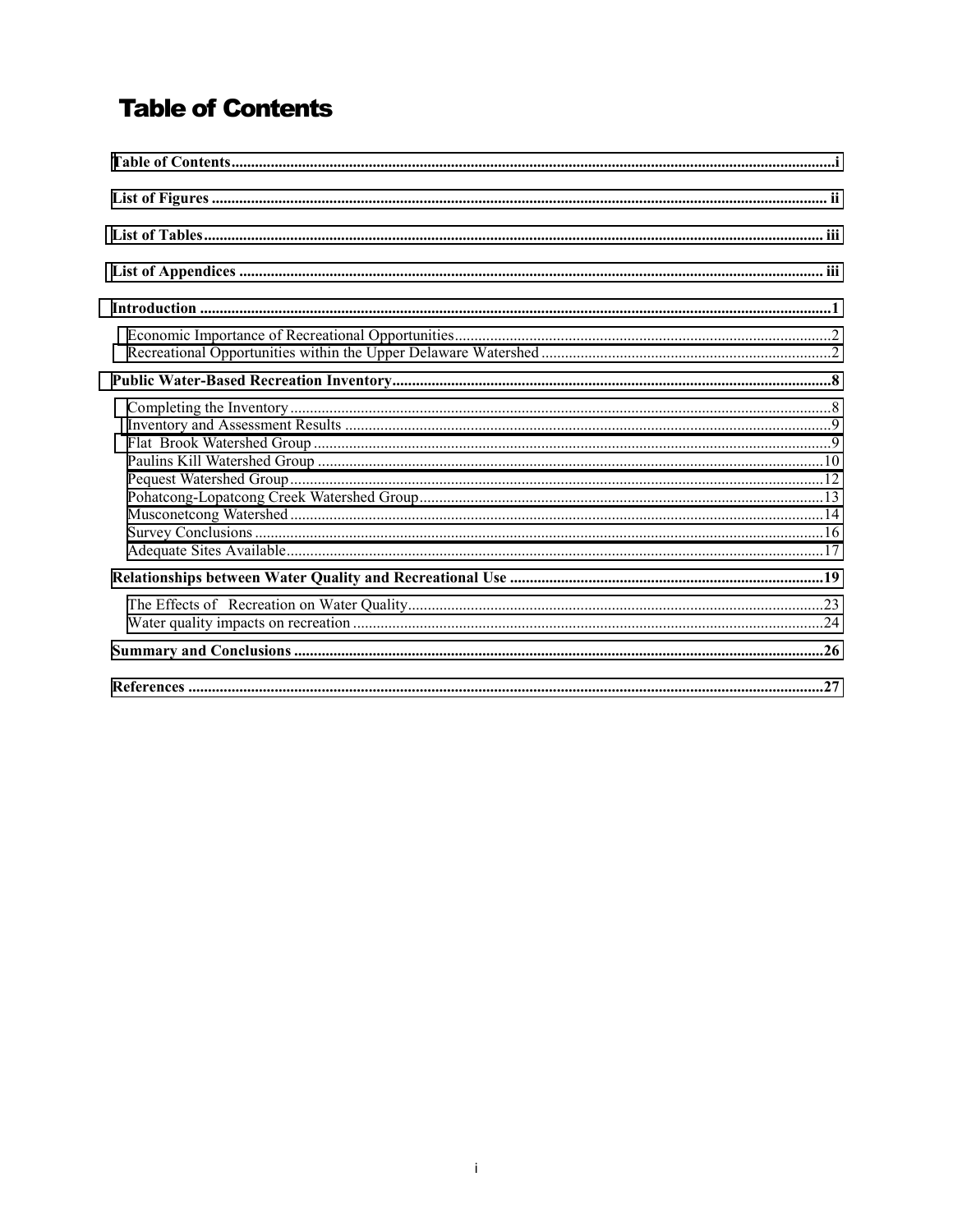# Table of Contents

**Table of Contents** ........ i

**List of Figures** ........ ii

**List of Tables** ........ iii

**List of Appendices** ........ iii

**Introduction** ........ 1

- Economic Importance of Recreational Opportunities ........ 2
- Recreational Opportunities within the Upper Delaware Watershed ........ 2

**Public Water-Based Recreation Inventory** ........ 8

- Completing the Inventory ........ 8
- Inventory and Assessment Results ........ 9
- Flat Brook Watershed Group ........ 9
- Paulins Kill Watershed Group ........ 10
- Pequest Watershed Group ........ 12
- Pohatcong-Lopatcong Creek Watershed Group ........ 13
- Musconetcong Watershed ........ 14
- Survey Conclusions ........ 16
- Adequate Sites Available ........ 17

**Relationships between Water Quality and Recreational Use** ........ 19

- The Effects of Recreation on Water Quality ........ 23
- Water quality impacts on recreation ........ 24

**Summary and Conclusions** ........ 26

**References** ........ 27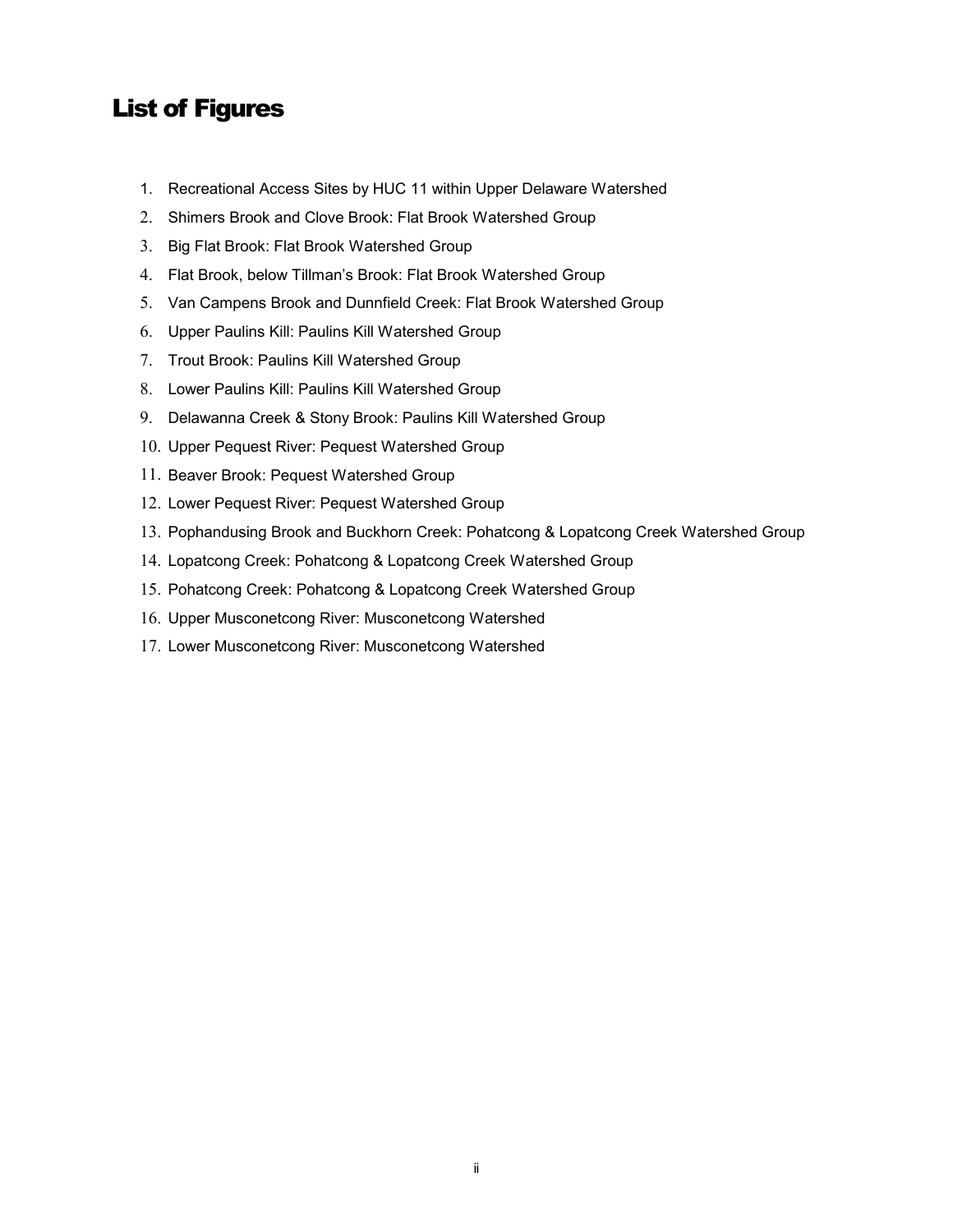# List of Figures

1. Recreational Access Sites by HUC 11 within Upper Delaware Watershed
2. Shimers Brook and Clove Brook: Flat Brook Watershed Group
3. Big Flat Brook: Flat Brook Watershed Group
4. Flat Brook, below Tillman's Brook: Flat Brook Watershed Group
5. Van Campens Brook and Dunnfield Creek: Flat Brook Watershed Group
6. Upper Paulins Kill: Paulins Kill Watershed Group
7. Trout Brook: Paulins Kill Watershed Group
8. Lower Paulins Kill: Paulins Kill Watershed Group
9. Delawanna Creek & Stony Brook: Paulins Kill Watershed Group
10. Upper Pequest River: Pequest Watershed Group
11. Beaver Brook: Pequest Watershed Group
12. Lower Pequest River: Pequest Watershed Group
13. Pophandusing Brook and Buckhorn Creek: Pohatcong & Lopatcong Creek Watershed Group
14. Lopatcong Creek: Pohatcong & Lopatcong Creek Watershed Group
15. Pohatcong Creek: Pohatcong & Lopatcong Creek Watershed Group
16. Upper Musconetcong River: Musconetcong Watershed
17. Lower Musconetcong River: Musconetcong Watershed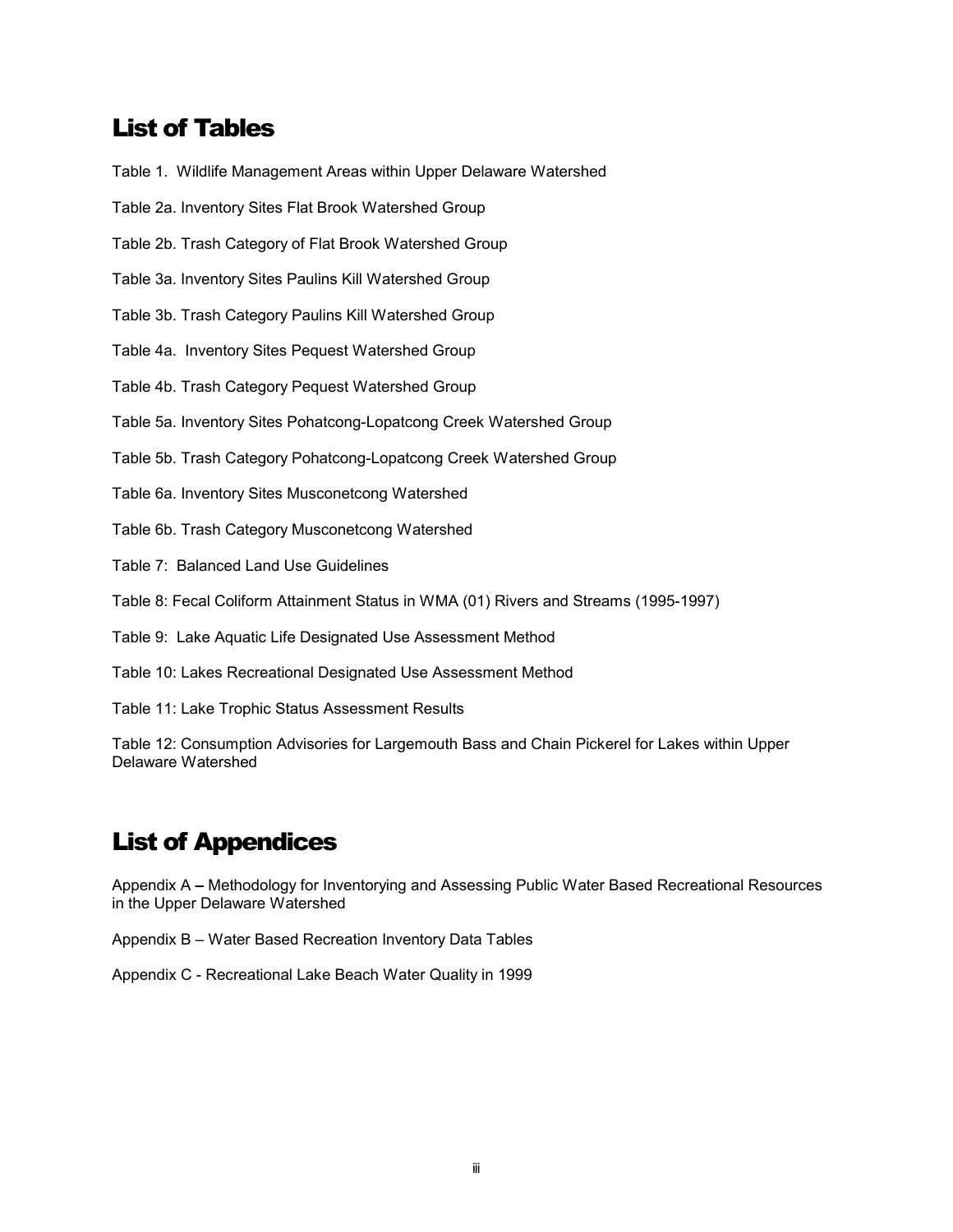## List of Tables

Table 1. Wildlife Management Areas within Upper Delaware Watershed

Table 2a. Inventory Sites Flat Brook Watershed Group

Table 2b. Trash Category of Flat Brook Watershed Group

Table 3a. Inventory Sites Paulins Kill Watershed Group

Table 3b. Trash Category Paulins Kill Watershed Group

Table 4a. Inventory Sites Pequest Watershed Group

Table 4b. Trash Category Pequest Watershed Group

Table 5a. Inventory Sites Pohatcong-Lopatcong Creek Watershed Group

Table 5b. Trash Category Pohatcong-Lopatcong Creek Watershed Group

Table 6a. Inventory Sites Musconetcong Watershed

Table 6b. Trash Category Musconetcong Watershed

Table 7: Balanced Land Use Guidelines

Table 8: Fecal Coliform Attainment Status in WMA (01) Rivers and Streams (1995-1997)

Table 9: Lake Aquatic Life Designated Use Assessment Method

Table 10: Lakes Recreational Designated Use Assessment Method

Table 11: Lake Trophic Status Assessment Results

Table 12: Consumption Advisories for Largemouth Bass and Chain Pickerel for Lakes within Upper Delaware Watershed

## List of Appendices

Appendix A – Methodology for Inventorying and Assessing Public Water Based Recreational Resources in the Upper Delaware Watershed

Appendix B – Water Based Recreation Inventory Data Tables

Appendix C - Recreational Lake Beach Water Quality in 1999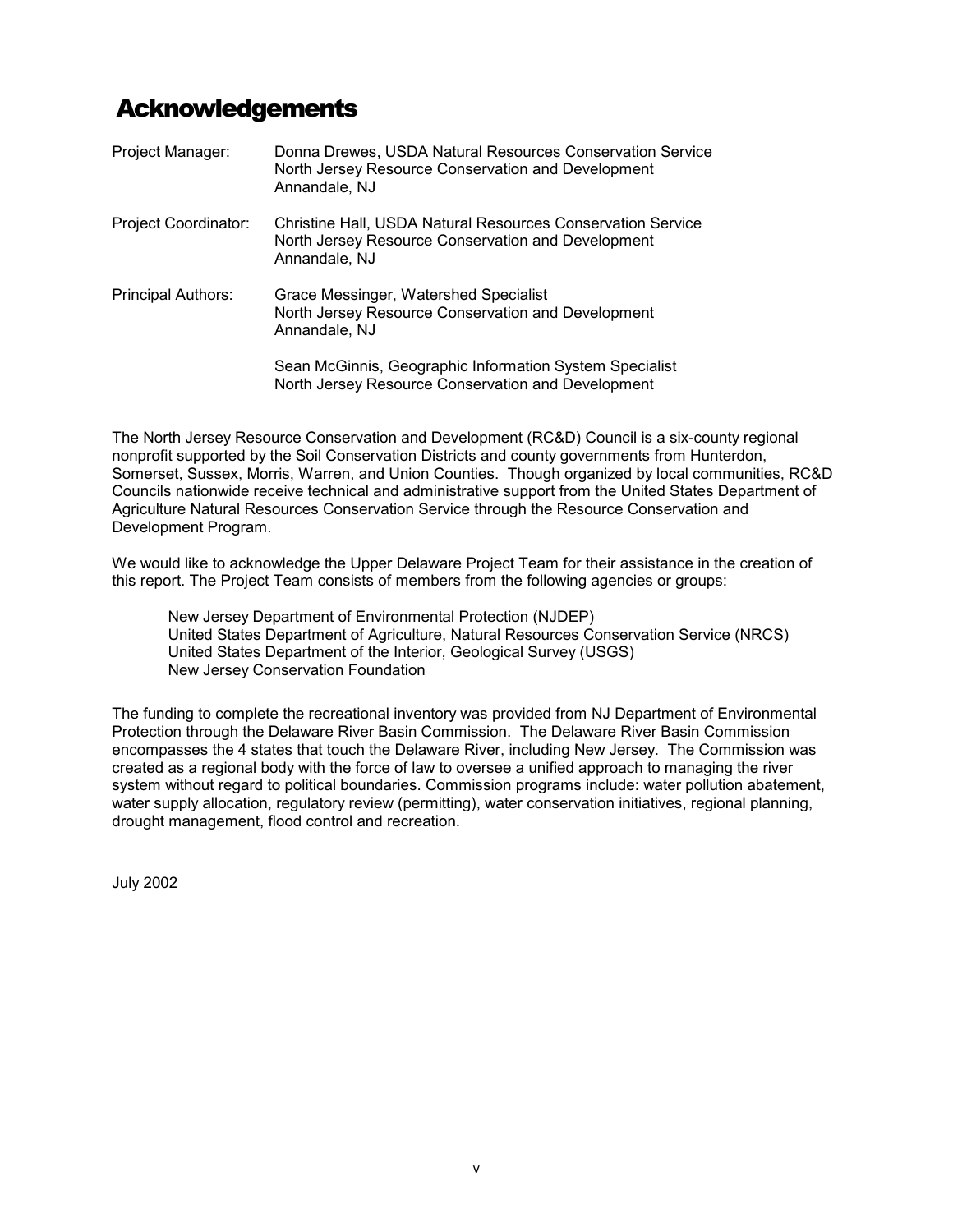# Acknowledgements

Project Manager: Donna Drewes, USDA Natural Resources Conservation Service
North Jersey Resource Conservation and Development
Annandale, NJ

Project Coordinator: Christine Hall, USDA Natural Resources Conservation Service
North Jersey Resource Conservation and Development
Annandale, NJ

Principal Authors: Grace Messinger, Watershed Specialist
North Jersey Resource Conservation and Development
Annandale, NJ

Sean McGinnis, Geographic Information System Specialist
North Jersey Resource Conservation and Development

The North Jersey Resource Conservation and Development (RC&D) Council is a six-county regional nonprofit supported by the Soil Conservation Districts and county governments from Hunterdon, Somerset, Sussex, Morris, Warren, and Union Counties. Though organized by local communities, RC&D Councils nationwide receive technical and administrative support from the United States Department of Agriculture Natural Resources Conservation Service through the Resource Conservation and Development Program.

We would like to acknowledge the Upper Delaware Project Team for their assistance in the creation of this report. The Project Team consists of members from the following agencies or groups:

New Jersey Department of Environmental Protection (NJDEP)
United States Department of Agriculture, Natural Resources Conservation Service (NRCS)
United States Department of the Interior, Geological Survey (USGS)
New Jersey Conservation Foundation

The funding to complete the recreational inventory was provided from NJ Department of Environmental Protection through the Delaware River Basin Commission. The Delaware River Basin Commission encompasses the 4 states that touch the Delaware River, including New Jersey. The Commission was created as a regional body with the force of law to oversee a unified approach to managing the river system without regard to political boundaries. Commission programs include: water pollution abatement, water supply allocation, regulatory review (permitting), water conservation initiatives, regional planning, drought management, flood control and recreation.

July 2002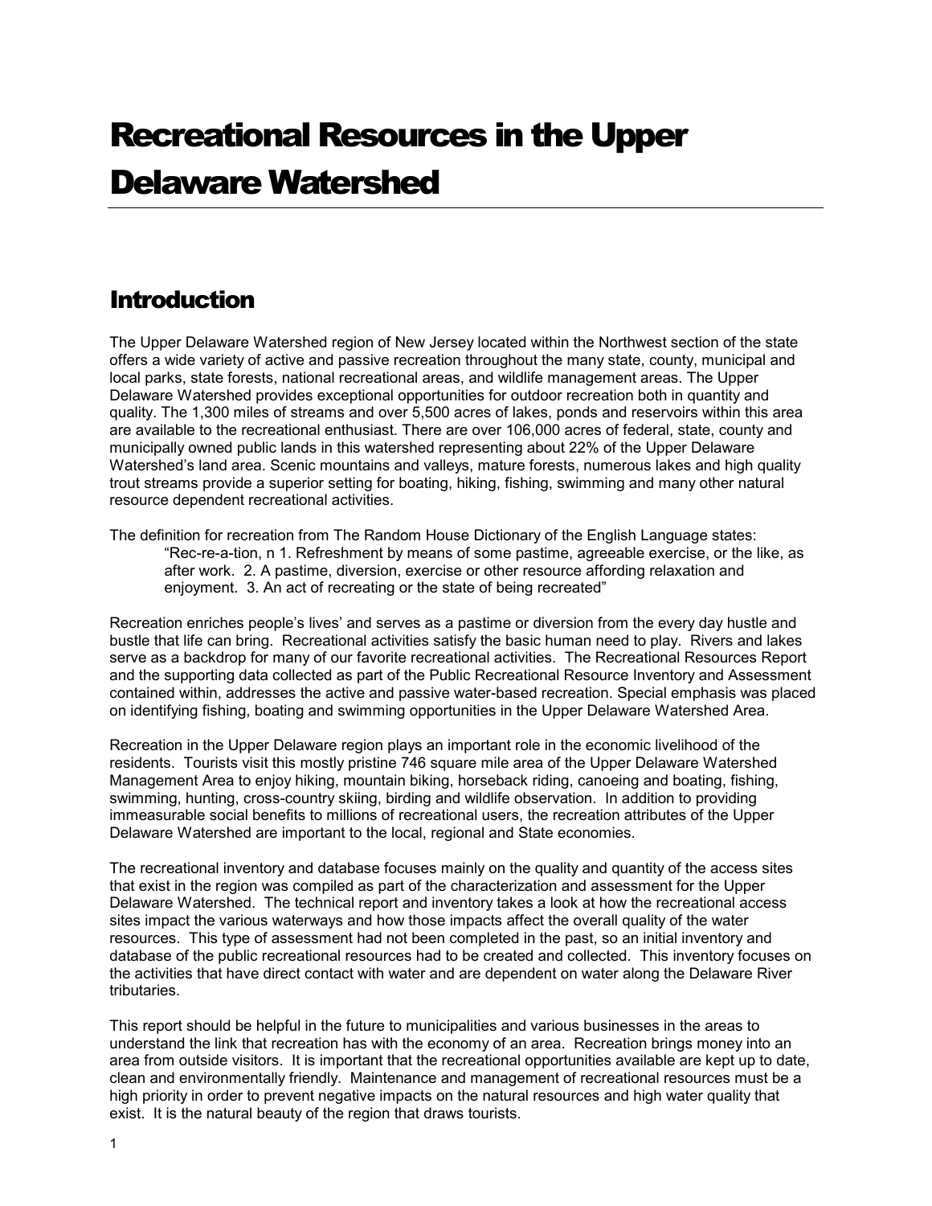# Recreational Resources in the Upper Delaware Watershed

## Introduction

The Upper Delaware Watershed region of New Jersey located within the Northwest section of the state offers a wide variety of active and passive recreation throughout the many state, county, municipal and local parks, state forests, national recreational areas, and wildlife management areas. The Upper Delaware Watershed provides exceptional opportunities for outdoor recreation both in quantity and quality. The 1,300 miles of streams and over 5,500 acres of lakes, ponds and reservoirs within this area are available to the recreational enthusiast. There are over 106,000 acres of federal, state, county and municipally owned public lands in this watershed representing about 22% of the Upper Delaware Watershed's land area. Scenic mountains and valleys, mature forests, numerous lakes and high quality trout streams provide a superior setting for boating, hiking, fishing, swimming and many other natural resource dependent recreational activities.

The definition for recreation from The Random House Dictionary of the English Language states:

> "Rec-re-a-tion, n 1. Refreshment by means of some pastime, agreeable exercise, or the like, as after work. 2. A pastime, diversion, exercise or other resource affording relaxation and enjoyment. 3. An act of recreating or the state of being recreated"

Recreation enriches people's lives' and serves as a pastime or diversion from the every day hustle and bustle that life can bring. Recreational activities satisfy the basic human need to play. Rivers and lakes serve as a backdrop for many of our favorite recreational activities. The Recreational Resources Report and the supporting data collected as part of the Public Recreational Resource Inventory and Assessment contained within, addresses the active and passive water-based recreation. Special emphasis was placed on identifying fishing, boating and swimming opportunities in the Upper Delaware Watershed Area.

Recreation in the Upper Delaware region plays an important role in the economic livelihood of the residents. Tourists visit this mostly pristine 746 square mile area of the Upper Delaware Watershed Management Area to enjoy hiking, mountain biking, horseback riding, canoeing and boating, fishing, swimming, hunting, cross-country skiing, birding and wildlife observation. In addition to providing immeasurable social benefits to millions of recreational users, the recreation attributes of the Upper Delaware Watershed are important to the local, regional and State economies.

The recreational inventory and database focuses mainly on the quality and quantity of the access sites that exist in the region was compiled as part of the characterization and assessment for the Upper Delaware Watershed. The technical report and inventory takes a look at how the recreational access sites impact the various waterways and how those impacts affect the overall quality of the water resources. This type of assessment had not been completed in the past, so an initial inventory and database of the public recreational resources had to be created and collected. This inventory focuses on the activities that have direct contact with water and are dependent on water along the Delaware River tributaries.

This report should be helpful in the future to municipalities and various businesses in the areas to understand the link that recreation has with the economy of an area. Recreation brings money into an area from outside visitors. It is important that the recreational opportunities available are kept up to date, clean and environmentally friendly. Maintenance and management of recreational resources must be a high priority in order to prevent negative impacts on the natural resources and high water quality that exist. It is the natural beauty of the region that draws tourists.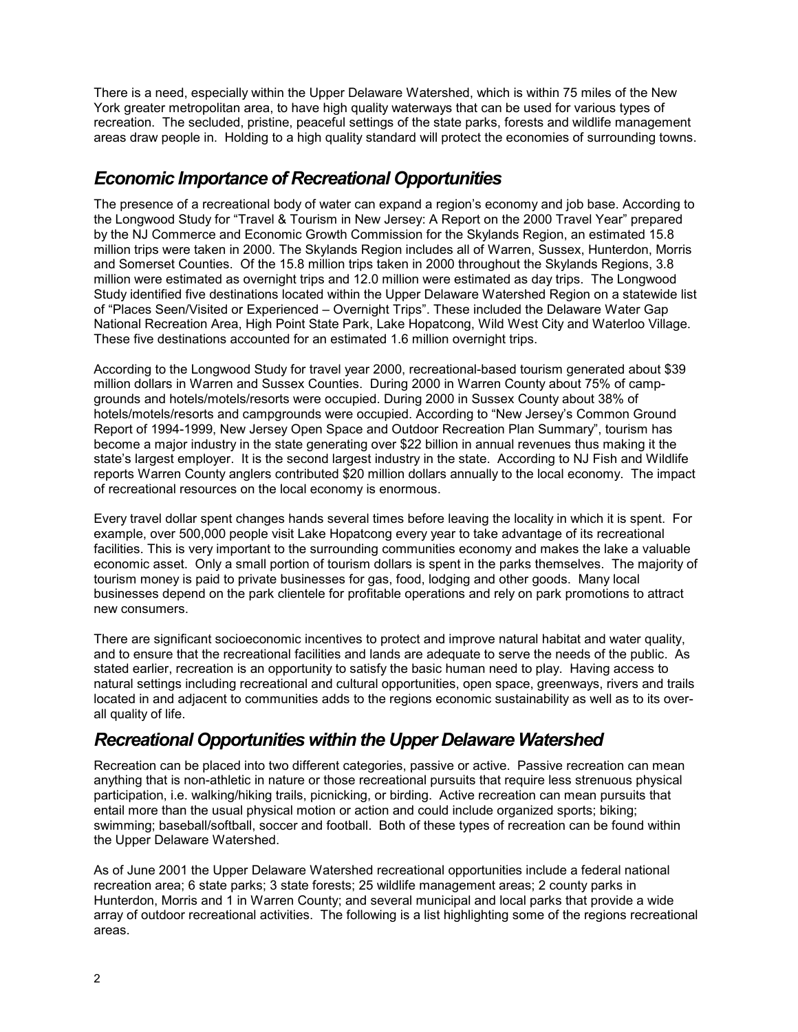There is a need, especially within the Upper Delaware Watershed, which is within 75 miles of the New York greater metropolitan area, to have high quality waterways that can be used for various types of recreation. The secluded, pristine, peaceful settings of the state parks, forests and wildlife management areas draw people in. Holding to a high quality standard will protect the economies of surrounding towns.

## *Economic Importance of Recreational Opportunities*

The presence of a recreational body of water can expand a region's economy and job base. According to the Longwood Study for "Travel & Tourism in New Jersey: A Report on the 2000 Travel Year" prepared by the NJ Commerce and Economic Growth Commission for the Skylands Region, an estimated 15.8 million trips were taken in 2000. The Skylands Region includes all of Warren, Sussex, Hunterdon, Morris and Somerset Counties. Of the 15.8 million trips taken in 2000 throughout the Skylands Regions, 3.8 million were estimated as overnight trips and 12.0 million were estimated as day trips. The Longwood Study identified five destinations located within the Upper Delaware Watershed Region on a statewide list of "Places Seen/Visited or Experienced – Overnight Trips". These included the Delaware Water Gap National Recreation Area, High Point State Park, Lake Hopatcong, Wild West City and Waterloo Village. These five destinations accounted for an estimated 1.6 million overnight trips.

According to the Longwood Study for travel year 2000, recreational-based tourism generated about $39 million dollars in Warren and Sussex Counties. During 2000 in Warren County about 75% of camp-grounds and hotels/motels/resorts were occupied. During 2000 in Sussex County about 38% of hotels/motels/resorts and campgrounds were occupied. According to "New Jersey's Common Ground Report of 1994-1999, New Jersey Open Space and Outdoor Recreation Plan Summary", tourism has become a major industry in the state generating over $22 billion in annual revenues thus making it the state's largest employer. It is the second largest industry in the state. According to NJ Fish and Wildlife reports Warren County anglers contributed $20 million dollars annually to the local economy. The impact of recreational resources on the local economy is enormous.

Every travel dollar spent changes hands several times before leaving the locality in which it is spent. For example, over 500,000 people visit Lake Hopatcong every year to take advantage of its recreational facilities. This is very important to the surrounding communities economy and makes the lake a valuable economic asset. Only a small portion of tourism dollars is spent in the parks themselves. The majority of tourism money is paid to private businesses for gas, food, lodging and other goods. Many local businesses depend on the park clientele for profitable operations and rely on park promotions to attract new consumers.

There are significant socioeconomic incentives to protect and improve natural habitat and water quality, and to ensure that the recreational facilities and lands are adequate to serve the needs of the public. As stated earlier, recreation is an opportunity to satisfy the basic human need to play. Having access to natural settings including recreational and cultural opportunities, open space, greenways, rivers and trails located in and adjacent to communities adds to the regions economic sustainability as well as to its over-all quality of life.

## *Recreational Opportunities within the Upper Delaware Watershed*

Recreation can be placed into two different categories, passive or active. Passive recreation can mean anything that is non-athletic in nature or those recreational pursuits that require less strenuous physical participation, i.e. walking/hiking trails, picnicking, or birding. Active recreation can mean pursuits that entail more than the usual physical motion or action and could include organized sports; biking; swimming; baseball/softball, soccer and football. Both of these types of recreation can be found within the Upper Delaware Watershed.

As of June 2001 the Upper Delaware Watershed recreational opportunities include a federal national recreation area; 6 state parks; 3 state forests; 25 wildlife management areas; 2 county parks in Hunterdon, Morris and 1 in Warren County; and several municipal and local parks that provide a wide array of outdoor recreational activities. The following is a list highlighting some of the regions recreational areas.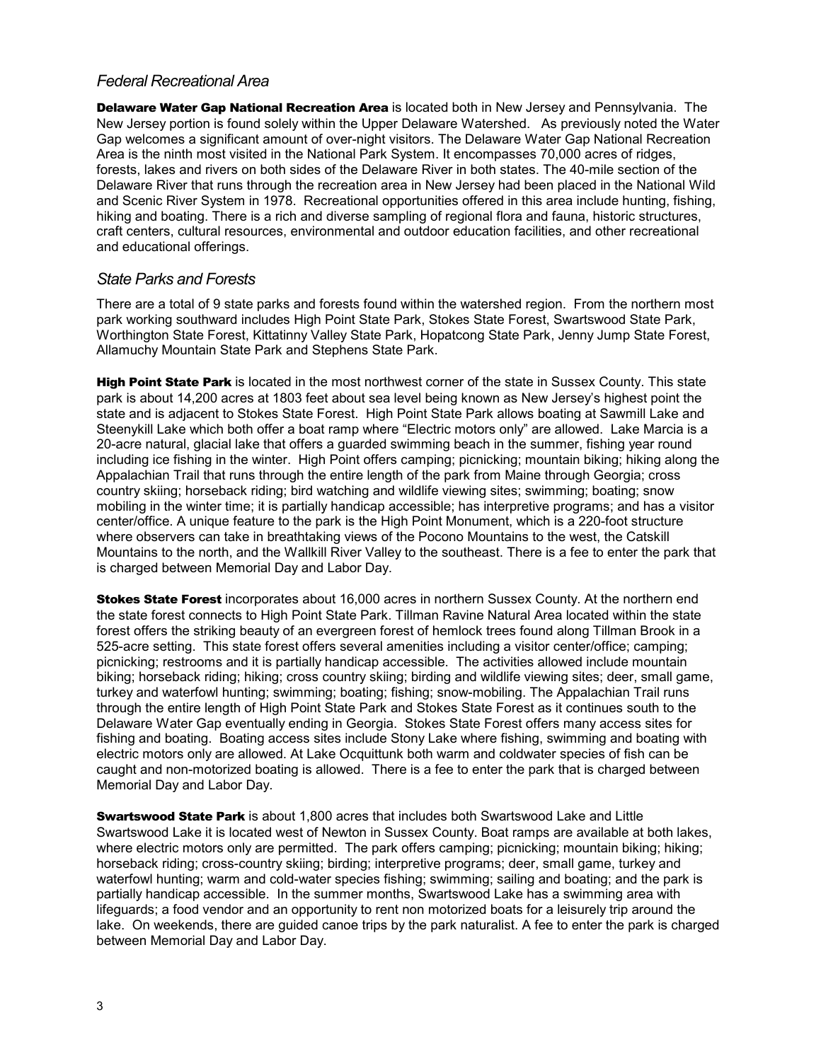## *Federal Recreational Area*

**Delaware Water Gap National Recreation Area** is located both in New Jersey and Pennsylvania. The New Jersey portion is found solely within the Upper Delaware Watershed. As previously noted the Water Gap welcomes a significant amount of over-night visitors. The Delaware Water Gap National Recreation Area is the ninth most visited in the National Park System. It encompasses 70,000 acres of ridges, forests, lakes and rivers on both sides of the Delaware River in both states. The 40-mile section of the Delaware River that runs through the recreation area in New Jersey had been placed in the National Wild and Scenic River System in 1978. Recreational opportunities offered in this area include hunting, fishing, hiking and boating. There is a rich and diverse sampling of regional flora and fauna, historic structures, craft centers, cultural resources, environmental and outdoor education facilities, and other recreational and educational offerings.

## *State Parks and Forests*

There are a total of 9 state parks and forests found within the watershed region. From the northern most park working southward includes High Point State Park, Stokes State Forest, Swartswood State Park, Worthington State Forest, Kittatinny Valley State Park, Hopatcong State Park, Jenny Jump State Forest, Allamuchy Mountain State Park and Stephens State Park.

**High Point State Park** is located in the most northwest corner of the state in Sussex County. This state park is about 14,200 acres at 1803 feet about sea level being known as New Jersey's highest point the state and is adjacent to Stokes State Forest. High Point State Park allows boating at Sawmill Lake and Steenykill Lake which both offer a boat ramp where "Electric motors only" are allowed. Lake Marcia is a 20-acre natural, glacial lake that offers a guarded swimming beach in the summer, fishing year round including ice fishing in the winter. High Point offers camping; picnicking; mountain biking; hiking along the Appalachian Trail that runs through the entire length of the park from Maine through Georgia; cross country skiing; horseback riding; bird watching and wildlife viewing sites; swimming; boating; snow mobiling in the winter time; it is partially handicap accessible; has interpretive programs; and has a visitor center/office. A unique feature to the park is the High Point Monument, which is a 220-foot structure where observers can take in breathtaking views of the Pocono Mountains to the west, the Catskill Mountains to the north, and the Wallkill River Valley to the southeast. There is a fee to enter the park that is charged between Memorial Day and Labor Day.

**Stokes State Forest** incorporates about 16,000 acres in northern Sussex County. At the northern end the state forest connects to High Point State Park. Tillman Ravine Natural Area located within the state forest offers the striking beauty of an evergreen forest of hemlock trees found along Tillman Brook in a 525-acre setting. This state forest offers several amenities including a visitor center/office; camping; picnicking; restrooms and it is partially handicap accessible. The activities allowed include mountain biking; horseback riding; hiking; cross country skiing; birding and wildlife viewing sites; deer, small game, turkey and waterfowl hunting; swimming; boating; fishing; snow-mobiling. The Appalachian Trail runs through the entire length of High Point State Park and Stokes State Forest as it continues south to the Delaware Water Gap eventually ending in Georgia. Stokes State Forest offers many access sites for fishing and boating. Boating access sites include Stony Lake where fishing, swimming and boating with electric motors only are allowed. At Lake Ocquittunk both warm and coldwater species of fish can be caught and non-motorized boating is allowed. There is a fee to enter the park that is charged between Memorial Day and Labor Day.

**Swartswood State Park** is about 1,800 acres that includes both Swartswood Lake and Little Swartswood Lake it is located west of Newton in Sussex County. Boat ramps are available at both lakes, where electric motors only are permitted. The park offers camping; picnicking; mountain biking; hiking; horseback riding; cross-country skiing; birding; interpretive programs; deer, small game, turkey and waterfowl hunting; warm and cold-water species fishing; swimming; sailing and boating; and the park is partially handicap accessible. In the summer months, Swartswood Lake has a swimming area with lifeguards; a food vendor and an opportunity to rent non motorized boats for a leisurely trip around the lake. On weekends, there are guided canoe trips by the park naturalist. A fee to enter the park is charged between Memorial Day and Labor Day.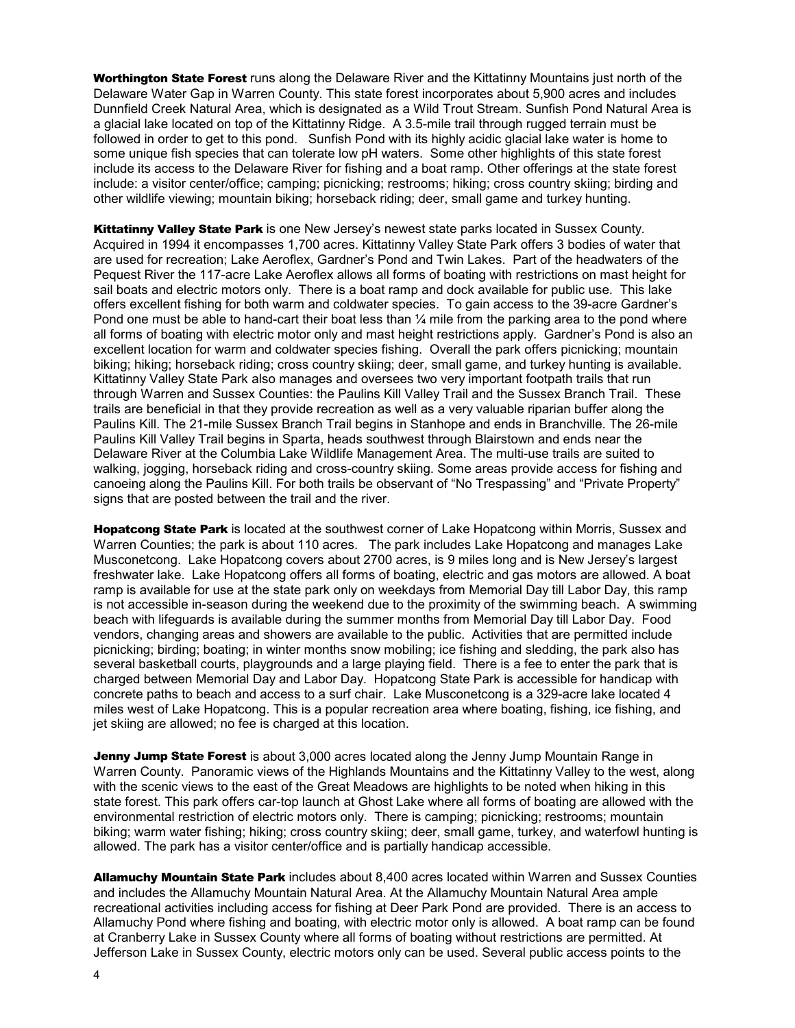**Worthington State Forest** runs along the Delaware River and the Kittatinny Mountains just north of the Delaware Water Gap in Warren County. This state forest incorporates about 5,900 acres and includes Dunnfield Creek Natural Area, which is designated as a Wild Trout Stream. Sunfish Pond Natural Area is a glacial lake located on top of the Kittatinny Ridge. A 3.5-mile trail through rugged terrain must be followed in order to get to this pond. Sunfish Pond with its highly acidic glacial lake water is home to some unique fish species that can tolerate low pH waters. Some other highlights of this state forest include its access to the Delaware River for fishing and a boat ramp. Other offerings at the state forest include: a visitor center/office; camping; picnicking; restrooms; hiking; cross country skiing; birding and other wildlife viewing; mountain biking; horseback riding; deer, small game and turkey hunting.

**Kittatinny Valley State Park** is one New Jersey's newest state parks located in Sussex County. Acquired in 1994 it encompasses 1,700 acres. Kittatinny Valley State Park offers 3 bodies of water that are used for recreation; Lake Aeroflex, Gardner's Pond and Twin Lakes. Part of the headwaters of the Pequest River the 117-acre Lake Aeroflex allows all forms of boating with restrictions on mast height for sail boats and electric motors only. There is a boat ramp and dock available for public use. This lake offers excellent fishing for both warm and coldwater species. To gain access to the 39-acre Gardner's Pond one must be able to hand-cart their boat less than ¼ mile from the parking area to the pond where all forms of boating with electric motor only and mast height restrictions apply. Gardner's Pond is also an excellent location for warm and coldwater species fishing. Overall the park offers picnicking; mountain biking; hiking; horseback riding; cross country skiing; deer, small game, and turkey hunting is available. Kittatinny Valley State Park also manages and oversees two very important footpath trails that run through Warren and Sussex Counties: the Paulins Kill Valley Trail and the Sussex Branch Trail. These trails are beneficial in that they provide recreation as well as a very valuable riparian buffer along the Paulins Kill. The 21-mile Sussex Branch Trail begins in Stanhope and ends in Branchville. The 26-mile Paulins Kill Valley Trail begins in Sparta, heads southwest through Blairstown and ends near the Delaware River at the Columbia Lake Wildlife Management Area. The multi-use trails are suited to walking, jogging, horseback riding and cross-country skiing. Some areas provide access for fishing and canoeing along the Paulins Kill. For both trails be observant of "No Trespassing" and "Private Property" signs that are posted between the trail and the river.

**Hopatcong State Park** is located at the southwest corner of Lake Hopatcong within Morris, Sussex and Warren Counties; the park is about 110 acres. The park includes Lake Hopatcong and manages Lake Musconetcong. Lake Hopatcong covers about 2700 acres, is 9 miles long and is New Jersey's largest freshwater lake. Lake Hopatcong offers all forms of boating, electric and gas motors are allowed. A boat ramp is available for use at the state park only on weekdays from Memorial Day till Labor Day, this ramp is not accessible in-season during the weekend due to the proximity of the swimming beach. A swimming beach with lifeguards is available during the summer months from Memorial Day till Labor Day. Food vendors, changing areas and showers are available to the public. Activities that are permitted include picnicking; birding; boating; in winter months snow mobiling; ice fishing and sledding, the park also has several basketball courts, playgrounds and a large playing field. There is a fee to enter the park that is charged between Memorial Day and Labor Day. Hopatcong State Park is accessible for handicap with concrete paths to beach and access to a surf chair. Lake Musconetcong is a 329-acre lake located 4 miles west of Lake Hopatcong. This is a popular recreation area where boating, fishing, ice fishing, and jet skiing are allowed; no fee is charged at this location.

**Jenny Jump State Forest** is about 3,000 acres located along the Jenny Jump Mountain Range in Warren County. Panoramic views of the Highlands Mountains and the Kittatinny Valley to the west, along with the scenic views to the east of the Great Meadows are highlights to be noted when hiking in this state forest. This park offers car-top launch at Ghost Lake where all forms of boating are allowed with the environmental restriction of electric motors only. There is camping; picnicking; restrooms; mountain biking; warm water fishing; hiking; cross country skiing; deer, small game, turkey, and waterfowl hunting is allowed. The park has a visitor center/office and is partially handicap accessible.

**Allamuchy Mountain State Park** includes about 8,400 acres located within Warren and Sussex Counties and includes the Allamuchy Mountain Natural Area. At the Allamuchy Mountain Natural Area ample recreational activities including access for fishing at Deer Park Pond are provided. There is an access to Allamuchy Pond where fishing and boating, with electric motor only is allowed. A boat ramp can be found at Cranberry Lake in Sussex County where all forms of boating without restrictions are permitted. At Jefferson Lake in Sussex County, electric motors only can be used. Several public access points to the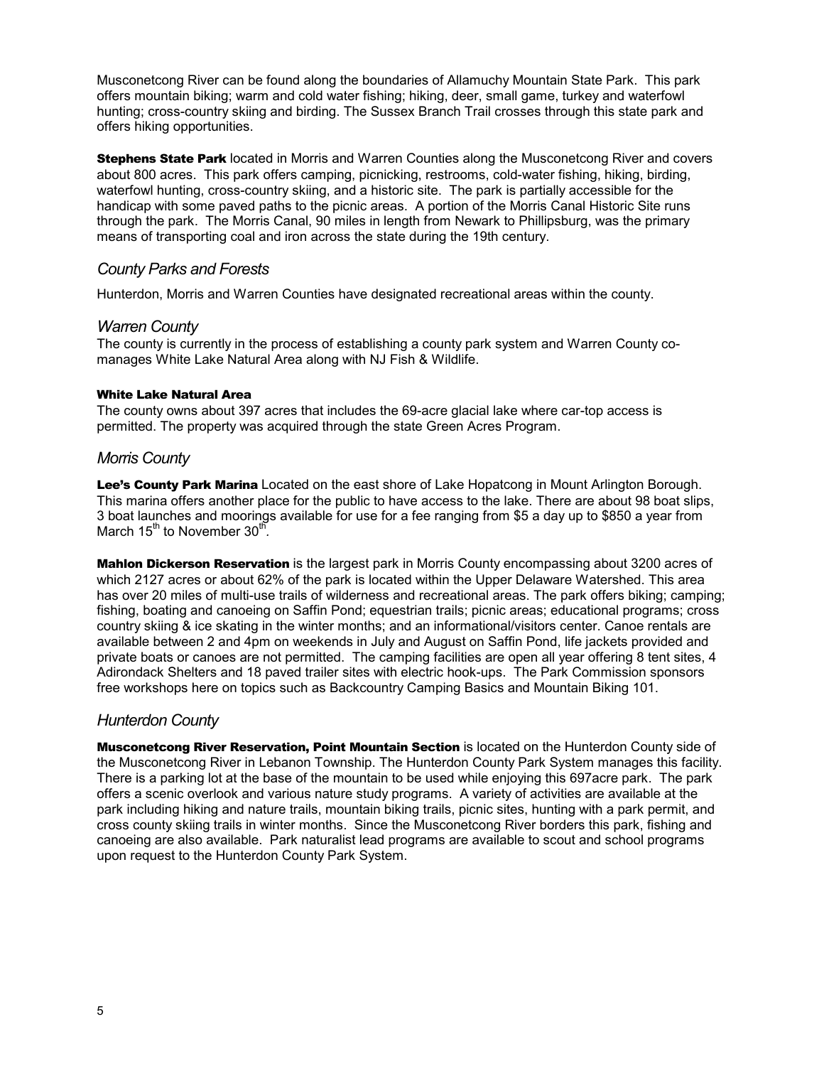Musconetcong River can be found along the boundaries of Allamuchy Mountain State Park. This park offers mountain biking; warm and cold water fishing; hiking, deer, small game, turkey and waterfowl hunting; cross-country skiing and birding. The Sussex Branch Trail crosses through this state park and offers hiking opportunities.

**Stephens State Park** located in Morris and Warren Counties along the Musconetcong River and covers about 800 acres. This park offers camping, picnicking, restrooms, cold-water fishing, hiking, birding, waterfowl hunting, cross-country skiing, and a historic site. The park is partially accessible for the handicap with some paved paths to the picnic areas. A portion of the Morris Canal Historic Site runs through the park. The Morris Canal, 90 miles in length from Newark to Phillipsburg, was the primary means of transporting coal and iron across the state during the 19th century.

## *County Parks and Forests*

Hunterdon, Morris and Warren Counties have designated recreational areas within the county.

### *Warren County*

The county is currently in the process of establishing a county park system and Warren County co-manages White Lake Natural Area along with NJ Fish & Wildlife.

**White Lake Natural Area**

The county owns about 397 acres that includes the 69-acre glacial lake where car-top access is permitted. The property was acquired through the state Green Acres Program.

### *Morris County*

**Lee's County Park Marina** Located on the east shore of Lake Hopatcong in Mount Arlington Borough. This marina offers another place for the public to have access to the lake. There are about 98 boat slips, 3 boat launches and moorings available for use for a fee ranging from $5 a day up to $850 a year from March 15th to November 30th.

**Mahlon Dickerson Reservation** is the largest park in Morris County encompassing about 3200 acres of which 2127 acres or about 62% of the park is located within the Upper Delaware Watershed. This area has over 20 miles of multi-use trails of wilderness and recreational areas. The park offers biking; camping; fishing, boating and canoeing on Saffin Pond; equestrian trails; picnic areas; educational programs; cross country skiing & ice skating in the winter months; and an informational/visitors center. Canoe rentals are available between 2 and 4pm on weekends in July and August on Saffin Pond, life jackets provided and private boats or canoes are not permitted. The camping facilities are open all year offering 8 tent sites, 4 Adirondack Shelters and 18 paved trailer sites with electric hook-ups. The Park Commission sponsors free workshops here on topics such as Backcountry Camping Basics and Mountain Biking 101.

### *Hunterdon County*

**Musconetcong River Reservation, Point Mountain Section** is located on the Hunterdon County side of the Musconetcong River in Lebanon Township. The Hunterdon County Park System manages this facility. There is a parking lot at the base of the mountain to be used while enjoying this 697acre park. The park offers a scenic overlook and various nature study programs. A variety of activities are available at the park including hiking and nature trails, mountain biking trails, picnic sites, hunting with a park permit, and cross county skiing trails in winter months. Since the Musconetcong River borders this park, fishing and canoeing are also available. Park naturalist lead programs are available to scout and school programs upon request to the Hunterdon County Park System.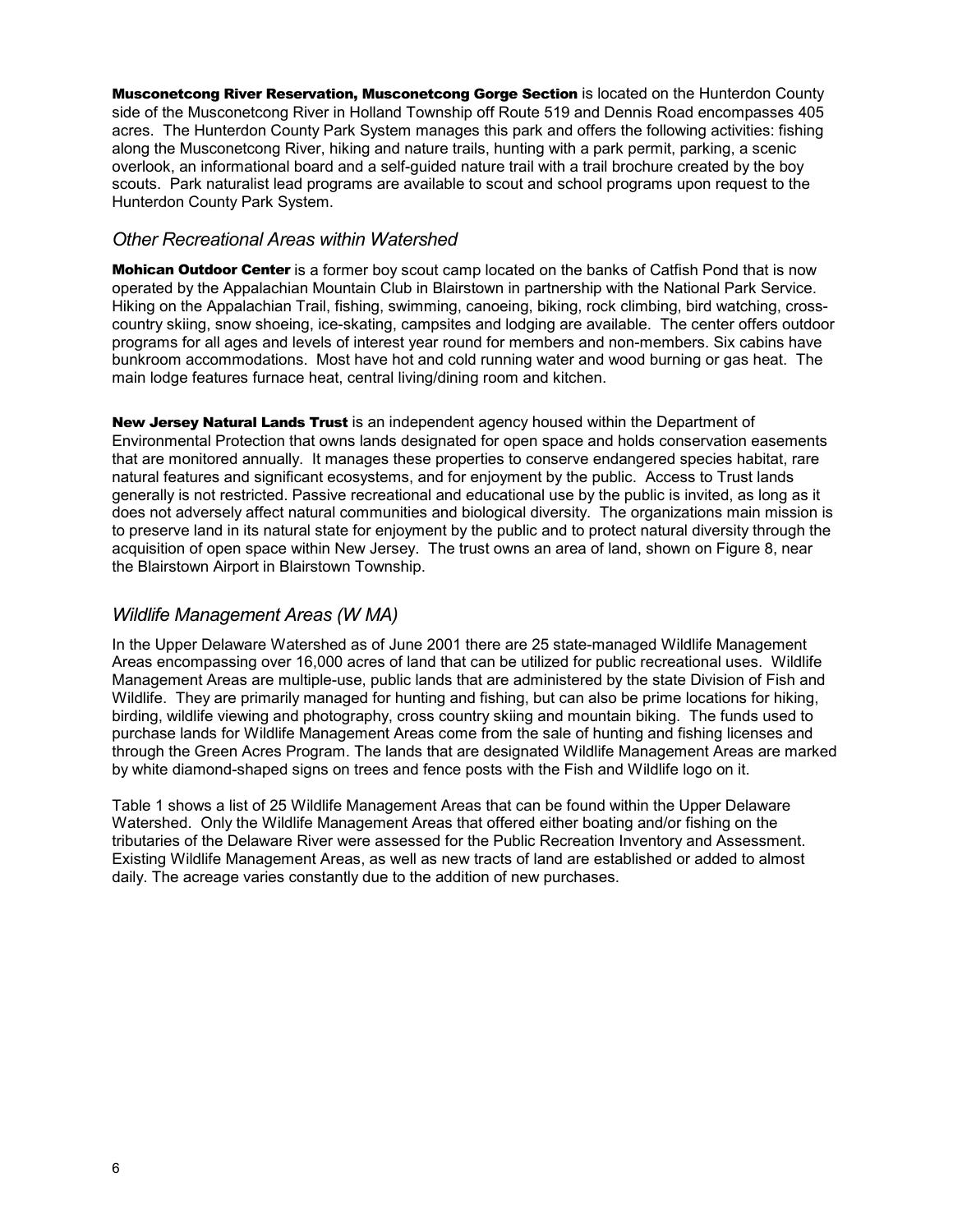**Musconetcong River Reservation, Musconetcong Gorge Section** is located on the Hunterdon County side of the Musconetcong River in Holland Township off Route 519 and Dennis Road encompasses 405 acres. The Hunterdon County Park System manages this park and offers the following activities: fishing along the Musconetcong River, hiking and nature trails, hunting with a park permit, parking, a scenic overlook, an informational board and a self-guided nature trail with a trail brochure created by the boy scouts. Park naturalist lead programs are available to scout and school programs upon request to the Hunterdon County Park System.

## *Other Recreational Areas within Watershed*

**Mohican Outdoor Center** is a former boy scout camp located on the banks of Catfish Pond that is now operated by the Appalachian Mountain Club in Blairstown in partnership with the National Park Service. Hiking on the Appalachian Trail, fishing, swimming, canoeing, biking, rock climbing, bird watching, cross-country skiing, snow shoeing, ice-skating, campsites and lodging are available. The center offers outdoor programs for all ages and levels of interest year round for members and non-members. Six cabins have bunkroom accommodations. Most have hot and cold running water and wood burning or gas heat. The main lodge features furnace heat, central living/dining room and kitchen.

**New Jersey Natural Lands Trust** is an independent agency housed within the Department of Environmental Protection that owns lands designated for open space and holds conservation easements that are monitored annually. It manages these properties to conserve endangered species habitat, rare natural features and significant ecosystems, and for enjoyment by the public. Access to Trust lands generally is not restricted. Passive recreational and educational use by the public is invited, as long as it does not adversely affect natural communities and biological diversity. The organizations main mission is to preserve land in its natural state for enjoyment by the public and to protect natural diversity through the acquisition of open space within New Jersey. The trust owns an area of land, shown on Figure 8, near the Blairstown Airport in Blairstown Township.

## *Wildlife Management Areas (W MA)*

In the Upper Delaware Watershed as of June 2001 there are 25 state-managed Wildlife Management Areas encompassing over 16,000 acres of land that can be utilized for public recreational uses. Wildlife Management Areas are multiple-use, public lands that are administered by the state Division of Fish and Wildlife. They are primarily managed for hunting and fishing, but can also be prime locations for hiking, birding, wildlife viewing and photography, cross country skiing and mountain biking. The funds used to purchase lands for Wildlife Management Areas come from the sale of hunting and fishing licenses and through the Green Acres Program. The lands that are designated Wildlife Management Areas are marked by white diamond-shaped signs on trees and fence posts with the Fish and Wildlife logo on it.

Table 1 shows a list of 25 Wildlife Management Areas that can be found within the Upper Delaware Watershed. Only the Wildlife Management Areas that offered either boating and/or fishing on the tributaries of the Delaware River were assessed for the Public Recreation Inventory and Assessment. Existing Wildlife Management Areas, as well as new tracts of land are established or added to almost daily. The acreage varies constantly due to the addition of new purchases.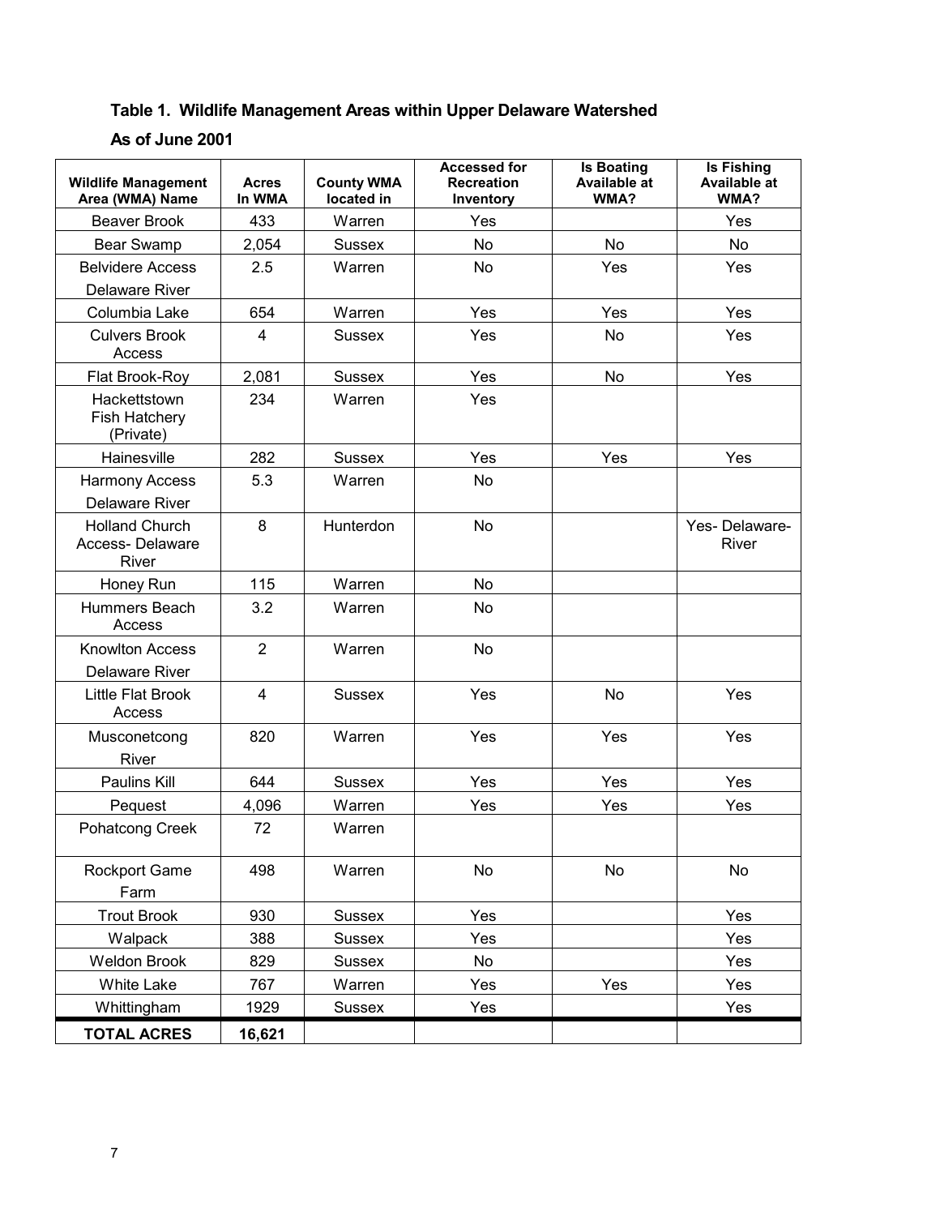**Table 1. Wildlife Management Areas within Upper Delaware Watershed**

**As of June 2001**

| Wildlife Management Area (WMA) Name | Acres In WMA | County WMA located in | Accessed for Recreation Inventory | Is Boating Available at WMA? | Is Fishing Available at WMA? |
|---|---|---|---|---|---|
| Beaver Brook | 433 | Warren | Yes | | Yes |
| Bear Swamp | 2,054 | Sussex | No | No | No |
| Belvidere Access Delaware River | 2.5 | Warren | No | Yes | Yes |
| Columbia Lake | 654 | Warren | Yes | Yes | Yes |
| Culvers Brook Access | 4 | Sussex | Yes | No | Yes |
| Flat Brook-Roy | 2,081 | Sussex | Yes | No | Yes |
| Hackettstown Fish Hatchery (Private) | 234 | Warren | Yes | | |
| Hainesville | 282 | Sussex | Yes | Yes | Yes |
| Harmony Access Delaware River | 5.3 | Warren | No | | |
| Holland Church Access- Delaware River | 8 | Hunterdon | No | | Yes- Delaware-River |
| Honey Run | 115 | Warren | No | | |
| Hummers Beach Access | 3.2 | Warren | No | | |
| Knowlton Access Delaware River | 2 | Warren | No | | |
| Little Flat Brook Access | 4 | Sussex | Yes | No | Yes |
| Musconetcong River | 820 | Warren | Yes | Yes | Yes |
| Paulins Kill | 644 | Sussex | Yes | Yes | Yes |
| Pequest | 4,096 | Warren | Yes | Yes | Yes |
| Pohatcong Creek | 72 | Warren | | | |
| Rockport Game Farm | 498 | Warren | No | No | No |
| Trout Brook | 930 | Sussex | Yes | | Yes |
| Walpack | 388 | Sussex | Yes | | Yes |
| Weldon Brook | 829 | Sussex | No | | Yes |
| White Lake | 767 | Warren | Yes | Yes | Yes |
| Whittingham | 1929 | Sussex | Yes | | Yes |
| **TOTAL ACRES** | **16,621** | | | | |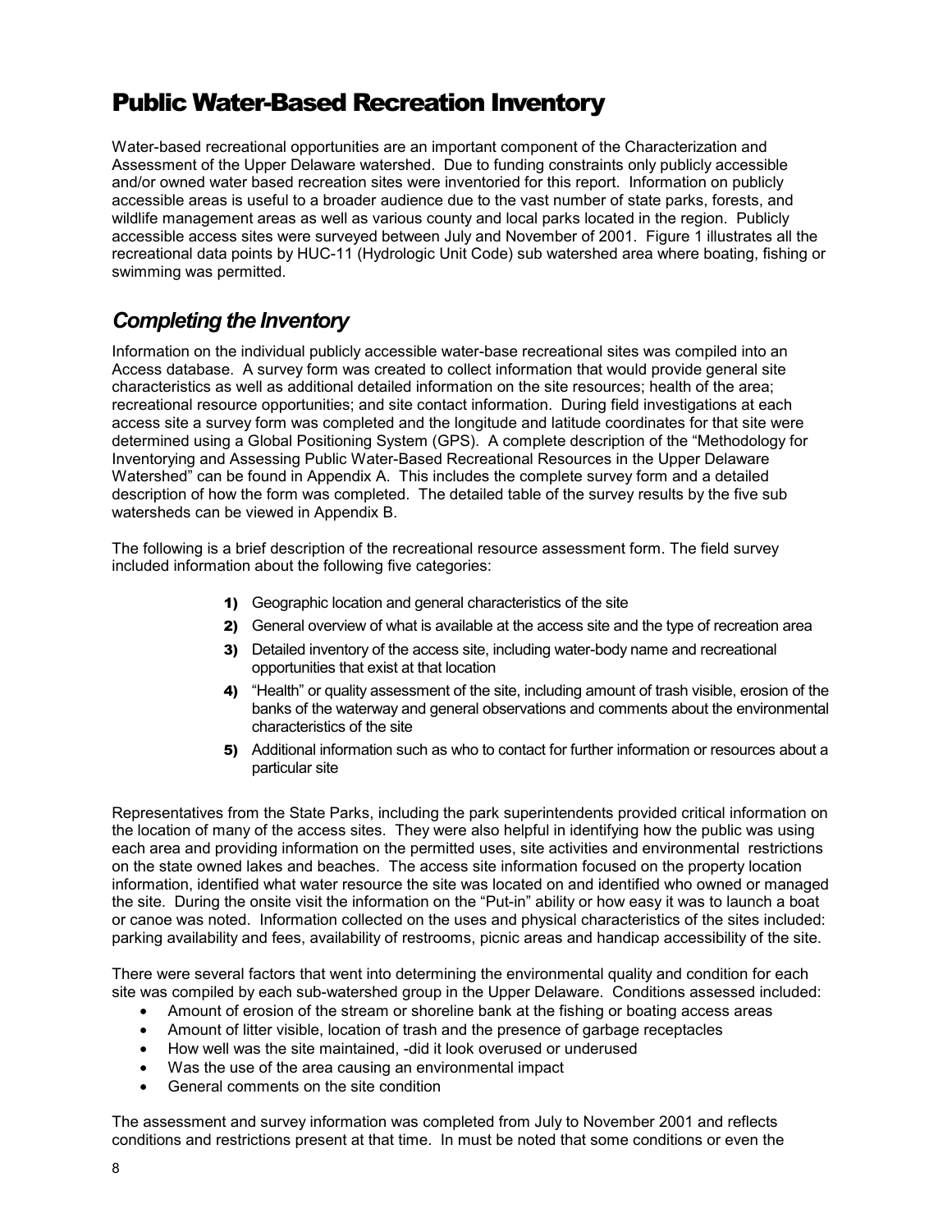# Public Water-Based Recreation Inventory

Water-based recreational opportunities are an important component of the Characterization and Assessment of the Upper Delaware watershed. Due to funding constraints only publicly accessible and/or owned water based recreation sites were inventoried for this report. Information on publicly accessible areas is useful to a broader audience due to the vast number of state parks, forests, and wildlife management areas as well as various county and local parks located in the region. Publicly accessible access sites were surveyed between July and November of 2001. Figure 1 illustrates all the recreational data points by HUC-11 (Hydrologic Unit Code) sub watershed area where boating, fishing or swimming was permitted.

## *Completing the Inventory*

Information on the individual publicly accessible water-base recreational sites was compiled into an Access database. A survey form was created to collect information that would provide general site characteristics as well as additional detailed information on the site resources; health of the area; recreational resource opportunities; and site contact information. During field investigations at each access site a survey form was completed and the longitude and latitude coordinates for that site were determined using a Global Positioning System (GPS). A complete description of the "Methodology for Inventorying and Assessing Public Water-Based Recreational Resources in the Upper Delaware Watershed" can be found in Appendix A. This includes the complete survey form and a detailed description of how the form was completed. The detailed table of the survey results by the five sub watersheds can be viewed in Appendix B.

The following is a brief description of the recreational resource assessment form. The field survey included information about the following five categories:

1) Geographic location and general characteristics of the site
2) General overview of what is available at the access site and the type of recreation area
3) Detailed inventory of the access site, including water-body name and recreational opportunities that exist at that location
4) "Health" or quality assessment of the site, including amount of trash visible, erosion of the banks of the waterway and general observations and comments about the environmental characteristics of the site
5) Additional information such as who to contact for further information or resources about a particular site

Representatives from the State Parks, including the park superintendents provided critical information on the location of many of the access sites. They were also helpful in identifying how the public was using each area and providing information on the permitted uses, site activities and environmental restrictions on the state owned lakes and beaches. The access site information focused on the property location information, identified what water resource the site was located on and identified who owned or managed the site. During the onsite visit the information on the "Put-in" ability or how easy it was to launch a boat or canoe was noted. Information collected on the uses and physical characteristics of the sites included: parking availability and fees, availability of restrooms, picnic areas and handicap accessibility of the site.

There were several factors that went into determining the environmental quality and condition for each site was compiled by each sub-watershed group in the Upper Delaware. Conditions assessed included:

- Amount of erosion of the stream or shoreline bank at the fishing or boating access areas
- Amount of litter visible, location of trash and the presence of garbage receptacles
- How well was the site maintained, -did it look overused or underused
- Was the use of the area causing an environmental impact
- General comments on the site condition

The assessment and survey information was completed from July to November 2001 and reflects conditions and restrictions present at that time. In must be noted that some conditions or even the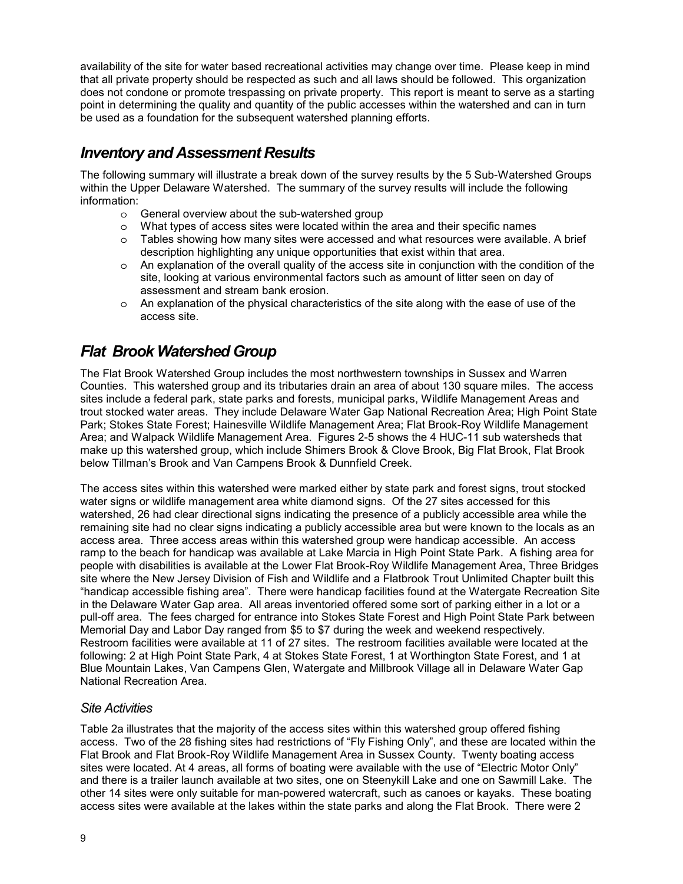availability of the site for water based recreational activities may change over time. Please keep in mind that all private property should be respected as such and all laws should be followed. This organization does not condone or promote trespassing on private property. This report is meant to serve as a starting point in determining the quality and quantity of the public accesses within the watershed and can in turn be used as a foundation for the subsequent watershed planning efforts.

## *Inventory and Assessment Results*

The following summary will illustrate a break down of the survey results by the 5 Sub-Watershed Groups within the Upper Delaware Watershed. The summary of the survey results will include the following information:

- General overview about the sub-watershed group
- What types of access sites were located within the area and their specific names
- Tables showing how many sites were accessed and what resources were available. A brief description highlighting any unique opportunities that exist within that area.
- An explanation of the overall quality of the access site in conjunction with the condition of the site, looking at various environmental factors such as amount of litter seen on day of assessment and stream bank erosion.
- An explanation of the physical characteristics of the site along with the ease of use of the access site.

## *Flat Brook Watershed Group*

The Flat Brook Watershed Group includes the most northwestern townships in Sussex and Warren Counties. This watershed group and its tributaries drain an area of about 130 square miles. The access sites include a federal park, state parks and forests, municipal parks, Wildlife Management Areas and trout stocked water areas. They include Delaware Water Gap National Recreation Area; High Point State Park; Stokes State Forest; Hainesville Wildlife Management Area; Flat Brook-Roy Wildlife Management Area; and Walpack Wildlife Management Area. Figures 2-5 shows the 4 HUC-11 sub watersheds that make up this watershed group, which include Shimers Brook & Clove Brook, Big Flat Brook, Flat Brook below Tillman's Brook and Van Campens Brook & Dunnfield Creek.

The access sites within this watershed were marked either by state park and forest signs, trout stocked water signs or wildlife management area white diamond signs. Of the 27 sites accessed for this watershed, 26 had clear directional signs indicating the presence of a publicly accessible area while the remaining site had no clear signs indicating a publicly accessible area but were known to the locals as an access area. Three access areas within this watershed group were handicap accessible. An access ramp to the beach for handicap was available at Lake Marcia in High Point State Park. A fishing area for people with disabilities is available at the Lower Flat Brook-Roy Wildlife Management Area, Three Bridges site where the New Jersey Division of Fish and Wildlife and a Flatbrook Trout Unlimited Chapter built this "handicap accessible fishing area". There were handicap facilities found at the Watergate Recreation Site in the Delaware Water Gap area. All areas inventoried offered some sort of parking either in a lot or a pull-off area. The fees charged for entrance into Stokes State Forest and High Point State Park between Memorial Day and Labor Day ranged from \$5 to \$7 during the week and weekend respectively. Restroom facilities were available at 11 of 27 sites. The restroom facilities available were located at the following: 2 at High Point State Park, 4 at Stokes State Forest, 1 at Worthington State Forest, and 1 at Blue Mountain Lakes, Van Campens Glen, Watergate and Millbrook Village all in Delaware Water Gap National Recreation Area.

### *Site Activities*

Table 2a illustrates that the majority of the access sites within this watershed group offered fishing access. Two of the 28 fishing sites had restrictions of "Fly Fishing Only", and these are located within the Flat Brook and Flat Brook-Roy Wildlife Management Area in Sussex County. Twenty boating access sites were located. At 4 areas, all forms of boating were available with the use of "Electric Motor Only" and there is a trailer launch available at two sites, one on Steenykill Lake and one on Sawmill Lake. The other 14 sites were only suitable for man-powered watercraft, such as canoes or kayaks. These boating access sites were available at the lakes within the state parks and along the Flat Brook. There were 2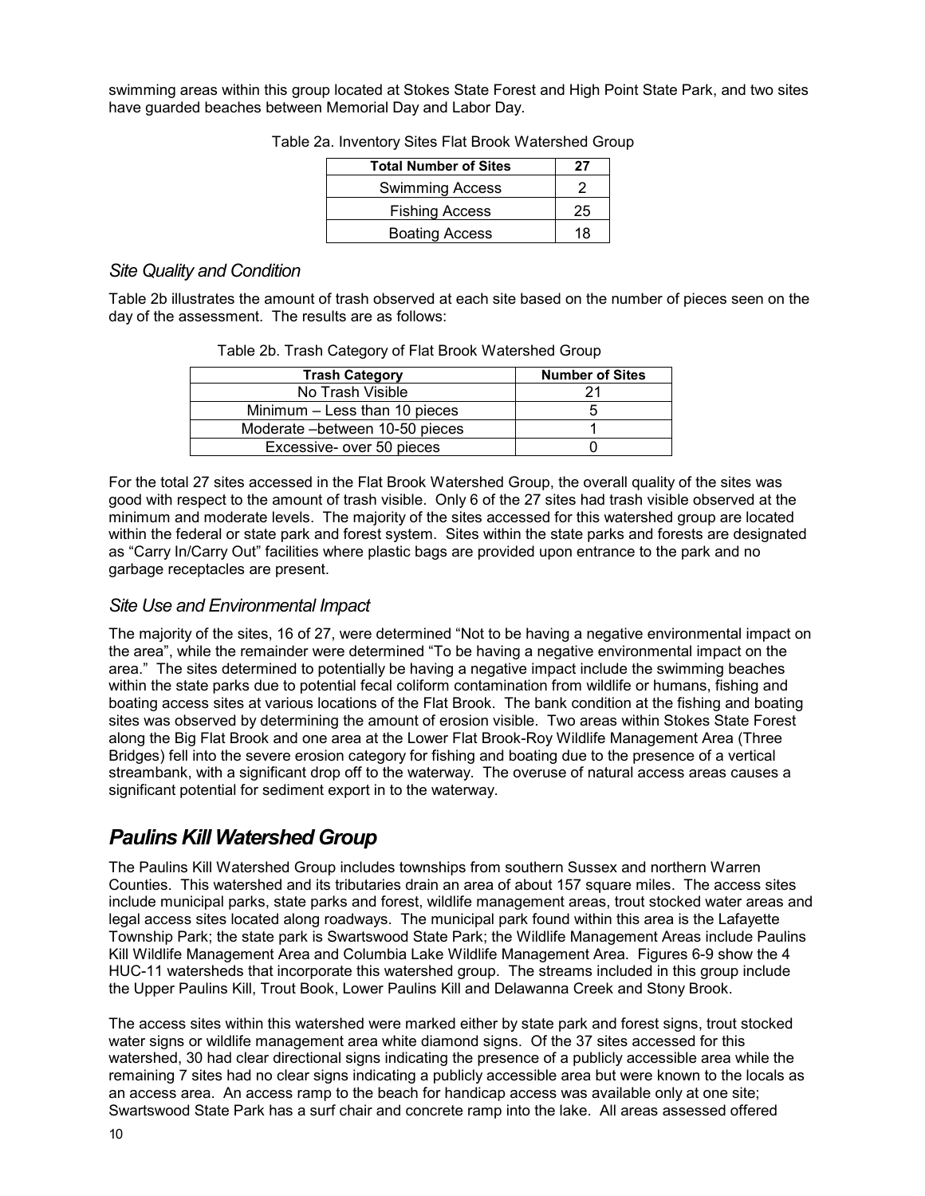swimming areas within this group located at Stokes State Forest and High Point State Park, and two sites have guarded beaches between Memorial Day and Labor Day.

Table 2a. Inventory Sites Flat Brook Watershed Group

| Total Number of Sites | 27 |
|---|---|
| Swimming Access | 2 |
| Fishing Access | 25 |
| Boating Access | 18 |

### *Site Quality and Condition*

Table 2b illustrates the amount of trash observed at each site based on the number of pieces seen on the day of the assessment. The results are as follows:

Table 2b. Trash Category of Flat Brook Watershed Group

| Trash Category | Number of Sites |
|---|---|
| No Trash Visible | 21 |
| Minimum – Less than 10 pieces | 5 |
| Moderate –between 10-50 pieces | 1 |
| Excessive- over 50 pieces | 0 |

For the total 27 sites accessed in the Flat Brook Watershed Group, the overall quality of the sites was good with respect to the amount of trash visible. Only 6 of the 27 sites had trash visible observed at the minimum and moderate levels. The majority of the sites accessed for this watershed group are located within the federal or state park and forest system. Sites within the state parks and forests are designated as "Carry In/Carry Out" facilities where plastic bags are provided upon entrance to the park and no garbage receptacles are present.

### *Site Use and Environmental Impact*

The majority of the sites, 16 of 27, were determined "Not to be having a negative environmental impact on the area", while the remainder were determined "To be having a negative environmental impact on the area." The sites determined to potentially be having a negative impact include the swimming beaches within the state parks due to potential fecal coliform contamination from wildlife or humans, fishing and boating access sites at various locations of the Flat Brook. The bank condition at the fishing and boating sites was observed by determining the amount of erosion visible. Two areas within Stokes State Forest along the Big Flat Brook and one area at the Lower Flat Brook-Roy Wildlife Management Area (Three Bridges) fell into the severe erosion category for fishing and boating due to the presence of a vertical streambank, with a significant drop off to the waterway. The overuse of natural access areas causes a significant potential for sediment export in to the waterway.

## *Paulins Kill Watershed Group*

The Paulins Kill Watershed Group includes townships from southern Sussex and northern Warren Counties. This watershed and its tributaries drain an area of about 157 square miles. The access sites include municipal parks, state parks and forest, wildlife management areas, trout stocked water areas and legal access sites located along roadways. The municipal park found within this area is the Lafayette Township Park; the state park is Swartswood State Park; the Wildlife Management Areas include Paulins Kill Wildlife Management Area and Columbia Lake Wildlife Management Area. Figures 6-9 show the 4 HUC-11 watersheds that incorporate this watershed group. The streams included in this group include the Upper Paulins Kill, Trout Book, Lower Paulins Kill and Delawanna Creek and Stony Brook.

The access sites within this watershed were marked either by state park and forest signs, trout stocked water signs or wildlife management area white diamond signs. Of the 37 sites accessed for this watershed, 30 had clear directional signs indicating the presence of a publicly accessible area while the remaining 7 sites had no clear signs indicating a publicly accessible area but were known to the locals as an access area. An access ramp to the beach for handicap access was available only at one site; Swartswood State Park has a surf chair and concrete ramp into the lake. All areas assessed offered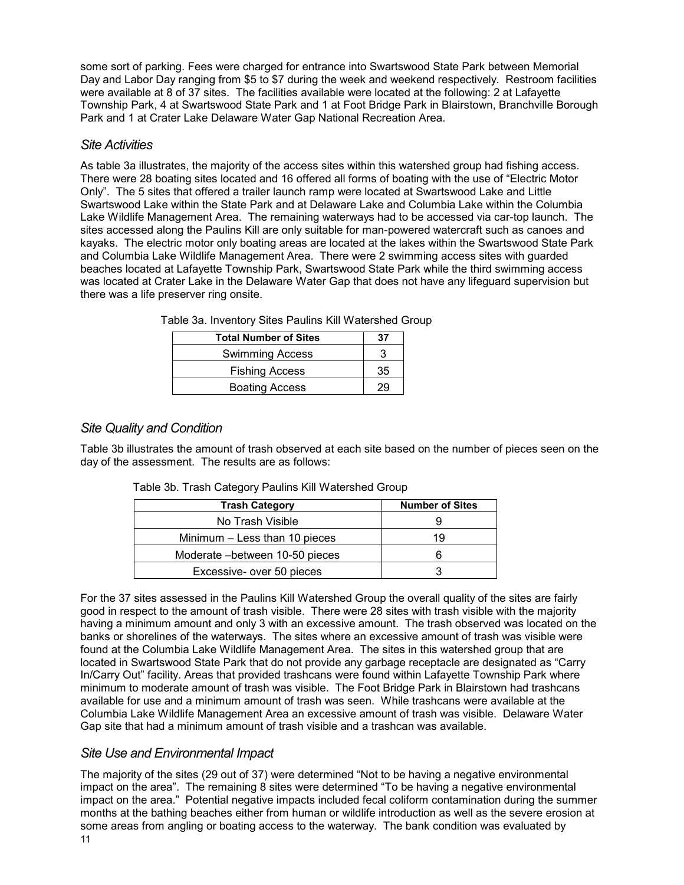some sort of parking. Fees were charged for entrance into Swartswood State Park between Memorial Day and Labor Day ranging from $5 to $7 during the week and weekend respectively. Restroom facilities were available at 8 of 37 sites. The facilities available were located at the following: 2 at Lafayette Township Park, 4 at Swartswood State Park and 1 at Foot Bridge Park in Blairstown, Branchville Borough Park and 1 at Crater Lake Delaware Water Gap National Recreation Area.

### *Site Activities*

As table 3a illustrates, the majority of the access sites within this watershed group had fishing access. There were 28 boating sites located and 16 offered all forms of boating with the use of "Electric Motor Only". The 5 sites that offered a trailer launch ramp were located at Swartswood Lake and Little Swartswood Lake within the State Park and at Delaware Lake and Columbia Lake within the Columbia Lake Wildlife Management Area. The remaining waterways had to be accessed via car-top launch. The sites accessed along the Paulins Kill are only suitable for man-powered watercraft such as canoes and kayaks. The electric motor only boating areas are located at the lakes within the Swartswood State Park and Columbia Lake Wildlife Management Area. There were 2 swimming access sites with guarded beaches located at Lafayette Township Park, Swartswood State Park while the third swimming access was located at Crater Lake in the Delaware Water Gap that does not have any lifeguard supervision but there was a life preserver ring onsite.

Table 3a. Inventory Sites Paulins Kill Watershed Group

| **Total Number of Sites** | **37** |
|---|---|
| Swimming Access | 3 |
| Fishing Access | 35 |
| Boating Access | 29 |

### *Site Quality and Condition*

Table 3b illustrates the amount of trash observed at each site based on the number of pieces seen on the day of the assessment. The results are as follows:

Table 3b. Trash Category Paulins Kill Watershed Group

| **Trash Category** | **Number of Sites** |
|---|---|
| No Trash Visible | 9 |
| Minimum – Less than 10 pieces | 19 |
| Moderate –between 10-50 pieces | 6 |
| Excessive- over 50 pieces | 3 |

For the 37 sites assessed in the Paulins Kill Watershed Group the overall quality of the sites are fairly good in respect to the amount of trash visible. There were 28 sites with trash visible with the majority having a minimum amount and only 3 with an excessive amount. The trash observed was located on the banks or shorelines of the waterways. The sites where an excessive amount of trash was visible were found at the Columbia Lake Wildlife Management Area. The sites in this watershed group that are located in Swartswood State Park that do not provide any garbage receptacle are designated as "Carry In/Carry Out" facility. Areas that provided trashcans were found within Lafayette Township Park where minimum to moderate amount of trash was visible. The Foot Bridge Park in Blairstown had trashcans available for use and a minimum amount of trash was seen. While trashcans were available at the Columbia Lake Wildlife Management Area an excessive amount of trash was visible. Delaware Water Gap site that had a minimum amount of trash visible and a trashcan was available.

### *Site Use and Environmental Impact*

The majority of the sites (29 out of 37) were determined "Not to be having a negative environmental impact on the area". The remaining 8 sites were determined "To be having a negative environmental impact on the area." Potential negative impacts included fecal coliform contamination during the summer months at the bathing beaches either from human or wildlife introduction as well as the severe erosion at some areas from angling or boating access to the waterway. The bank condition was evaluated by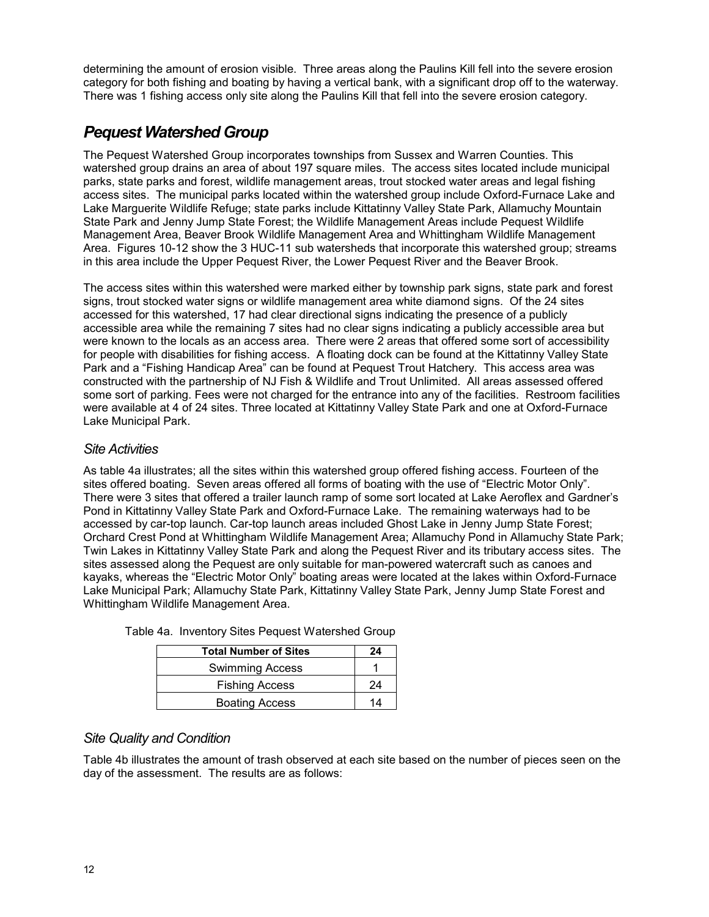determining the amount of erosion visible. Three areas along the Paulins Kill fell into the severe erosion category for both fishing and boating by having a vertical bank, with a significant drop off to the waterway. There was 1 fishing access only site along the Paulins Kill that fell into the severe erosion category.

## *Pequest Watershed Group*

The Pequest Watershed Group incorporates townships from Sussex and Warren Counties. This watershed group drains an area of about 197 square miles. The access sites located include municipal parks, state parks and forest, wildlife management areas, trout stocked water areas and legal fishing access sites. The municipal parks located within the watershed group include Oxford-Furnace Lake and Lake Marguerite Wildlife Refuge; state parks include Kittatinny Valley State Park, Allamuchy Mountain State Park and Jenny Jump State Forest; the Wildlife Management Areas include Pequest Wildlife Management Area, Beaver Brook Wildlife Management Area and Whittingham Wildlife Management Area. Figures 10-12 show the 3 HUC-11 sub watersheds that incorporate this watershed group; streams in this area include the Upper Pequest River, the Lower Pequest River and the Beaver Brook.

The access sites within this watershed were marked either by township park signs, state park and forest signs, trout stocked water signs or wildlife management area white diamond signs. Of the 24 sites accessed for this watershed, 17 had clear directional signs indicating the presence of a publicly accessible area while the remaining 7 sites had no clear signs indicating a publicly accessible area but were known to the locals as an access area. There were 2 areas that offered some sort of accessibility for people with disabilities for fishing access. A floating dock can be found at the Kittatinny Valley State Park and a "Fishing Handicap Area" can be found at Pequest Trout Hatchery. This access area was constructed with the partnership of NJ Fish & Wildlife and Trout Unlimited. All areas assessed offered some sort of parking. Fees were not charged for the entrance into any of the facilities. Restroom facilities were available at 4 of 24 sites. Three located at Kittatinny Valley State Park and one at Oxford-Furnace Lake Municipal Park.

### *Site Activities*

As table 4a illustrates; all the sites within this watershed group offered fishing access. Fourteen of the sites offered boating. Seven areas offered all forms of boating with the use of "Electric Motor Only". There were 3 sites that offered a trailer launch ramp of some sort located at Lake Aeroflex and Gardner's Pond in Kittatinny Valley State Park and Oxford-Furnace Lake. The remaining waterways had to be accessed by car-top launch. Car-top launch areas included Ghost Lake in Jenny Jump State Forest; Orchard Crest Pond at Whittingham Wildlife Management Area; Allamuchy Pond in Allamuchy State Park; Twin Lakes in Kittatinny Valley State Park and along the Pequest River and its tributary access sites. The sites assessed along the Pequest are only suitable for man-powered watercraft such as canoes and kayaks, whereas the "Electric Motor Only" boating areas were located at the lakes within Oxford-Furnace Lake Municipal Park; Allamuchy State Park, Kittatinny Valley State Park, Jenny Jump State Forest and Whittingham Wildlife Management Area.

Table 4a. Inventory Sites Pequest Watershed Group

| Total Number of Sites | 24 |
|---|---|
| Swimming Access | 1 |
| Fishing Access | 24 |
| Boating Access | 14 |

### *Site Quality and Condition*

Table 4b illustrates the amount of trash observed at each site based on the number of pieces seen on the day of the assessment. The results are as follows: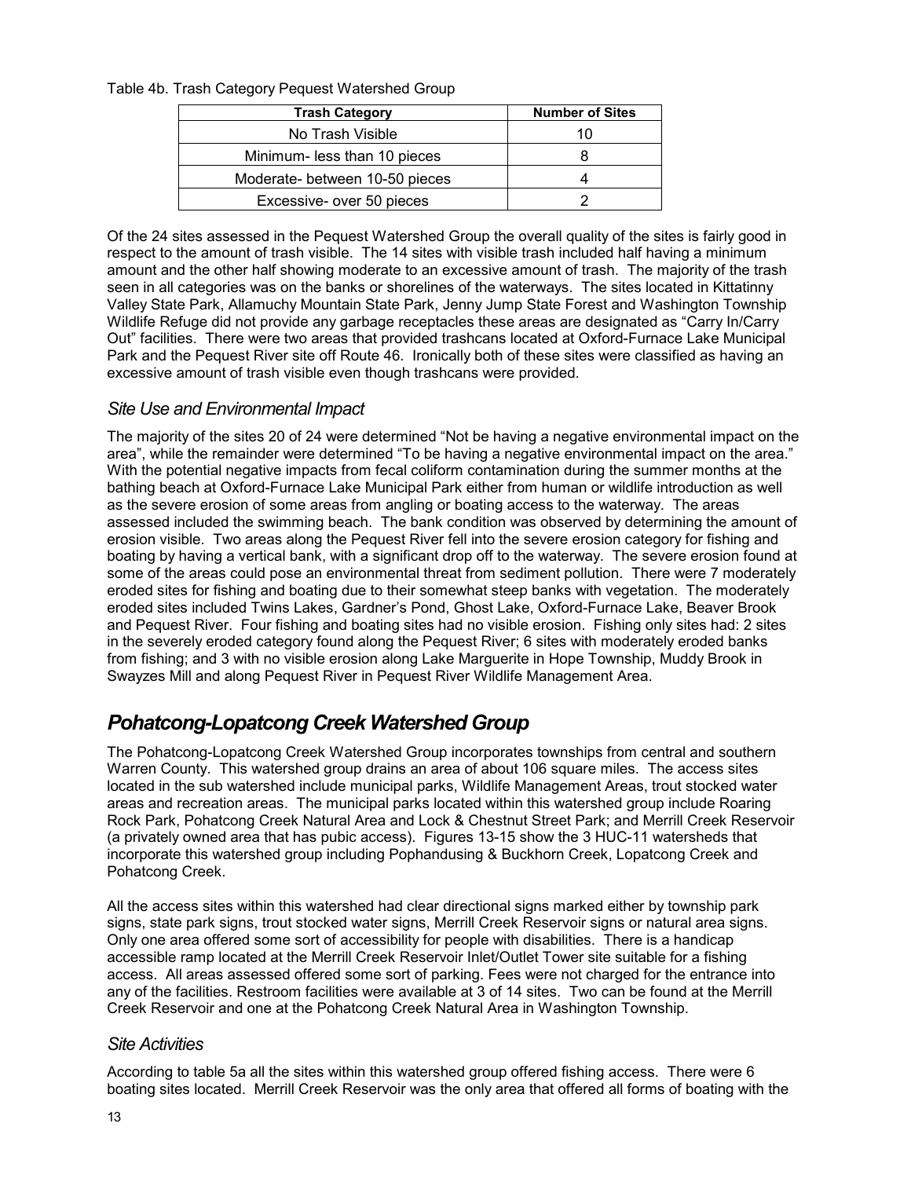Table 4b. Trash Category Pequest Watershed Group

| Trash Category | Number of Sites |
|---|---|
| No Trash Visible | 10 |
| Minimum- less than 10 pieces | 8 |
| Moderate- between 10-50 pieces | 4 |
| Excessive- over 50 pieces | 2 |

Of the 24 sites assessed in the Pequest Watershed Group the overall quality of the sites is fairly good in respect to the amount of trash visible. The 14 sites with visible trash included half having a minimum amount and the other half showing moderate to an excessive amount of trash. The majority of the trash seen in all categories was on the banks or shorelines of the waterways. The sites located in Kittatinny Valley State Park, Allamuchy Mountain State Park, Jenny Jump State Forest and Washington Township Wildlife Refuge did not provide any garbage receptacles these areas are designated as "Carry In/Carry Out" facilities. There were two areas that provided trashcans located at Oxford-Furnace Lake Municipal Park and the Pequest River site off Route 46. Ironically both of these sites were classified as having an excessive amount of trash visible even though trashcans were provided.

### *Site Use and Environmental Impact*

The majority of the sites 20 of 24 were determined "Not be having a negative environmental impact on the area", while the remainder were determined "To be having a negative environmental impact on the area." With the potential negative impacts from fecal coliform contamination during the summer months at the bathing beach at Oxford-Furnace Lake Municipal Park either from human or wildlife introduction as well as the severe erosion of some areas from angling or boating access to the waterway. The areas assessed included the swimming beach. The bank condition was observed by determining the amount of erosion visible. Two areas along the Pequest River fell into the severe erosion category for fishing and boating by having a vertical bank, with a significant drop off to the waterway. The severe erosion found at some of the areas could pose an environmental threat from sediment pollution. There were 7 moderately eroded sites for fishing and boating due to their somewhat steep banks with vegetation. The moderately eroded sites included Twins Lakes, Gardner's Pond, Ghost Lake, Oxford-Furnace Lake, Beaver Brook and Pequest River. Four fishing and boating sites had no visible erosion. Fishing only sites had: 2 sites in the severely eroded category found along the Pequest River; 6 sites with moderately eroded banks from fishing; and 3 with no visible erosion along Lake Marguerite in Hope Township, Muddy Brook in Swayzes Mill and along Pequest River in Pequest River Wildlife Management Area.

## *Pohatcong-Lopatcong Creek Watershed Group*

The Pohatcong-Lopatcong Creek Watershed Group incorporates townships from central and southern Warren County. This watershed group drains an area of about 106 square miles. The access sites located in the sub watershed include municipal parks, Wildlife Management Areas, trout stocked water areas and recreation areas. The municipal parks located within this watershed group include Roaring Rock Park, Pohatcong Creek Natural Area and Lock & Chestnut Street Park; and Merrill Creek Reservoir (a privately owned area that has pubic access). Figures 13-15 show the 3 HUC-11 watersheds that incorporate this watershed group including Pophandusing & Buckhorn Creek, Lopatcong Creek and Pohatcong Creek.

All the access sites within this watershed had clear directional signs marked either by township park signs, state park signs, trout stocked water signs, Merrill Creek Reservoir signs or natural area signs. Only one area offered some sort of accessibility for people with disabilities. There is a handicap accessible ramp located at the Merrill Creek Reservoir Inlet/Outlet Tower site suitable for a fishing access. All areas assessed offered some sort of parking. Fees were not charged for the entrance into any of the facilities. Restroom facilities were available at 3 of 14 sites. Two can be found at the Merrill Creek Reservoir and one at the Pohatcong Creek Natural Area in Washington Township.

### *Site Activities*

According to table 5a all the sites within this watershed group offered fishing access. There were 6 boating sites located. Merrill Creek Reservoir was the only area that offered all forms of boating with the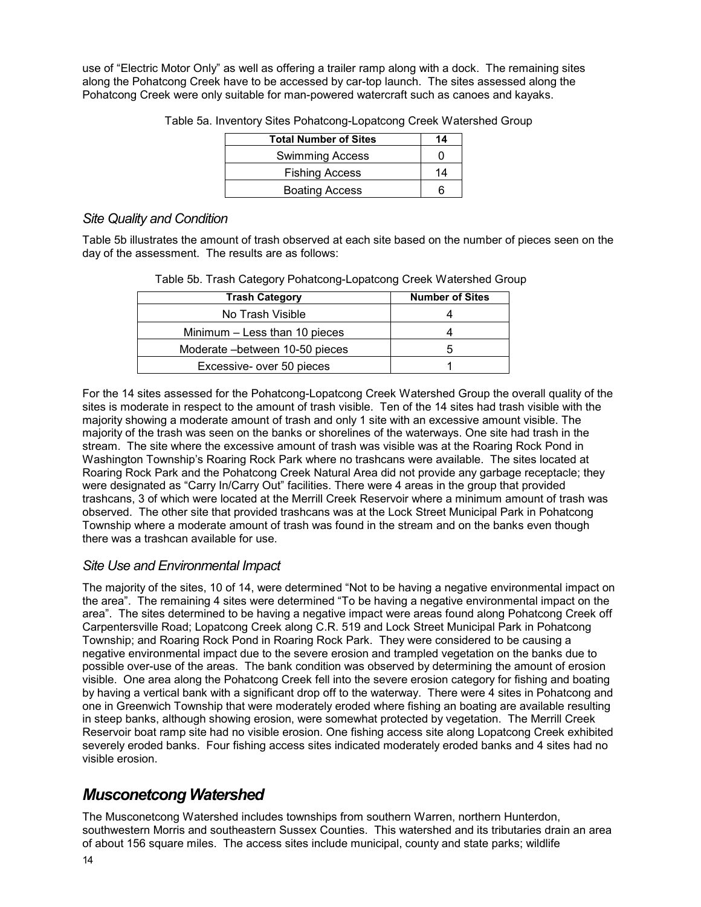use of "Electric Motor Only" as well as offering a trailer ramp along with a dock. The remaining sites along the Pohatcong Creek have to be accessed by car-top launch. The sites assessed along the Pohatcong Creek were only suitable for man-powered watercraft such as canoes and kayaks.

Table 5a. Inventory Sites Pohatcong-Lopatcong Creek Watershed Group

| Total Number of Sites | 14 |
|---|---|
| Swimming Access | 0 |
| Fishing Access | 14 |
| Boating Access | 6 |

### *Site Quality and Condition*

Table 5b illustrates the amount of trash observed at each site based on the number of pieces seen on the day of the assessment. The results are as follows:

Table 5b. Trash Category Pohatcong-Lopatcong Creek Watershed Group

| Trash Category | Number of Sites |
|---|---|
| No Trash Visible | 4 |
| Minimum – Less than 10 pieces | 4 |
| Moderate –between 10-50 pieces | 5 |
| Excessive- over 50 pieces | 1 |

For the 14 sites assessed for the Pohatcong-Lopatcong Creek Watershed Group the overall quality of the sites is moderate in respect to the amount of trash visible. Ten of the 14 sites had trash visible with the majority showing a moderate amount of trash and only 1 site with an excessive amount visible. The majority of the trash was seen on the banks or shorelines of the waterways. One site had trash in the stream. The site where the excessive amount of trash was visible was at the Roaring Rock Pond in Washington Township's Roaring Rock Park where no trashcans were available. The sites located at Roaring Rock Park and the Pohatcong Creek Natural Area did not provide any garbage receptacle; they were designated as "Carry In/Carry Out" facilities. There were 4 areas in the group that provided trashcans, 3 of which were located at the Merrill Creek Reservoir where a minimum amount of trash was observed. The other site that provided trashcans was at the Lock Street Municipal Park in Pohatcong Township where a moderate amount of trash was found in the stream and on the banks even though there was a trashcan available for use.

### *Site Use and Environmental Impact*

The majority of the sites, 10 of 14, were determined "Not to be having a negative environmental impact on the area". The remaining 4 sites were determined "To be having a negative environmental impact on the area". The sites determined to be having a negative impact were areas found along Pohatcong Creek off Carpentersville Road; Lopatcong Creek along C.R. 519 and Lock Street Municipal Park in Pohatcong Township; and Roaring Rock Pond in Roaring Rock Park. They were considered to be causing a negative environmental impact due to the severe erosion and trampled vegetation on the banks due to possible over-use of the areas. The bank condition was observed by determining the amount of erosion visible. One area along the Pohatcong Creek fell into the severe erosion category for fishing and boating by having a vertical bank with a significant drop off to the waterway. There were 4 sites in Pohatcong and one in Greenwich Township that were moderately eroded where fishing an boating are available resulting in steep banks, although showing erosion, were somewhat protected by vegetation. The Merrill Creek Reservoir boat ramp site had no visible erosion. One fishing access site along Lopatcong Creek exhibited severely eroded banks. Four fishing access sites indicated moderately eroded banks and 4 sites had no visible erosion.

## *Musconetcong Watershed*

The Musconetcong Watershed includes townships from southern Warren, northern Hunterdon, southwestern Morris and southeastern Sussex Counties. This watershed and its tributaries drain an area of about 156 square miles. The access sites include municipal, county and state parks; wildlife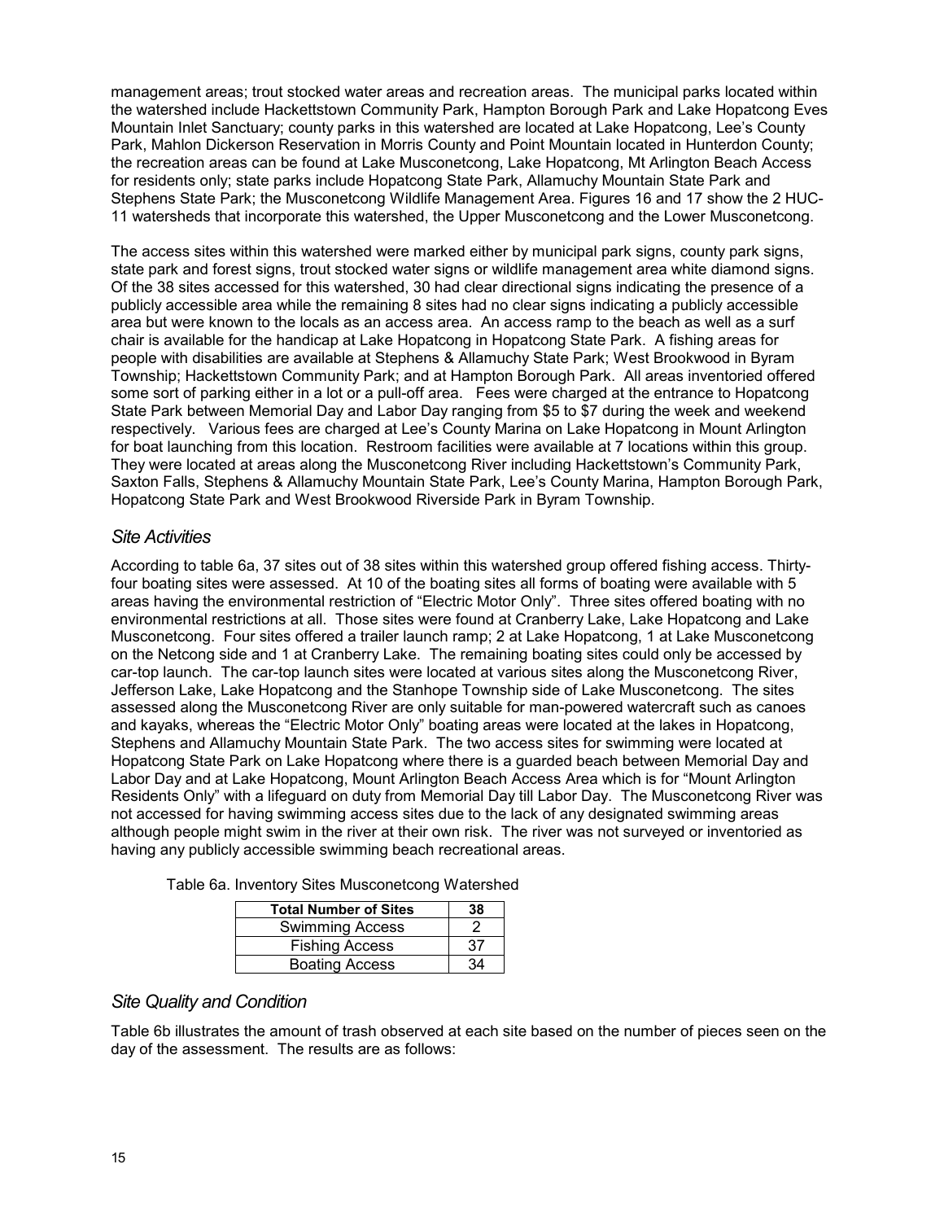management areas; trout stocked water areas and recreation areas. The municipal parks located within the watershed include Hackettstown Community Park, Hampton Borough Park and Lake Hopatcong Eves Mountain Inlet Sanctuary; county parks in this watershed are located at Lake Hopatcong, Lee's County Park, Mahlon Dickerson Reservation in Morris County and Point Mountain located in Hunterdon County; the recreation areas can be found at Lake Musconetcong, Lake Hopatcong, Mt Arlington Beach Access for residents only; state parks include Hopatcong State Park, Allamuchy Mountain State Park and Stephens State Park; the Musconetcong Wildlife Management Area. Figures 16 and 17 show the 2 HUC-11 watersheds that incorporate this watershed, the Upper Musconetcong and the Lower Musconetcong.

The access sites within this watershed were marked either by municipal park signs, county park signs, state park and forest signs, trout stocked water signs or wildlife management area white diamond signs. Of the 38 sites accessed for this watershed, 30 had clear directional signs indicating the presence of a publicly accessible area while the remaining 8 sites had no clear signs indicating a publicly accessible area but were known to the locals as an access area. An access ramp to the beach as well as a surf chair is available for the handicap at Lake Hopatcong in Hopatcong State Park. A fishing areas for people with disabilities are available at Stephens & Allamuchy State Park; West Brookwood in Byram Township; Hackettstown Community Park; and at Hampton Borough Park. All areas inventoried offered some sort of parking either in a lot or a pull-off area. Fees were charged at the entrance to Hopatcong State Park between Memorial Day and Labor Day ranging from $5 to $7 during the week and weekend respectively. Various fees are charged at Lee's County Marina on Lake Hopatcong in Mount Arlington for boat launching from this location. Restroom facilities were available at 7 locations within this group. They were located at areas along the Musconetcong River including Hackettstown's Community Park, Saxton Falls, Stephens & Allamuchy Mountain State Park, Lee's County Marina, Hampton Borough Park, Hopatcong State Park and West Brookwood Riverside Park in Byram Township.

## *Site Activities*

According to table 6a, 37 sites out of 38 sites within this watershed group offered fishing access. Thirty-four boating sites were assessed. At 10 of the boating sites all forms of boating were available with 5 areas having the environmental restriction of "Electric Motor Only". Three sites offered boating with no environmental restrictions at all. Those sites were found at Cranberry Lake, Lake Hopatcong and Lake Musconetcong. Four sites offered a trailer launch ramp; 2 at Lake Hopatcong, 1 at Lake Musconetcong on the Netcong side and 1 at Cranberry Lake. The remaining boating sites could only be accessed by car-top launch. The car-top launch sites were located at various sites along the Musconetcong River, Jefferson Lake, Lake Hopatcong and the Stanhope Township side of Lake Musconetcong. The sites assessed along the Musconetcong River are only suitable for man-powered watercraft such as canoes and kayaks, whereas the "Electric Motor Only" boating areas were located at the lakes in Hopatcong, Stephens and Allamuchy Mountain State Park. The two access sites for swimming were located at Hopatcong State Park on Lake Hopatcong where there is a guarded beach between Memorial Day and Labor Day and at Lake Hopatcong, Mount Arlington Beach Access Area which is for "Mount Arlington Residents Only" with a lifeguard on duty from Memorial Day till Labor Day. The Musconetcong River was not accessed for having swimming access sites due to the lack of any designated swimming areas although people might swim in the river at their own risk. The river was not surveyed or inventoried as having any publicly accessible swimming beach recreational areas.

Table 6a. Inventory Sites Musconetcong Watershed

| Total Number of Sites | 38 |
|---|---|
| Swimming Access | 2 |
| Fishing Access | 37 |
| Boating Access | 34 |

## *Site Quality and Condition*

Table 6b illustrates the amount of trash observed at each site based on the number of pieces seen on the day of the assessment. The results are as follows: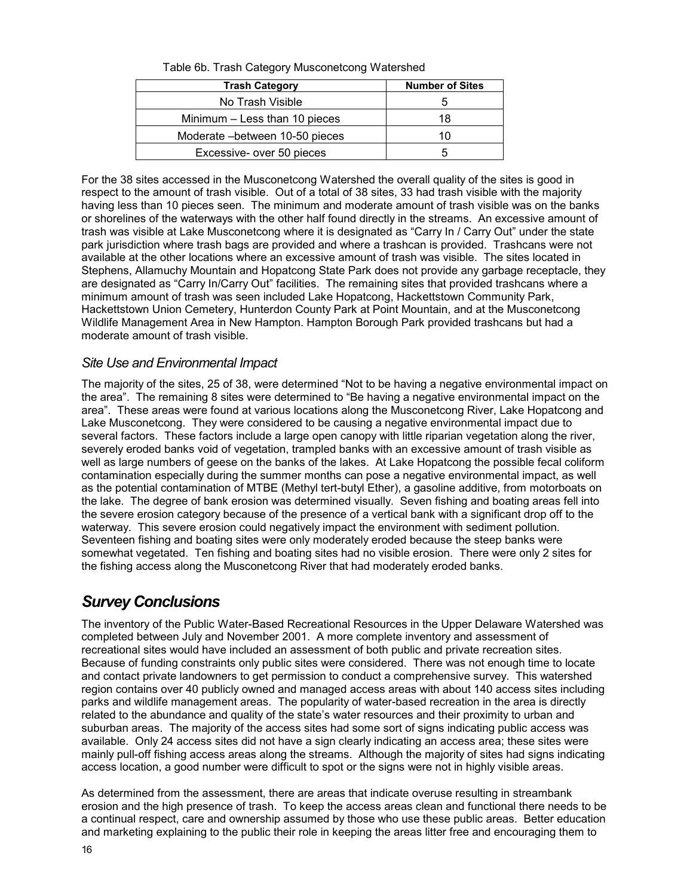Table 6b. Trash Category Musconetcong Watershed

| Trash Category | Number of Sites |
|---|---|
| No Trash Visible | 5 |
| Minimum – Less than 10 pieces | 18 |
| Moderate –between 10-50 pieces | 10 |
| Excessive- over 50 pieces | 5 |

For the 38 sites accessed in the Musconetcong Watershed the overall quality of the sites is good in respect to the amount of trash visible. Out of a total of 38 sites, 33 had trash visible with the majority having less than 10 pieces seen. The minimum and moderate amount of trash visible was on the banks or shorelines of the waterways with the other half found directly in the streams. An excessive amount of trash was visible at Lake Musconetcong where it is designated as "Carry In / Carry Out" under the state park jurisdiction where trash bags are provided and where a trashcan is provided. Trashcans were not available at the other locations where an excessive amount of trash was visible. The sites located in Stephens, Allamuchy Mountain and Hopatcong State Park does not provide any garbage receptacle, they are designated as "Carry In/Carry Out" facilities. The remaining sites that provided trashcans where a minimum amount of trash was seen included Lake Hopatcong, Hackettstown Community Park, Hackettstown Union Cemetery, Hunterdon County Park at Point Mountain, and at the Musconetcong Wildlife Management Area in New Hampton. Hampton Borough Park provided trashcans but had a moderate amount of trash visible.

### *Site Use and Environmental Impact*

The majority of the sites, 25 of 38, were determined "Not to be having a negative environmental impact on the area". The remaining 8 sites were determined to "Be having a negative environmental impact on the area". These areas were found at various locations along the Musconetcong River, Lake Hopatcong and Lake Musconetcong. They were considered to be causing a negative environmental impact due to several factors. These factors include a large open canopy with little riparian vegetation along the river, severely eroded banks void of vegetation, trampled banks with an excessive amount of trash visible as well as large numbers of geese on the banks of the lakes. At Lake Hopatcong the possible fecal coliform contamination especially during the summer months can pose a negative environmental impact, as well as the potential contamination of MTBE (Methyl tert-butyl Ether), a gasoline additive, from motorboats on the lake. The degree of bank erosion was determined visually. Seven fishing and boating areas fell into the severe erosion category because of the presence of a vertical bank with a significant drop off to the waterway. This severe erosion could negatively impact the environment with sediment pollution. Seventeen fishing and boating sites were only moderately eroded because the steep banks were somewhat vegetated. Ten fishing and boating sites had no visible erosion. There were only 2 sites for the fishing access along the Musconetcong River that had moderately eroded banks.

## *Survey Conclusions*

The inventory of the Public Water-Based Recreational Resources in the Upper Delaware Watershed was completed between July and November 2001. A more complete inventory and assessment of recreational sites would have included an assessment of both public and private recreation sites. Because of funding constraints only public sites were considered. There was not enough time to locate and contact private landowners to get permission to conduct a comprehensive survey. This watershed region contains over 40 publicly owned and managed access areas with about 140 access sites including parks and wildlife management areas. The popularity of water-based recreation in the area is directly related to the abundance and quality of the state's water resources and their proximity to urban and suburban areas. The majority of the access sites had some sort of signs indicating public access was available. Only 24 access sites did not have a sign clearly indicating an access area; these sites were mainly pull-off fishing access areas along the streams. Although the majority of sites had signs indicating access location, a good number were difficult to spot or the signs were not in highly visible areas.

As determined from the assessment, there are areas that indicate overuse resulting in streambank erosion and the high presence of trash. To keep the access areas clean and functional there needs to be a continual respect, care and ownership assumed by those who use these public areas. Better education and marketing explaining to the public their role in keeping the areas litter free and encouraging them to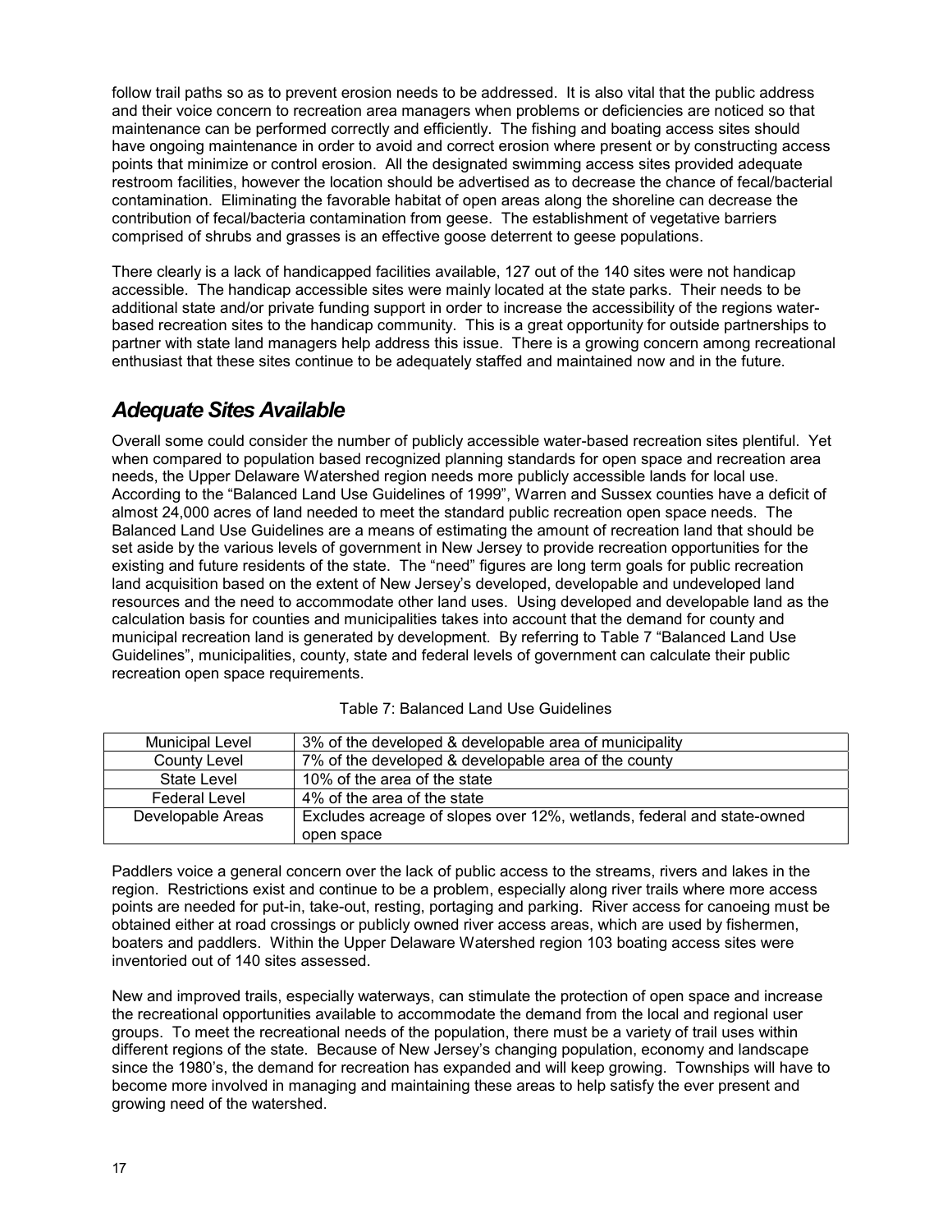follow trail paths so as to prevent erosion needs to be addressed. It is also vital that the public address and their voice concern to recreation area managers when problems or deficiencies are noticed so that maintenance can be performed correctly and efficiently. The fishing and boating access sites should have ongoing maintenance in order to avoid and correct erosion where present or by constructing access points that minimize or control erosion. All the designated swimming access sites provided adequate restroom facilities, however the location should be advertised as to decrease the chance of fecal/bacterial contamination. Eliminating the favorable habitat of open areas along the shoreline can decrease the contribution of fecal/bacteria contamination from geese. The establishment of vegetative barriers comprised of shrubs and grasses is an effective goose deterrent to geese populations.

There clearly is a lack of handicapped facilities available, 127 out of the 140 sites were not handicap accessible. The handicap accessible sites were mainly located at the state parks. Their needs to be additional state and/or private funding support in order to increase the accessibility of the regions water-based recreation sites to the handicap community. This is a great opportunity for outside partnerships to partner with state land managers help address this issue. There is a growing concern among recreational enthusiast that these sites continue to be adequately staffed and maintained now and in the future.

## *Adequate Sites Available*

Overall some could consider the number of publicly accessible water-based recreation sites plentiful. Yet when compared to population based recognized planning standards for open space and recreation area needs, the Upper Delaware Watershed region needs more publicly accessible lands for local use. According to the "Balanced Land Use Guidelines of 1999", Warren and Sussex counties have a deficit of almost 24,000 acres of land needed to meet the standard public recreation open space needs. The Balanced Land Use Guidelines are a means of estimating the amount of recreation land that should be set aside by the various levels of government in New Jersey to provide recreation opportunities for the existing and future residents of the state. The "need" figures are long term goals for public recreation land acquisition based on the extent of New Jersey's developed, developable and undeveloped land resources and the need to accommodate other land uses. Using developed and developable land as the calculation basis for counties and municipalities takes into account that the demand for county and municipal recreation land is generated by development. By referring to Table 7 "Balanced Land Use Guidelines", municipalities, county, state and federal levels of government can calculate their public recreation open space requirements.

Table 7: Balanced Land Use Guidelines

| | |
|---|---|
| Municipal Level | 3% of the developed & developable area of municipality |
| County Level | 7% of the developed & developable area of the county |
| State Level | 10% of the area of the state |
| Federal Level | 4% of the area of the state |
| Developable Areas | Excludes acreage of slopes over 12%, wetlands, federal and state-owned open space |

Paddlers voice a general concern over the lack of public access to the streams, rivers and lakes in the region. Restrictions exist and continue to be a problem, especially along river trails where more access points are needed for put-in, take-out, resting, portaging and parking. River access for canoeing must be obtained either at road crossings or publicly owned river access areas, which are used by fishermen, boaters and paddlers. Within the Upper Delaware Watershed region 103 boating access sites were inventoried out of 140 sites assessed.

New and improved trails, especially waterways, can stimulate the protection of open space and increase the recreational opportunities available to accommodate the demand from the local and regional user groups. To meet the recreational needs of the population, there must be a variety of trail uses within different regions of the state. Because of New Jersey's changing population, economy and landscape since the 1980's, the demand for recreation has expanded and will keep growing. Townships will have to become more involved in managing and maintaining these areas to help satisfy the ever present and growing need of the watershed.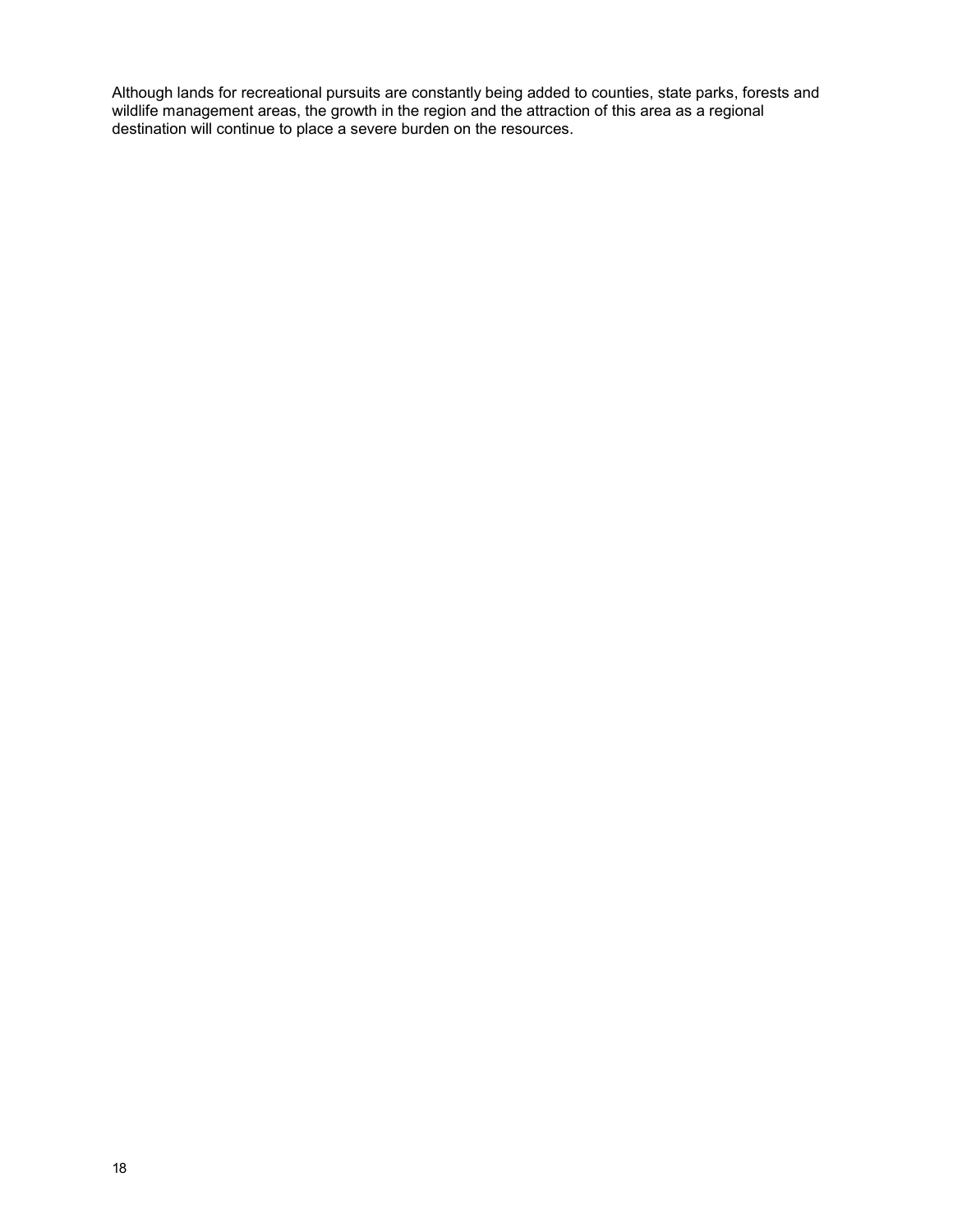Although lands for recreational pursuits are constantly being added to counties, state parks, forests and wildlife management areas, the growth in the region and the attraction of this area as a regional destination will continue to place a severe burden on the resources.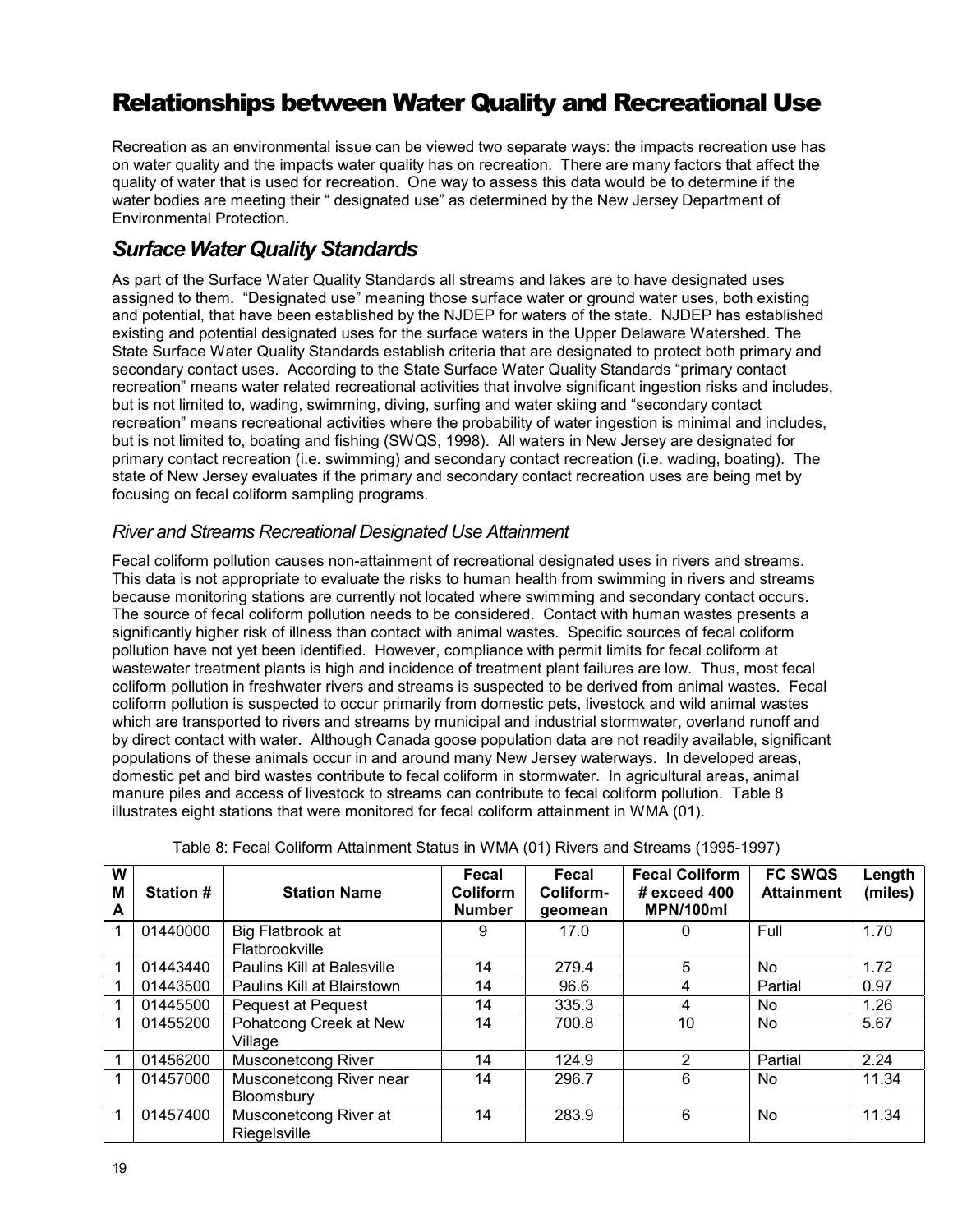# Relationships between Water Quality and Recreational Use

Recreation as an environmental issue can be viewed two separate ways: the impacts recreation use has on water quality and the impacts water quality has on recreation. There are many factors that affect the quality of water that is used for recreation. One way to assess this data would be to determine if the water bodies are meeting their " designated use" as determined by the New Jersey Department of Environmental Protection.

## *Surface Water Quality Standards*

As part of the Surface Water Quality Standards all streams and lakes are to have designated uses assigned to them. "Designated use" meaning those surface water or ground water uses, both existing and potential, that have been established by the NJDEP for waters of the state. NJDEP has established existing and potential designated uses for the surface waters in the Upper Delaware Watershed. The State Surface Water Quality Standards establish criteria that are designated to protect both primary and secondary contact uses. According to the State Surface Water Quality Standards "primary contact recreation" means water related recreational activities that involve significant ingestion risks and includes, but is not limited to, wading, swimming, diving, surfing and water skiing and "secondary contact recreation" means recreational activities where the probability of water ingestion is minimal and includes, but is not limited to, boating and fishing (SWQS, 1998). All waters in New Jersey are designated for primary contact recreation (i.e. swimming) and secondary contact recreation (i.e. wading, boating). The state of New Jersey evaluates if the primary and secondary contact recreation uses are being met by focusing on fecal coliform sampling programs.

### *River and Streams Recreational Designated Use Attainment*

Fecal coliform pollution causes non-attainment of recreational designated uses in rivers and streams. This data is not appropriate to evaluate the risks to human health from swimming in rivers and streams because monitoring stations are currently not located where swimming and secondary contact occurs. The source of fecal coliform pollution needs to be considered. Contact with human wastes presents a significantly higher risk of illness than contact with animal wastes. Specific sources of fecal coliform pollution have not yet been identified. However, compliance with permit limits for fecal coliform at wastewater treatment plants is high and incidence of treatment plant failures are low. Thus, most fecal coliform pollution in freshwater rivers and streams is suspected to be derived from animal wastes. Fecal coliform pollution is suspected to occur primarily from domestic pets, livestock and wild animal wastes which are transported to rivers and streams by municipal and industrial stormwater, overland runoff and by direct contact with water. Although Canada goose population data are not readily available, significant populations of these animals occur in and around many New Jersey waterways. In developed areas, domestic pet and bird wastes contribute to fecal coliform in stormwater. In agricultural areas, animal manure piles and access of livestock to streams can contribute to fecal coliform pollution. Table 8 illustrates eight stations that were monitored for fecal coliform attainment in WMA (01).

Table 8: Fecal Coliform Attainment Status in WMA (01) Rivers and Streams (1995-1997)

| WMA | Station # | Station Name | Fecal Coliform Number | Fecal Coliform-geomean | Fecal Coliform # exceed 400 MPN/100ml | FC SWQS Attainment | Length (miles) |
|---|---|---|---|---|---|---|---|
| 1 | 01440000 | Big Flatbrook at Flatbrookville | 9 | 17.0 | 0 | Full | 1.70 |
| 1 | 01443440 | Paulins Kill at Balesville | 14 | 279.4 | 5 | No | 1.72 |
| 1 | 01443500 | Paulins Kill at Blairstown | 14 | 96.6 | 4 | Partial | 0.97 |
| 1 | 01445500 | Pequest at Pequest | 14 | 335.3 | 4 | No | 1.26 |
| 1 | 01455200 | Pohatcong Creek at New Village | 14 | 700.8 | 10 | No | 5.67 |
| 1 | 01456200 | Musconetcong River | 14 | 124.9 | 2 | Partial | 2.24 |
| 1 | 01457000 | Musconetcong River near Bloomsbury | 14 | 296.7 | 6 | No | 11.34 |
| 1 | 01457400 | Musconetcong River at Riegelsville | 14 | 283.9 | 6 | No | 11.34 |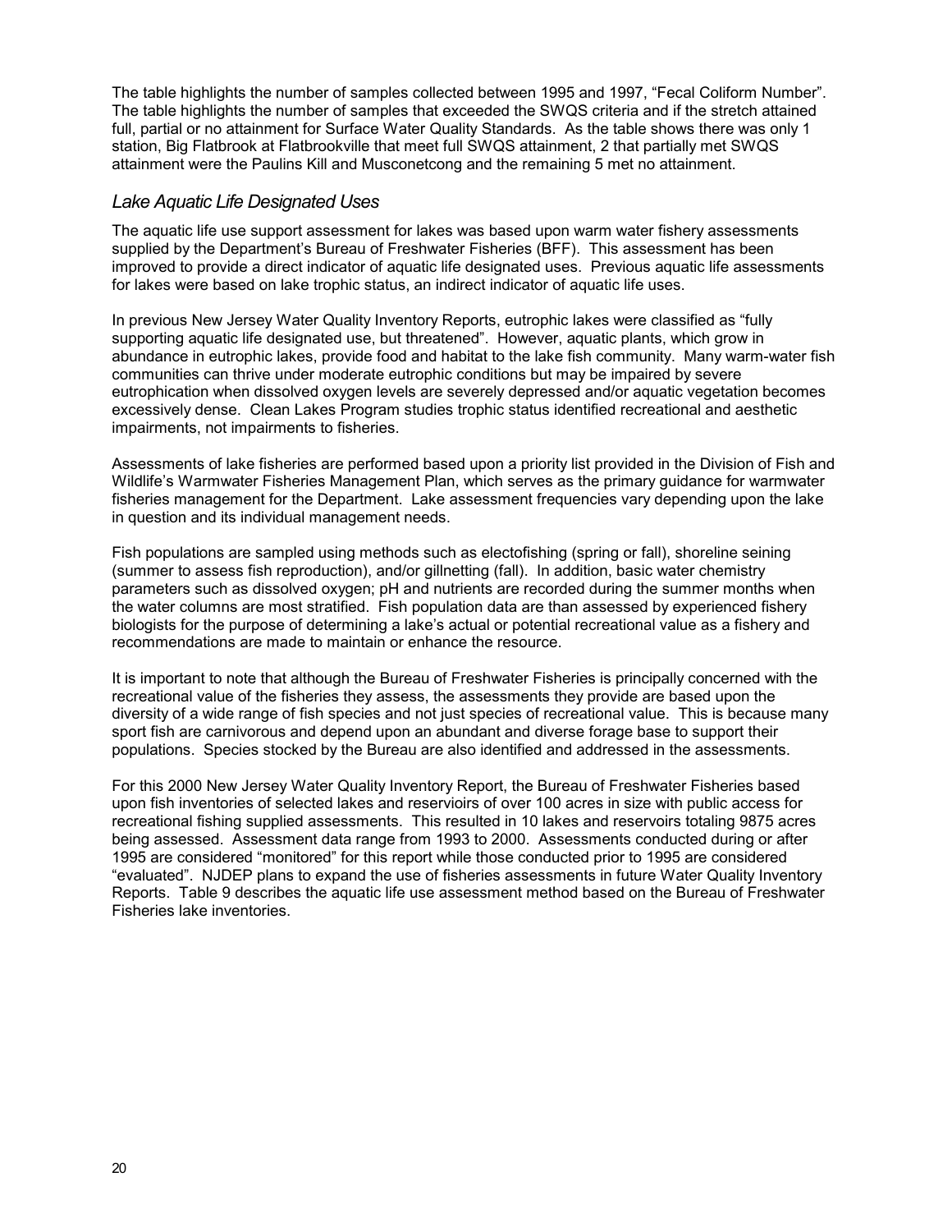The table highlights the number of samples collected between 1995 and 1997, "Fecal Coliform Number". The table highlights the number of samples that exceeded the SWQS criteria and if the stretch attained full, partial or no attainment for Surface Water Quality Standards. As the table shows there was only 1 station, Big Flatbrook at Flatbrookville that meet full SWQS attainment, 2 that partially met SWQS attainment were the Paulins Kill and Musconetcong and the remaining 5 met no attainment.

### *Lake Aquatic Life Designated Uses*

The aquatic life use support assessment for lakes was based upon warm water fishery assessments supplied by the Department's Bureau of Freshwater Fisheries (BFF). This assessment has been improved to provide a direct indicator of aquatic life designated uses. Previous aquatic life assessments for lakes were based on lake trophic status, an indirect indicator of aquatic life uses.

In previous New Jersey Water Quality Inventory Reports, eutrophic lakes were classified as "fully supporting aquatic life designated use, but threatened". However, aquatic plants, which grow in abundance in eutrophic lakes, provide food and habitat to the lake fish community. Many warm-water fish communities can thrive under moderate eutrophic conditions but may be impaired by severe eutrophication when dissolved oxygen levels are severely depressed and/or aquatic vegetation becomes excessively dense. Clean Lakes Program studies trophic status identified recreational and aesthetic impairments, not impairments to fisheries.

Assessments of lake fisheries are performed based upon a priority list provided in the Division of Fish and Wildlife's Warmwater Fisheries Management Plan, which serves as the primary guidance for warmwater fisheries management for the Department. Lake assessment frequencies vary depending upon the lake in question and its individual management needs.

Fish populations are sampled using methods such as electofishing (spring or fall), shoreline seining (summer to assess fish reproduction), and/or gillnetting (fall). In addition, basic water chemistry parameters such as dissolved oxygen; pH and nutrients are recorded during the summer months when the water columns are most stratified. Fish population data are than assessed by experienced fishery biologists for the purpose of determining a lake's actual or potential recreational value as a fishery and recommendations are made to maintain or enhance the resource.

It is important to note that although the Bureau of Freshwater Fisheries is principally concerned with the recreational value of the fisheries they assess, the assessments they provide are based upon the diversity of a wide range of fish species and not just species of recreational value. This is because many sport fish are carnivorous and depend upon an abundant and diverse forage base to support their populations. Species stocked by the Bureau are also identified and addressed in the assessments.

For this 2000 New Jersey Water Quality Inventory Report, the Bureau of Freshwater Fisheries based upon fish inventories of selected lakes and reservioirs of over 100 acres in size with public access for recreational fishing supplied assessments. This resulted in 10 lakes and reservoirs totaling 9875 acres being assessed. Assessment data range from 1993 to 2000. Assessments conducted during or after 1995 are considered "monitored" for this report while those conducted prior to 1995 are considered "evaluated". NJDEP plans to expand the use of fisheries assessments in future Water Quality Inventory Reports. Table 9 describes the aquatic life use assessment method based on the Bureau of Freshwater Fisheries lake inventories.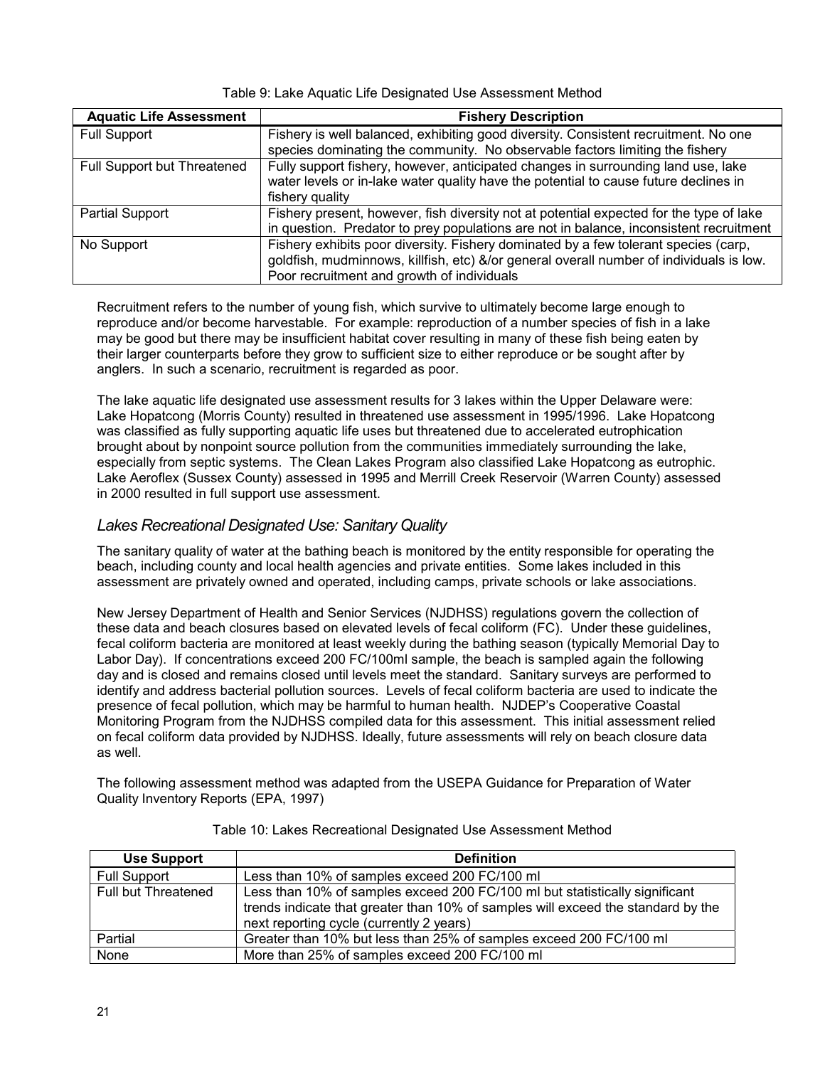Table 9: Lake Aquatic Life Designated Use Assessment Method

| Aquatic Life Assessment | Fishery Description |
|---|---|
| Full Support | Fishery is well balanced, exhibiting good diversity. Consistent recruitment. No one species dominating the community. No observable factors limiting the fishery |
| Full Support but Threatened | Fully support fishery, however, anticipated changes in surrounding land use, lake water levels or in-lake water quality have the potential to cause future declines in fishery quality |
| Partial Support | Fishery present, however, fish diversity not at potential expected for the type of lake in question. Predator to prey populations are not in balance, inconsistent recruitment |
| No Support | Fishery exhibits poor diversity. Fishery dominated by a few tolerant species (carp, goldfish, mudminnows, killfish, etc) &/or general overall number of individuals is low. Poor recruitment and growth of individuals |

Recruitment refers to the number of young fish, which survive to ultimately become large enough to reproduce and/or become harvestable. For example: reproduction of a number species of fish in a lake may be good but there may be insufficient habitat cover resulting in many of these fish being eaten by their larger counterparts before they grow to sufficient size to either reproduce or be sought after by anglers. In such a scenario, recruitment is regarded as poor.

The lake aquatic life designated use assessment results for 3 lakes within the Upper Delaware were: Lake Hopatcong (Morris County) resulted in threatened use assessment in 1995/1996. Lake Hopatcong was classified as fully supporting aquatic life uses but threatened due to accelerated eutrophication brought about by nonpoint source pollution from the communities immediately surrounding the lake, especially from septic systems. The Clean Lakes Program also classified Lake Hopatcong as eutrophic. Lake Aeroflex (Sussex County) assessed in 1995 and Merrill Creek Reservoir (Warren County) assessed in 2000 resulted in full support use assessment.

## *Lakes Recreational Designated Use: Sanitary Quality*

The sanitary quality of water at the bathing beach is monitored by the entity responsible for operating the beach, including county and local health agencies and private entities. Some lakes included in this assessment are privately owned and operated, including camps, private schools or lake associations.

New Jersey Department of Health and Senior Services (NJDHSS) regulations govern the collection of these data and beach closures based on elevated levels of fecal coliform (FC). Under these guidelines, fecal coliform bacteria are monitored at least weekly during the bathing season (typically Memorial Day to Labor Day). If concentrations exceed 200 FC/100ml sample, the beach is sampled again the following day and is closed and remains closed until levels meet the standard. Sanitary surveys are performed to identify and address bacterial pollution sources. Levels of fecal coliform bacteria are used to indicate the presence of fecal pollution, which may be harmful to human health. NJDEP's Cooperative Coastal Monitoring Program from the NJDHSS compiled data for this assessment. This initial assessment relied on fecal coliform data provided by NJDHSS. Ideally, future assessments will rely on beach closure data as well.

The following assessment method was adapted from the USEPA Guidance for Preparation of Water Quality Inventory Reports (EPA, 1997)

Table 10: Lakes Recreational Designated Use Assessment Method

| Use Support | Definition |
|---|---|
| Full Support | Less than 10% of samples exceed 200 FC/100 ml |
| Full but Threatened | Less than 10% of samples exceed 200 FC/100 ml but statistically significant trends indicate that greater than 10% of samples will exceed the standard by the next reporting cycle (currently 2 years) |
| Partial | Greater than 10% but less than 25% of samples exceed 200 FC/100 ml |
| None | More than 25% of samples exceed 200 FC/100 ml |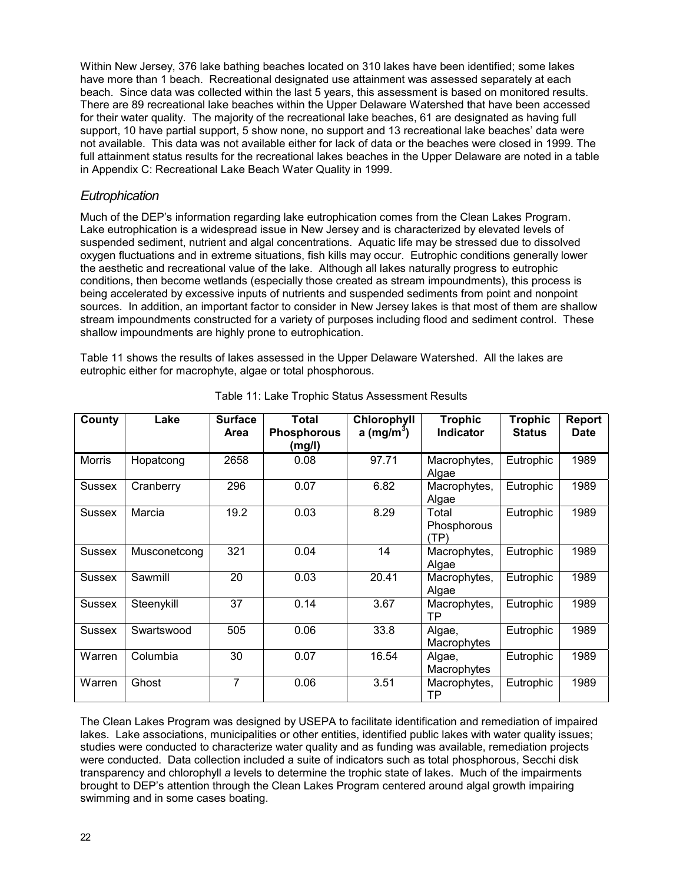Within New Jersey, 376 lake bathing beaches located on 310 lakes have been identified; some lakes have more than 1 beach. Recreational designated use attainment was assessed separately at each beach. Since data was collected within the last 5 years, this assessment is based on monitored results. There are 89 recreational lake beaches within the Upper Delaware Watershed that have been accessed for their water quality. The majority of the recreational lake beaches, 61 are designated as having full support, 10 have partial support, 5 show none, no support and 13 recreational lake beaches' data were not available. This data was not available either for lack of data or the beaches were closed in 1999. The full attainment status results for the recreational lakes beaches in the Upper Delaware are noted in a table in Appendix C: Recreational Lake Beach Water Quality in 1999.

## *Eutrophication*

Much of the DEP's information regarding lake eutrophication comes from the Clean Lakes Program. Lake eutrophication is a widespread issue in New Jersey and is characterized by elevated levels of suspended sediment, nutrient and algal concentrations. Aquatic life may be stressed due to dissolved oxygen fluctuations and in extreme situations, fish kills may occur. Eutrophic conditions generally lower the aesthetic and recreational value of the lake. Although all lakes naturally progress to eutrophic conditions, then become wetlands (especially those created as stream impoundments), this process is being accelerated by excessive inputs of nutrients and suspended sediments from point and nonpoint sources. In addition, an important factor to consider in New Jersey lakes is that most of them are shallow stream impoundments constructed for a variety of purposes including flood and sediment control. These shallow impoundments are highly prone to eutrophication.

Table 11 shows the results of lakes assessed in the Upper Delaware Watershed. All the lakes are eutrophic either for macrophyte, algae or total phosphorous.

Table 11: Lake Trophic Status Assessment Results

| County | Lake | Surface Area | Total Phosphorous (mg/l) | Chlorophyll a ($mg/m^3$) | Trophic Indicator | Trophic Status | Report Date |
|---|---|---|---|---|---|---|---|
| Morris | Hopatcong | 2658 | 0.08 | 97.71 | Macrophytes, Algae | Eutrophic | 1989 |
| Sussex | Cranberry | 296 | 0.07 | 6.82 | Macrophytes, Algae | Eutrophic | 1989 |
| Sussex | Marcia | 19.2 | 0.03 | 8.29 | Total Phosphorous (TP) | Eutrophic | 1989 |
| Sussex | Musconetcong | 321 | 0.04 | 14 | Macrophytes, Algae | Eutrophic | 1989 |
| Sussex | Sawmill | 20 | 0.03 | 20.41 | Macrophytes, Algae | Eutrophic | 1989 |
| Sussex | Steenykill | 37 | 0.14 | 3.67 | Macrophytes, TP | Eutrophic | 1989 |
| Sussex | Swartswood | 505 | 0.06 | 33.8 | Algae, Macrophytes | Eutrophic | 1989 |
| Warren | Columbia | 30 | 0.07 | 16.54 | Algae, Macrophytes | Eutrophic | 1989 |
| Warren | Ghost | 7 | 0.06 | 3.51 | Macrophytes, TP | Eutrophic | 1989 |

The Clean Lakes Program was designed by USEPA to facilitate identification and remediation of impaired lakes. Lake associations, municipalities or other entities, identified public lakes with water quality issues; studies were conducted to characterize water quality and as funding was available, remediation projects were conducted. Data collection included a suite of indicators such as total phosphorous, Secchi disk transparency and chlorophyll *a* levels to determine the trophic state of lakes. Much of the impairments brought to DEP's attention through the Clean Lakes Program centered around algal growth impairing swimming and in some cases boating.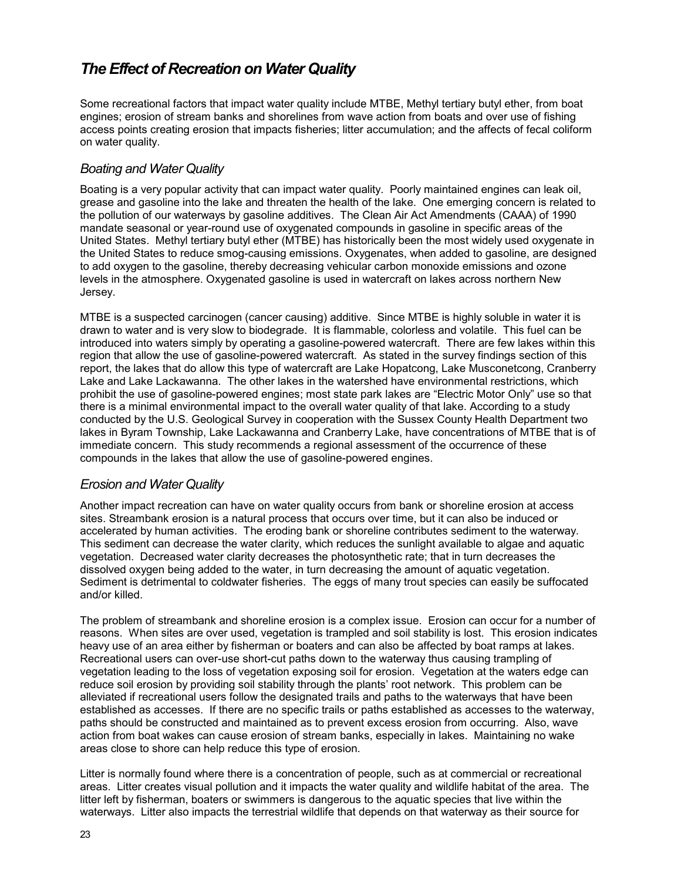# *The Effect of Recreation on Water Quality*

Some recreational factors that impact water quality include MTBE, Methyl tertiary butyl ether, from boat engines; erosion of stream banks and shorelines from wave action from boats and over use of fishing access points creating erosion that impacts fisheries; litter accumulation; and the affects of fecal coliform on water quality.

## *Boating and Water Quality*

Boating is a very popular activity that can impact water quality. Poorly maintained engines can leak oil, grease and gasoline into the lake and threaten the health of the lake. One emerging concern is related to the pollution of our waterways by gasoline additives. The Clean Air Act Amendments (CAAA) of 1990 mandate seasonal or year-round use of oxygenated compounds in gasoline in specific areas of the United States. Methyl tertiary butyl ether (MTBE) has historically been the most widely used oxygenate in the United States to reduce smog-causing emissions. Oxygenates, when added to gasoline, are designed to add oxygen to the gasoline, thereby decreasing vehicular carbon monoxide emissions and ozone levels in the atmosphere. Oxygenated gasoline is used in watercraft on lakes across northern New Jersey.

MTBE is a suspected carcinogen (cancer causing) additive. Since MTBE is highly soluble in water it is drawn to water and is very slow to biodegrade. It is flammable, colorless and volatile. This fuel can be introduced into waters simply by operating a gasoline-powered watercraft. There are few lakes within this region that allow the use of gasoline-powered watercraft. As stated in the survey findings section of this report, the lakes that do allow this type of watercraft are Lake Hopatcong, Lake Musconetcong, Cranberry Lake and Lake Lackawanna. The other lakes in the watershed have environmental restrictions, which prohibit the use of gasoline-powered engines; most state park lakes are "Electric Motor Only" use so that there is a minimal environmental impact to the overall water quality of that lake. According to a study conducted by the U.S. Geological Survey in cooperation with the Sussex County Health Department two lakes in Byram Township, Lake Lackawanna and Cranberry Lake, have concentrations of MTBE that is of immediate concern. This study recommends a regional assessment of the occurrence of these compounds in the lakes that allow the use of gasoline-powered engines.

## *Erosion and Water Quality*

Another impact recreation can have on water quality occurs from bank or shoreline erosion at access sites. Streambank erosion is a natural process that occurs over time, but it can also be induced or accelerated by human activities. The eroding bank or shoreline contributes sediment to the waterway. This sediment can decrease the water clarity, which reduces the sunlight available to algae and aquatic vegetation. Decreased water clarity decreases the photosynthetic rate; that in turn decreases the dissolved oxygen being added to the water, in turn decreasing the amount of aquatic vegetation. Sediment is detrimental to coldwater fisheries. The eggs of many trout species can easily be suffocated and/or killed.

The problem of streambank and shoreline erosion is a complex issue. Erosion can occur for a number of reasons. When sites are over used, vegetation is trampled and soil stability is lost. This erosion indicates heavy use of an area either by fisherman or boaters and can also be affected by boat ramps at lakes. Recreational users can over-use short-cut paths down to the waterway thus causing trampling of vegetation leading to the loss of vegetation exposing soil for erosion. Vegetation at the waters edge can reduce soil erosion by providing soil stability through the plants' root network. This problem can be alleviated if recreational users follow the designated trails and paths to the waterways that have been established as accesses. If there are no specific trails or paths established as accesses to the waterway, paths should be constructed and maintained as to prevent excess erosion from occurring. Also, wave action from boat wakes can cause erosion of stream banks, especially in lakes. Maintaining no wake areas close to shore can help reduce this type of erosion.

Litter is normally found where there is a concentration of people, such as at commercial or recreational areas. Litter creates visual pollution and it impacts the water quality and wildlife habitat of the area. The litter left by fisherman, boaters or swimmers is dangerous to the aquatic species that live within the waterways. Litter also impacts the terrestrial wildlife that depends on that waterway as their source for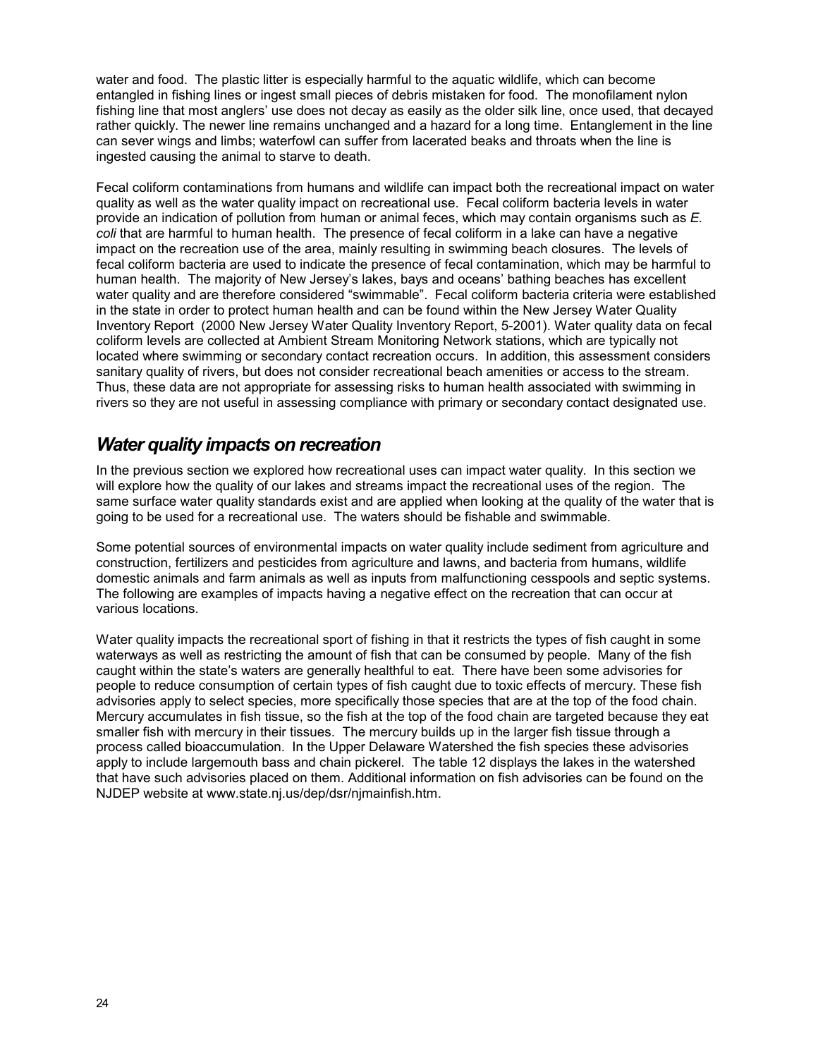water and food. The plastic litter is especially harmful to the aquatic wildlife, which can become entangled in fishing lines or ingest small pieces of debris mistaken for food. The monofilament nylon fishing line that most anglers' use does not decay as easily as the older silk line, once used, that decayed rather quickly. The newer line remains unchanged and a hazard for a long time. Entanglement in the line can sever wings and limbs; waterfowl can suffer from lacerated beaks and throats when the line is ingested causing the animal to starve to death.

Fecal coliform contaminations from humans and wildlife can impact both the recreational impact on water quality as well as the water quality impact on recreational use. Fecal coliform bacteria levels in water provide an indication of pollution from human or animal feces, which may contain organisms such as *E. coli* that are harmful to human health. The presence of fecal coliform in a lake can have a negative impact on the recreation use of the area, mainly resulting in swimming beach closures. The levels of fecal coliform bacteria are used to indicate the presence of fecal contamination, which may be harmful to human health. The majority of New Jersey's lakes, bays and oceans' bathing beaches has excellent water quality and are therefore considered "swimmable". Fecal coliform bacteria criteria were established in the state in order to protect human health and can be found within the New Jersey Water Quality Inventory Report (2000 New Jersey Water Quality Inventory Report, 5-2001). Water quality data on fecal coliform levels are collected at Ambient Stream Monitoring Network stations, which are typically not located where swimming or secondary contact recreation occurs. In addition, this assessment considers sanitary quality of rivers, but does not consider recreational beach amenities or access to the stream. Thus, these data are not appropriate for assessing risks to human health associated with swimming in rivers so they are not useful in assessing compliance with primary or secondary contact designated use.

## *Water quality impacts on recreation*

In the previous section we explored how recreational uses can impact water quality. In this section we will explore how the quality of our lakes and streams impact the recreational uses of the region. The same surface water quality standards exist and are applied when looking at the quality of the water that is going to be used for a recreational use. The waters should be fishable and swimmable.

Some potential sources of environmental impacts on water quality include sediment from agriculture and construction, fertilizers and pesticides from agriculture and lawns, and bacteria from humans, wildlife domestic animals and farm animals as well as inputs from malfunctioning cesspools and septic systems. The following are examples of impacts having a negative effect on the recreation that can occur at various locations.

Water quality impacts the recreational sport of fishing in that it restricts the types of fish caught in some waterways as well as restricting the amount of fish that can be consumed by people. Many of the fish caught within the state's waters are generally healthful to eat. There have been some advisories for people to reduce consumption of certain types of fish caught due to toxic effects of mercury. These fish advisories apply to select species, more specifically those species that are at the top of the food chain. Mercury accumulates in fish tissue, so the fish at the top of the food chain are targeted because they eat smaller fish with mercury in their tissues. The mercury builds up in the larger fish tissue through a process called bioaccumulation. In the Upper Delaware Watershed the fish species these advisories apply to include largemouth bass and chain pickerel. The table 12 displays the lakes in the watershed that have such advisories placed on them. Additional information on fish advisories can be found on the NJDEP website at www.state.nj.us/dep/dsr/njmainfish.htm.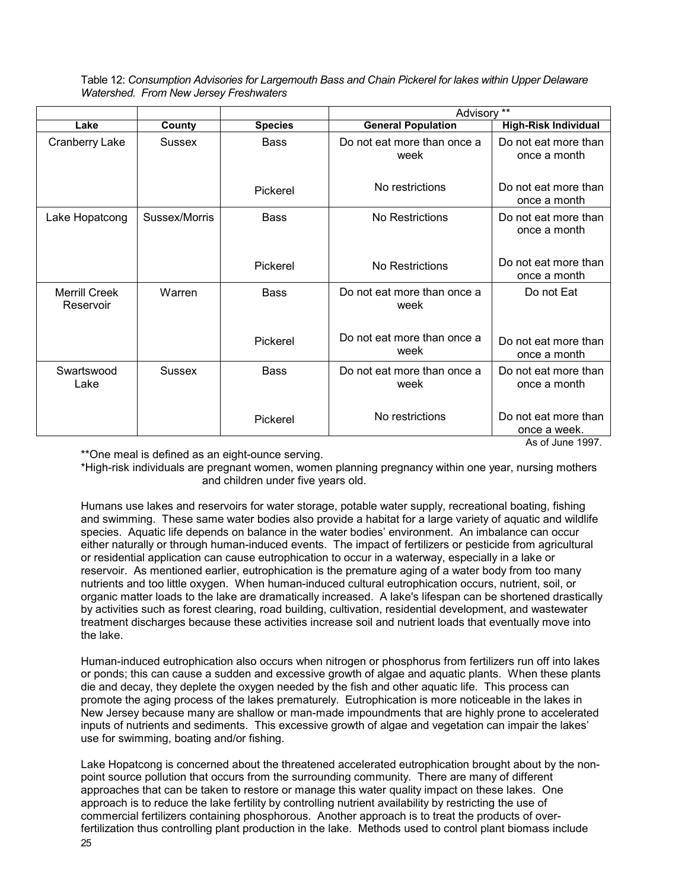Table 12: *Consumption Advisories for Largemouth Bass and Chain Pickerel for lakes within Upper Delaware Watershed. From New Jersey Freshwaters*

| | | | Advisory ** | |
|---|---|---|---|---|
| **Lake** | **County** | **Species** | **General Population** | **High-Risk Individual** |
| Cranberry Lake | Sussex | Bass | Do not eat more than once a week | Do not eat more than once a month |
| | | Pickerel | No restrictions | Do not eat more than once a month |
| Lake Hopatcong | Sussex/Morris | Bass | No Restrictions | Do not eat more than once a month |
| | | Pickerel | No Restrictions | Do not eat more than once a month |
| Merrill Creek Reservoir | Warren | Bass | Do not eat more than once a week | Do not Eat |
| | | Pickerel | Do not eat more than once a week | Do not eat more than once a month |
| Swartswood Lake | Sussex | Bass | Do not eat more than once a week | Do not eat more than once a month |
| | | Pickerel | No restrictions | Do not eat more than once a week. |

As of June 1997.

**One meal is defined as an eight-ounce serving.

*High-risk individuals are pregnant women, women planning pregnancy within one year, nursing mothers and children under five years old.

Humans use lakes and reservoirs for water storage, potable water supply, recreational boating, fishing and swimming. These same water bodies also provide a habitat for a large variety of aquatic and wildlife species. Aquatic life depends on balance in the water bodies' environment. An imbalance can occur either naturally or through human-induced events. The impact of fertilizers or pesticide from agricultural or residential application can cause eutrophication to occur in a waterway, especially in a lake or reservoir. As mentioned earlier, eutrophication is the premature aging of a water body from too many nutrients and too little oxygen. When human-induced cultural eutrophication occurs, nutrient, soil, or organic matter loads to the lake are dramatically increased. A lake's lifespan can be shortened drastically by activities such as forest clearing, road building, cultivation, residential development, and wastewater treatment discharges because these activities increase soil and nutrient loads that eventually move into the lake.

Human-induced eutrophication also occurs when nitrogen or phosphorus from fertilizers run off into lakes or ponds; this can cause a sudden and excessive growth of algae and aquatic plants. When these plants die and decay, they deplete the oxygen needed by the fish and other aquatic life. This process can promote the aging process of the lakes prematurely. Eutrophication is more noticeable in the lakes in New Jersey because many are shallow or man-made impoundments that are highly prone to accelerated inputs of nutrients and sediments. This excessive growth of algae and vegetation can impair the lakes' use for swimming, boating and/or fishing.

Lake Hopatcong is concerned about the threatened accelerated eutrophication brought about by the non-point source pollution that occurs from the surrounding community. There are many of different approaches that can be taken to restore or manage this water quality impact on these lakes. One approach is to reduce the lake fertility by controlling nutrient availability by restricting the use of commercial fertilizers containing phosphorous. Another approach is to treat the products of over-fertilization thus controlling plant production in the lake. Methods used to control plant biomass include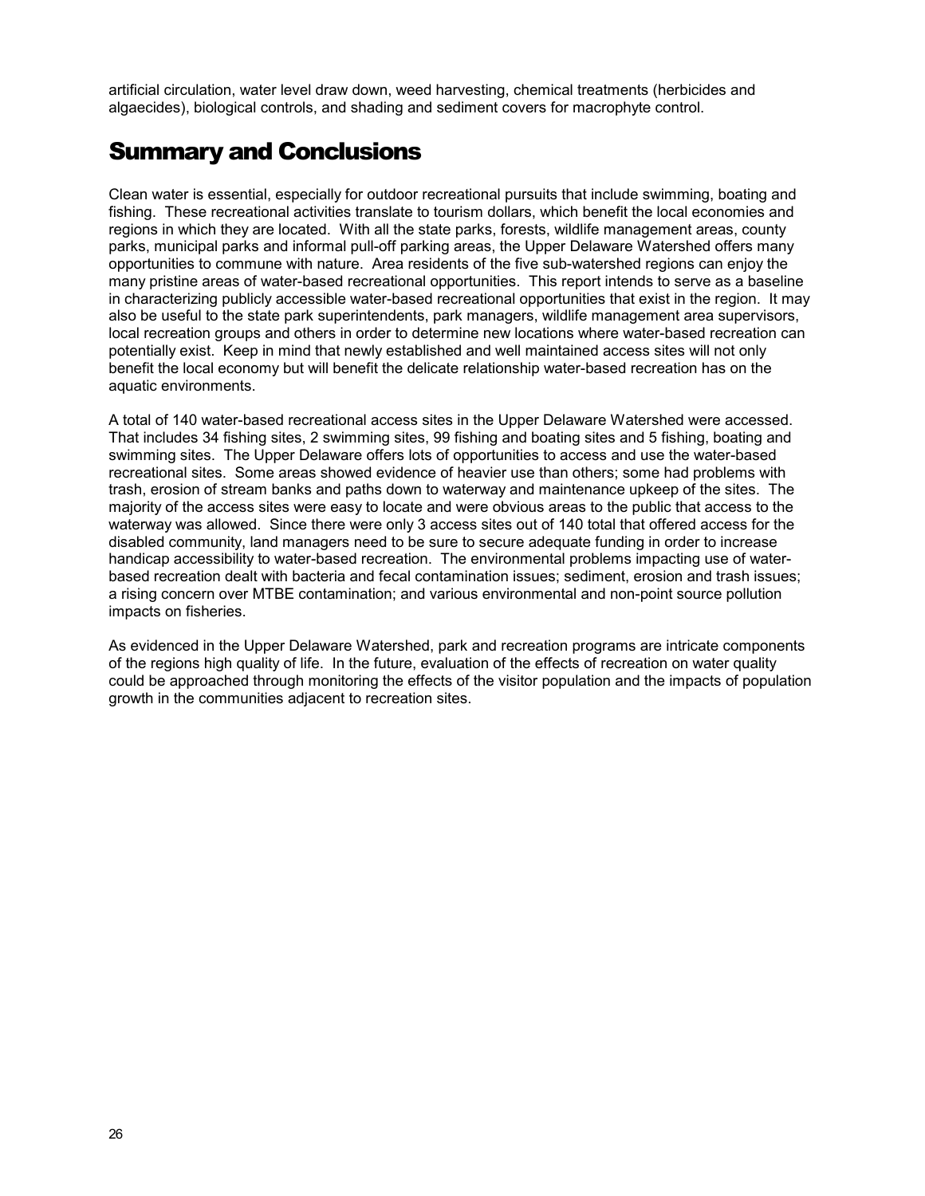artificial circulation, water level draw down, weed harvesting, chemical treatments (herbicides and algaecides), biological controls, and shading and sediment covers for macrophyte control.

# Summary and Conclusions

Clean water is essential, especially for outdoor recreational pursuits that include swimming, boating and fishing. These recreational activities translate to tourism dollars, which benefit the local economies and regions in which they are located. With all the state parks, forests, wildlife management areas, county parks, municipal parks and informal pull-off parking areas, the Upper Delaware Watershed offers many opportunities to commune with nature. Area residents of the five sub-watershed regions can enjoy the many pristine areas of water-based recreational opportunities. This report intends to serve as a baseline in characterizing publicly accessible water-based recreational opportunities that exist in the region. It may also be useful to the state park superintendents, park managers, wildlife management area supervisors, local recreation groups and others in order to determine new locations where water-based recreation can potentially exist. Keep in mind that newly established and well maintained access sites will not only benefit the local economy but will benefit the delicate relationship water-based recreation has on the aquatic environments.

A total of 140 water-based recreational access sites in the Upper Delaware Watershed were accessed. That includes 34 fishing sites, 2 swimming sites, 99 fishing and boating sites and 5 fishing, boating and swimming sites. The Upper Delaware offers lots of opportunities to access and use the water-based recreational sites. Some areas showed evidence of heavier use than others; some had problems with trash, erosion of stream banks and paths down to waterway and maintenance upkeep of the sites. The majority of the access sites were easy to locate and were obvious areas to the public that access to the waterway was allowed. Since there were only 3 access sites out of 140 total that offered access for the disabled community, land managers need to be sure to secure adequate funding in order to increase handicap accessibility to water-based recreation. The environmental problems impacting use of water-based recreation dealt with bacteria and fecal contamination issues; sediment, erosion and trash issues; a rising concern over MTBE contamination; and various environmental and non-point source pollution impacts on fisheries.

As evidenced in the Upper Delaware Watershed, park and recreation programs are intricate components of the regions high quality of life. In the future, evaluation of the effects of recreation on water quality could be approached through monitoring the effects of the visitor population and the impacts of population growth in the communities adjacent to recreation sites.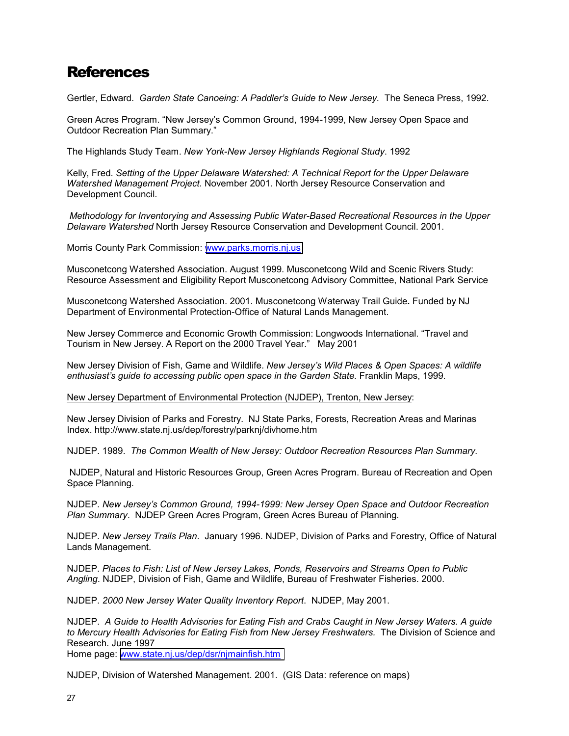# References

Gertler, Edward. *Garden State Canoeing: A Paddler's Guide to New Jersey.* The Seneca Press, 1992.

Green Acres Program. "New Jersey's Common Ground, 1994-1999, New Jersey Open Space and Outdoor Recreation Plan Summary."

The Highlands Study Team. *New York-New Jersey Highlands Regional Study*. 1992

Kelly, Fred. *Setting of the Upper Delaware Watershed: A Technical Report for the Upper Delaware Watershed Management Project.* November 2001. North Jersey Resource Conservation and Development Council.

*Methodology for Inventorying and Assessing Public Water-Based Recreational Resources in the Upper Delaware Watershed* North Jersey Resource Conservation and Development Council. 2001.

Morris County Park Commission: www.parks.morris.nj.us

Musconetcong Watershed Association. August 1999. Musconetcong Wild and Scenic Rivers Study: Resource Assessment and Eligibility Report Musconetcong Advisory Committee, National Park Service

Musconetcong Watershed Association. 2001. Musconetcong Waterway Trail Guide**.** Funded by NJ Department of Environmental Protection-Office of Natural Lands Management.

New Jersey Commerce and Economic Growth Commission: Longwoods International. "Travel and Tourism in New Jersey. A Report on the 2000 Travel Year." May 2001

New Jersey Division of Fish, Game and Wildlife. *New Jersey's Wild Places & Open Spaces: A wildlife enthusiast's guide to accessing public open space in the Garden State.* Franklin Maps, 1999.

<u>New Jersey Department of Environmental Protection (NJDEP), Trenton, New Jersey</u>:

New Jersey Division of Parks and Forestry. NJ State Parks, Forests, Recreation Areas and Marinas Index. http://www.state.nj.us/dep/forestry/parknj/divhome.htm

NJDEP. 1989. *The Common Wealth of New Jersey: Outdoor Recreation Resources Plan Summary*.

NJDEP, Natural and Historic Resources Group, Green Acres Program. Bureau of Recreation and Open Space Planning.

NJDEP. *New Jersey's Common Ground, 1994-1999: New Jersey Open Space and Outdoor Recreation Plan Summary*. NJDEP Green Acres Program, Green Acres Bureau of Planning.

NJDEP. *New Jersey Trails Plan*. January 1996. NJDEP, Division of Parks and Forestry, Office of Natural Lands Management.

NJDEP. *Places to Fish: List of New Jersey Lakes, Ponds, Reservoirs and Streams Open to Public Angling*. NJDEP, Division of Fish, Game and Wildlife, Bureau of Freshwater Fisheries. 2000.

NJDEP. *2000 New Jersey Water Quality Inventory Report*. NJDEP, May 2001.

NJDEP. *A Guide to Health Advisories for Eating Fish and Crabs Caught in New Jersey Waters. A guide to Mercury Health Advisories for Eating Fish from New Jersey Freshwaters*. The Division of Science and Research. June 1997
Home page: www.state.nj.us/dep/dsr/njmainfish.htm

NJDEP, Division of Watershed Management. 2001. (GIS Data: reference on maps)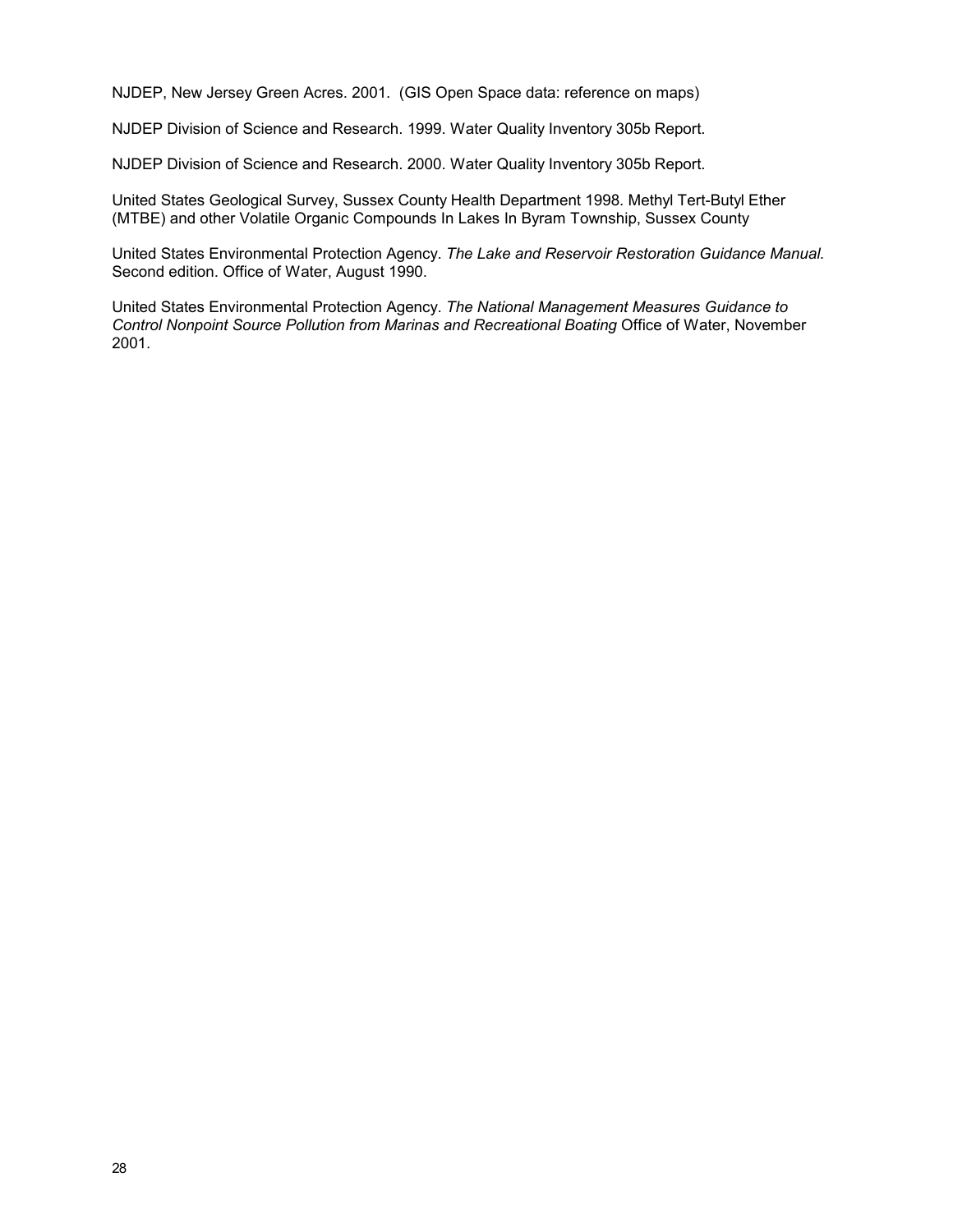NJDEP, New Jersey Green Acres. 2001.  (GIS Open Space data: reference on maps)

NJDEP Division of Science and Research. 1999. Water Quality Inventory 305b Report.

NJDEP Division of Science and Research. 2000. Water Quality Inventory 305b Report.

United States Geological Survey, Sussex County Health Department 1998. Methyl Tert-Butyl Ether (MTBE) and other Volatile Organic Compounds In Lakes In Byram Township, Sussex County

United States Environmental Protection Agency. *The Lake and Reservoir Restoration Guidance Manual.* Second edition. Office of Water, August 1990.

United States Environmental Protection Agency. *The National Management Measures Guidance to Control Nonpoint Source Pollution from Marinas and Recreational Boating* Office of Water, November 2001.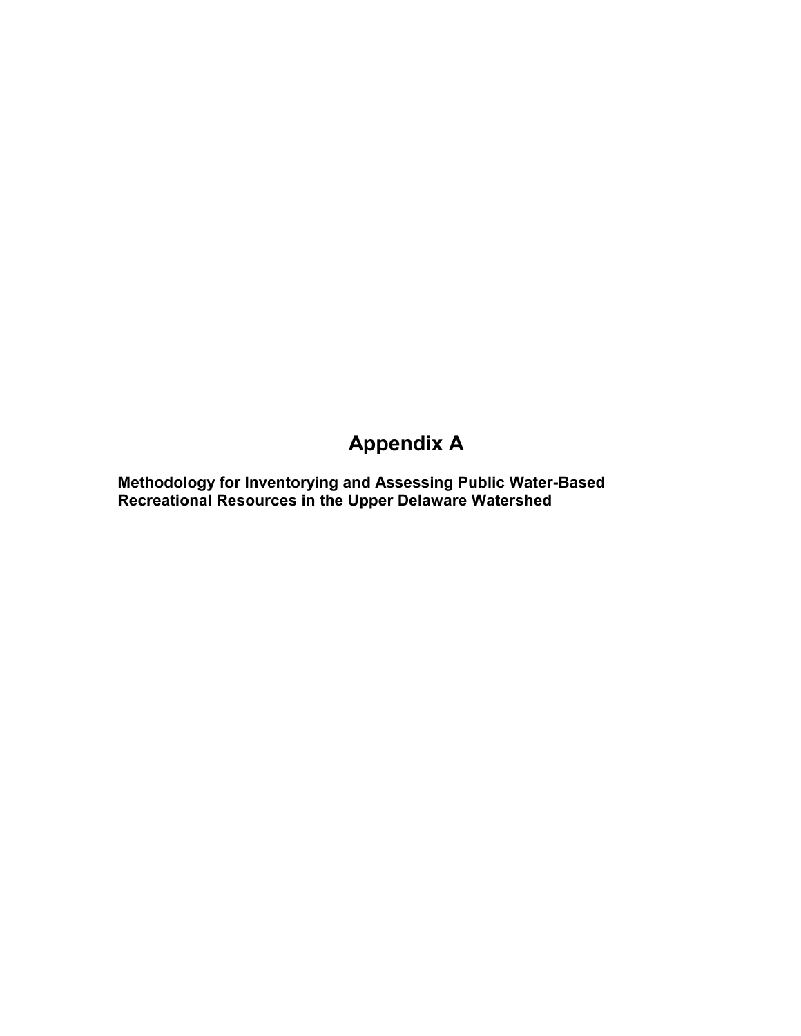# Appendix A

**Methodology for Inventorying and Assessing Public Water-Based Recreational Resources in the Upper Delaware Watershed**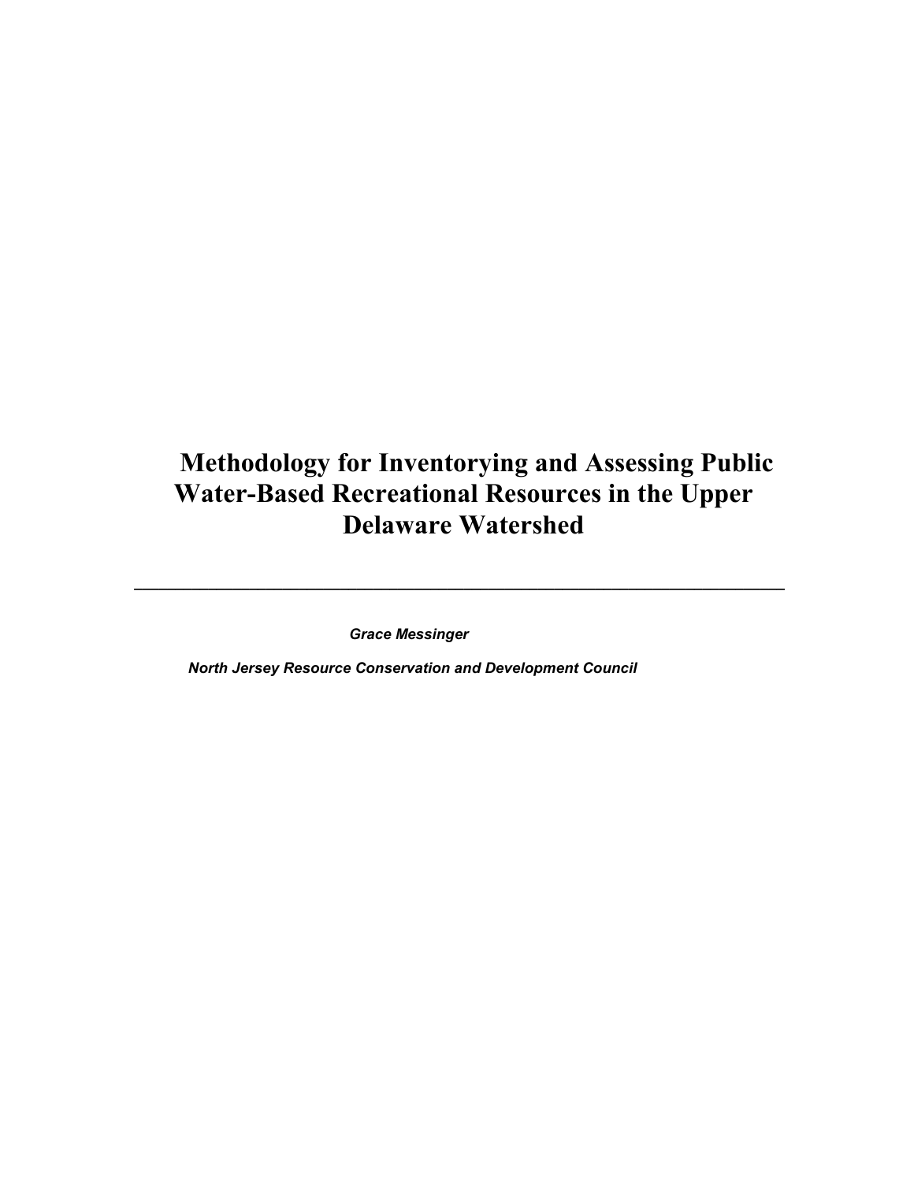# Methodology for Inventorying and Assessing Public Water-Based Recreational Resources in the Upper Delaware Watershed

---

*Grace Messinger*

*North Jersey Resource Conservation and Development Council*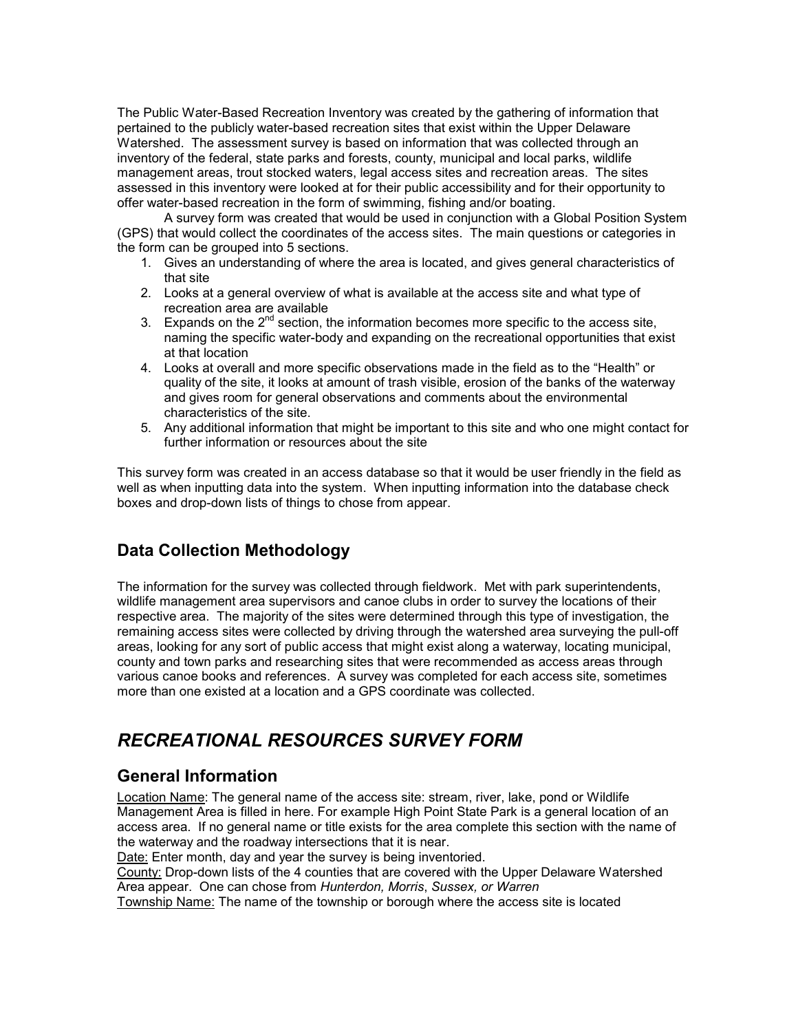The Public Water-Based Recreation Inventory was created by the gathering of information that pertained to the publicly water-based recreation sites that exist within the Upper Delaware Watershed. The assessment survey is based on information that was collected through an inventory of the federal, state parks and forests, county, municipal and local parks, wildlife management areas, trout stocked waters, legal access sites and recreation areas. The sites assessed in this inventory were looked at for their public accessibility and for their opportunity to offer water-based recreation in the form of swimming, fishing and/or boating.

A survey form was created that would be used in conjunction with a Global Position System (GPS) that would collect the coordinates of the access sites. The main questions or categories in the form can be grouped into 5 sections.

1. Gives an understanding of where the area is located, and gives general characteristics of that site
2. Looks at a general overview of what is available at the access site and what type of recreation area are available
3. Expands on the 2nd section, the information becomes more specific to the access site, naming the specific water-body and expanding on the recreational opportunities that exist at that location
4. Looks at overall and more specific observations made in the field as to the "Health" or quality of the site, it looks at amount of trash visible, erosion of the banks of the waterway and gives room for general observations and comments about the environmental characteristics of the site.
5. Any additional information that might be important to this site and who one might contact for further information or resources about the site

This survey form was created in an access database so that it would be user friendly in the field as well as when inputting data into the system. When inputting information into the database check boxes and drop-down lists of things to chose from appear.

## Data Collection Methodology

The information for the survey was collected through fieldwork. Met with park superintendents, wildlife management area supervisors and canoe clubs in order to survey the locations of their respective area. The majority of the sites were determined through this type of investigation, the remaining access sites were collected by driving through the watershed area surveying the pull-off areas, looking for any sort of public access that might exist along a waterway, locating municipal, county and town parks and researching sites that were recommended as access areas through various canoe books and references. A survey was completed for each access site, sometimes more than one existed at a location and a GPS coordinate was collected.

# *RECREATIONAL RESOURCES SURVEY FORM*

## General Information

Location Name: The general name of the access site: stream, river, lake, pond or Wildlife Management Area is filled in here. For example High Point State Park is a general location of an access area. If no general name or title exists for the area complete this section with the name of the waterway and the roadway intersections that it is near.

Date: Enter month, day and year the survey is being inventoried.

County: Drop-down lists of the 4 counties that are covered with the Upper Delaware Watershed Area appear. One can chose from *Hunterdon, Morris*, *Sussex, or Warren*

Township Name: The name of the township or borough where the access site is located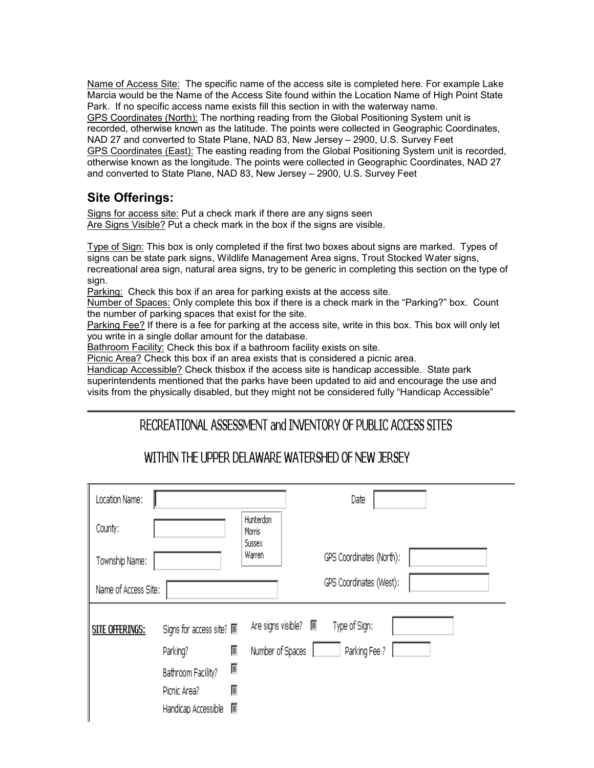Name of Access Site: The specific name of the access site is completed here. For example Lake Marcia would be the Name of the Access Site found within the Location Name of High Point State Park. If no specific access name exists fill this section in with the waterway name.
GPS Coordinates (North): The northing reading from the Global Positioning System unit is recorded, otherwise known as the latitude. The points were collected in Geographic Coordinates, NAD 27 and converted to State Plane, NAD 83, New Jersey – 2900, U.S. Survey Feet
GPS Coordinates (East): The easting reading from the Global Positioning System unit is recorded, otherwise known as the longitude. The points were collected in Geographic Coordinates, NAD 27 and converted to State Plane, NAD 83, New Jersey – 2900, U.S. Survey Feet

## Site Offerings:

Signs for access site: Put a check mark if there are any signs seen
Are Signs Visible? Put a check mark in the box if the signs are visible.

Type of Sign: This box is only completed if the first two boxes about signs are marked. Types of signs can be state park signs, Wildlife Management Area signs, Trout Stocked Water signs, recreational area sign, natural area signs, try to be generic in completing this section on the type of sign.
Parking: Check this box if an area for parking exists at the access site.
Number of Spaces: Only complete this box if there is a check mark in the "Parking?" box. Count the number of parking spaces that exist for the site.
Parking Fee? If there is a fee for parking at the access site, write in this box. This box will only let you write in a single dollar amount for the database.
Bathroom Facility: Check this box if a bathroom facility exists on site.
Picnic Area? Check this box if an area exists that is considered a picnic area.
Handicap Accessible? Check thisbox if the access site is handicap accessible. State park superintendents mentioned that the parks have been updated to aid and encourage the use and visits from the physically disabled, but they might not be considered fully "Handicap Accessible"

---

RECREATIONAL ASSESSMENT and INVENTORY OF PUBLIC ACCESS SITES

WITHIN THE UPPER DELAWARE WATERSHED OF NEW JERSEY

Location Name: [ ] Date [ ]

County: [ ] (Hunterdon / Morris / Sussex / Warren)

Township Name: [ ] GPS Coordinates (North): [ ]

Name of Access Site: [ ] GPS Coordinates (West): [ ]

**SITE OFFERINGS:**

Signs for access site? ☐ Are signs visible? ☐ Type of Sign: [ ]

Parking? ☐ Number of Spaces [ ] Parking Fee ? [ ]

Bathroom Facility? ☐

Picnic Area? ☐

Handicap Accessible ☐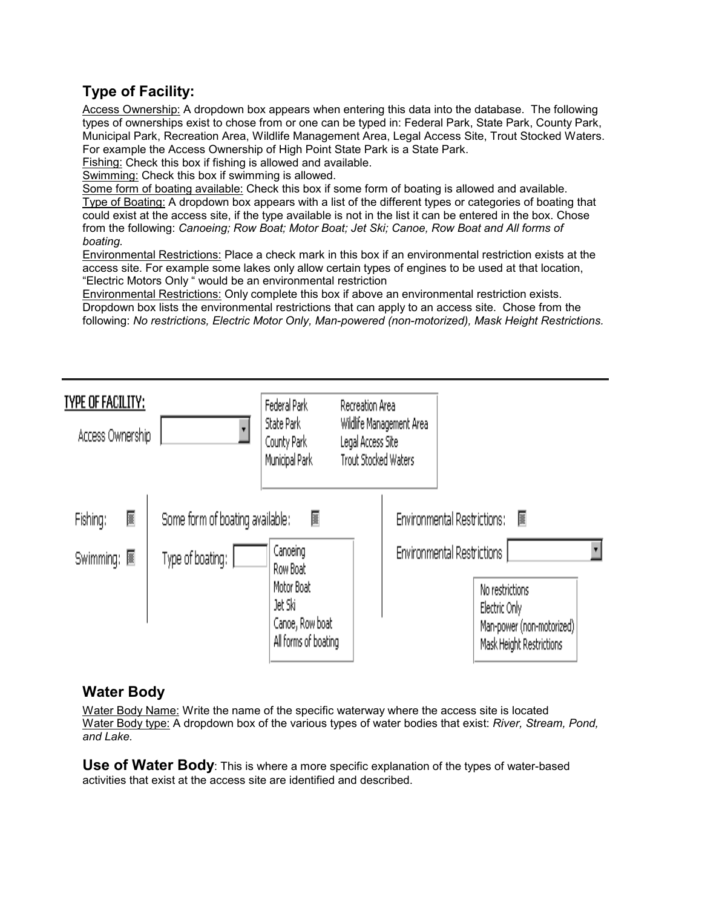## Type of Facility:

Access Ownership: A dropdown box appears when entering this data into the database. The following types of ownerships exist to chose from or one can be typed in: Federal Park, State Park, County Park, Municipal Park, Recreation Area, Wildlife Management Area, Legal Access Site, Trout Stocked Waters. For example the Access Ownership of High Point State Park is a State Park.

Fishing: Check this box if fishing is allowed and available.

Swimming: Check this box if swimming is allowed.

Some form of boating available: Check this box if some form of boating is allowed and available.

Type of Boating: A dropdown box appears with a list of the different types or categories of boating that could exist at the access site, if the type available is not in the list it can be entered in the box. Chose from the following: *Canoeing; Row Boat; Motor Boat; Jet Ski; Canoe, Row Boat and All forms of boating.*

Environmental Restrictions: Place a check mark in this box if an environmental restriction exists at the access site. For example some lakes only allow certain types of engines to be used at that location, "Electric Motors Only " would be an environmental restriction

Environmental Restrictions: Only complete this box if above an environmental restriction exists. Dropdown box lists the environmental restrictions that can apply to an access site. Chose from the following: *No restrictions, Electric Motor Only, Man-powered (non-motorized), Mask Height Restrictions.*

---

TYPE OF FACILITY:

Access Ownership

Federal Park | Recreation Area
State Park | Wildlife Management Area
County Park | Legal Access Site
Municipal Park | Trout Stocked Waters

Fishing:

Swimming:

Some form of boating available:

Type of boating:

Canoeing
Row Boat
Motor Boat
Jet Ski
Canoe, Row boat
All forms of boating

Environmental Restrictions:

Environmental Restrictions

No restrictions
Electric Only
Man-power (non-motorized)
Mask Height Restrictions

## Water Body

Water Body Name: Write the name of the specific waterway where the access site is located

Water Body type: A dropdown box of the various types of water bodies that exist: *River, Stream, Pond, and Lake.*

**Use of Water Body**: This is where a more specific explanation of the types of water-based activities that exist at the access site are identified and described.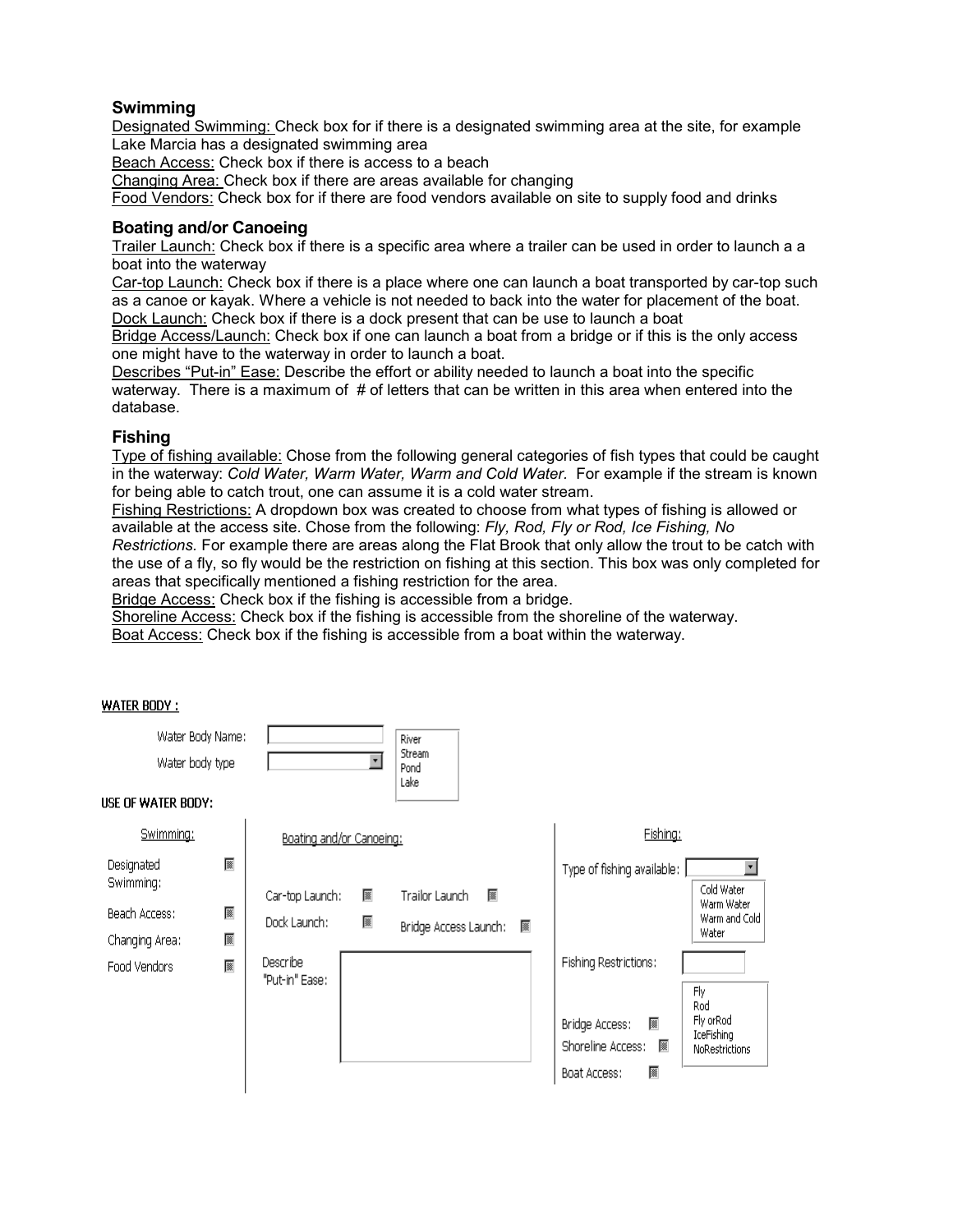### Swimming

Designated Swimming: Check box for if there is a designated swimming area at the site, for example Lake Marcia has a designated swimming area

Beach Access: Check box if there is access to a beach

Changing Area: Check box if there are areas available for changing

Food Vendors: Check box for if there are food vendors available on site to supply food and drinks

### Boating and/or Canoeing

Trailer Launch: Check box if there is a specific area where a trailer can be used in order to launch a a boat into the waterway

Car-top Launch: Check box if there is a place where one can launch a boat transported by car-top such as a canoe or kayak. Where a vehicle is not needed to back into the water for placement of the boat.

Dock Launch: Check box if there is a dock present that can be use to launch a boat

Bridge Access/Launch: Check box if one can launch a boat from a bridge or if this is the only access one might have to the waterway in order to launch a boat.

Describes "Put-in" Ease: Describe the effort or ability needed to launch a boat into the specific waterway. There is a maximum of # of letters that can be written in this area when entered into the database.

### Fishing

Type of fishing available: Chose from the following general categories of fish types that could be caught in the waterway: *Cold Water, Warm Water, Warm and Cold Water.* For example if the stream is known for being able to catch trout, one can assume it is a cold water stream.

Fishing Restrictions: A dropdown box was created to choose from what types of fishing is allowed or available at the access site. Chose from the following: *Fly, Rod, Fly or Rod, Ice Fishing, No Restrictions.* For example there are areas along the Flat Brook that only allow the trout to be catch with the use of a fly, so fly would be the restriction on fishing at this section. This box was only completed for areas that specifically mentioned a fishing restriction for the area.

Bridge Access: Check box if the fishing is accessible from a bridge.

Shoreline Access: Check box if the fishing is accessible from the shoreline of the waterway.

Boat Access: Check box if the fishing is accessible from a boat within the waterway.

WATER BODY :

Water Body Name: [ ]

Water body type [ ▼ ] — River / Stream / Pond / Lake

USE OF WATER BODY:

| Swimming: | Boating and/or Canoeing: | Fishing: |
|---|---|---|
| Designated Swimming: ☐ | Car-top Launch: ☐ Trailor Launch ☐ | Type of fishing available: [ ▼ ] — Cold Water / Warm Water / Warm and Cold Water |
| Beach Access: ☐ | Dock Launch: ☐ Bridge Access Launch: ☐ | Fishing Restrictions: [ ] — Fly / Rod / Fly orRod / IceFishing / NoRestrictions |
| Changing Area: ☐ | Describe "Put-in" Ease: [ ] | Bridge Access: ☐ |
| Food Vendors ☐ | | Shoreline Access: ☐ |
| | | Boat Access: ☐ |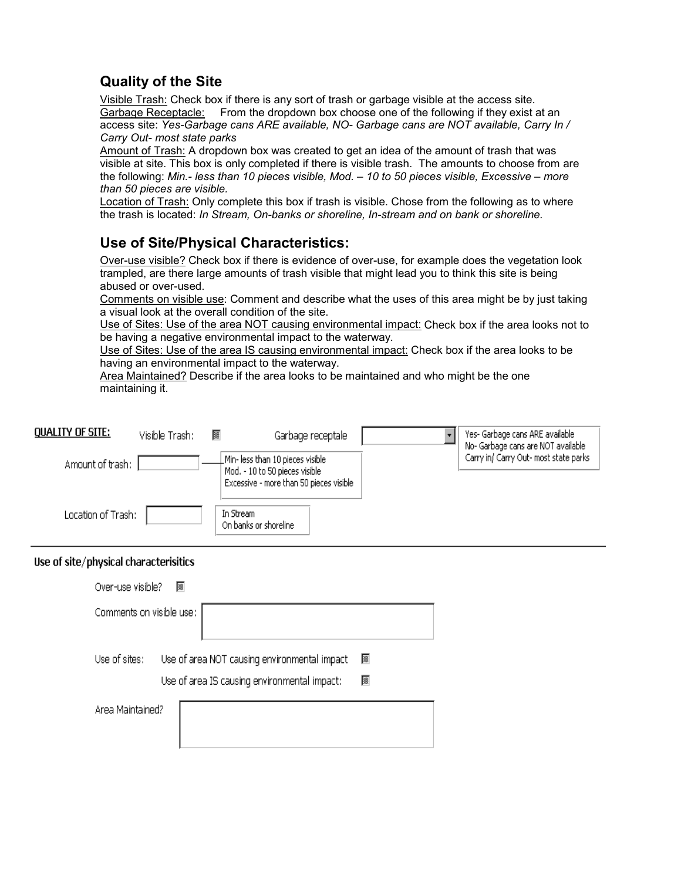## Quality of the Site

Visible Trash: Check box if there is any sort of trash or garbage visible at the access site.
Garbage Receptacle: From the dropdown box choose one of the following if they exist at an access site: *Yes-Garbage cans ARE available, NO- Garbage cans are NOT available, Carry In / Carry Out- most state parks*
Amount of Trash: A dropdown box was created to get an idea of the amount of trash that was visible at site. This box is only completed if there is visible trash. The amounts to choose from are the following: *Min.- less than 10 pieces visible, Mod. – 10 to 50 pieces visible, Excessive – more than 50 pieces are visible.*
Location of Trash: Only complete this box if trash is visible. Chose from the following as to where the trash is located: *In Stream, On-banks or shoreline, In-stream and on bank or shoreline.*

## Use of Site/Physical Characteristics:

Over-use visible? Check box if there is evidence of over-use, for example does the vegetation look trampled, are there large amounts of trash visible that might lead you to think this site is being abused or over-used.
Comments on visible use: Comment and describe what the uses of this area might be by just taking a visual look at the overall condition of the site.
Use of Sites: Use of the area NOT causing environmental impact: Check box if the area looks not to be having a negative environmental impact to the waterway.
Use of Sites: Use of the area IS causing environmental impact: Check box if the area looks to be having an environmental impact to the waterway.
Area Maintained? Describe if the area looks to be maintained and who might be the one maintaining it.

**QUALITY OF SITE:**

Visible Trash: ☐ Garbage receptale [ ▾ ]
Yes- Garbage cans ARE available
No- Garbage cans are NOT available
Carry in/ Carry Out- most state parks

Amount of trash: [ ]
Min- less than 10 pieces visible
Mod. - 10 to 50 pieces visible
Excessive - more than 50 pieces visible

Location of Trash: [ ]
In Stream
On banks or shoreline

**Use of site/physical characterisitics**

Over-use visible? ☐

Comments on visible use: [ ]

Use of sites: Use of area NOT causing environmental impact ☐
Use of area IS causing environmental impact: ☐

Area Maintained? [ ]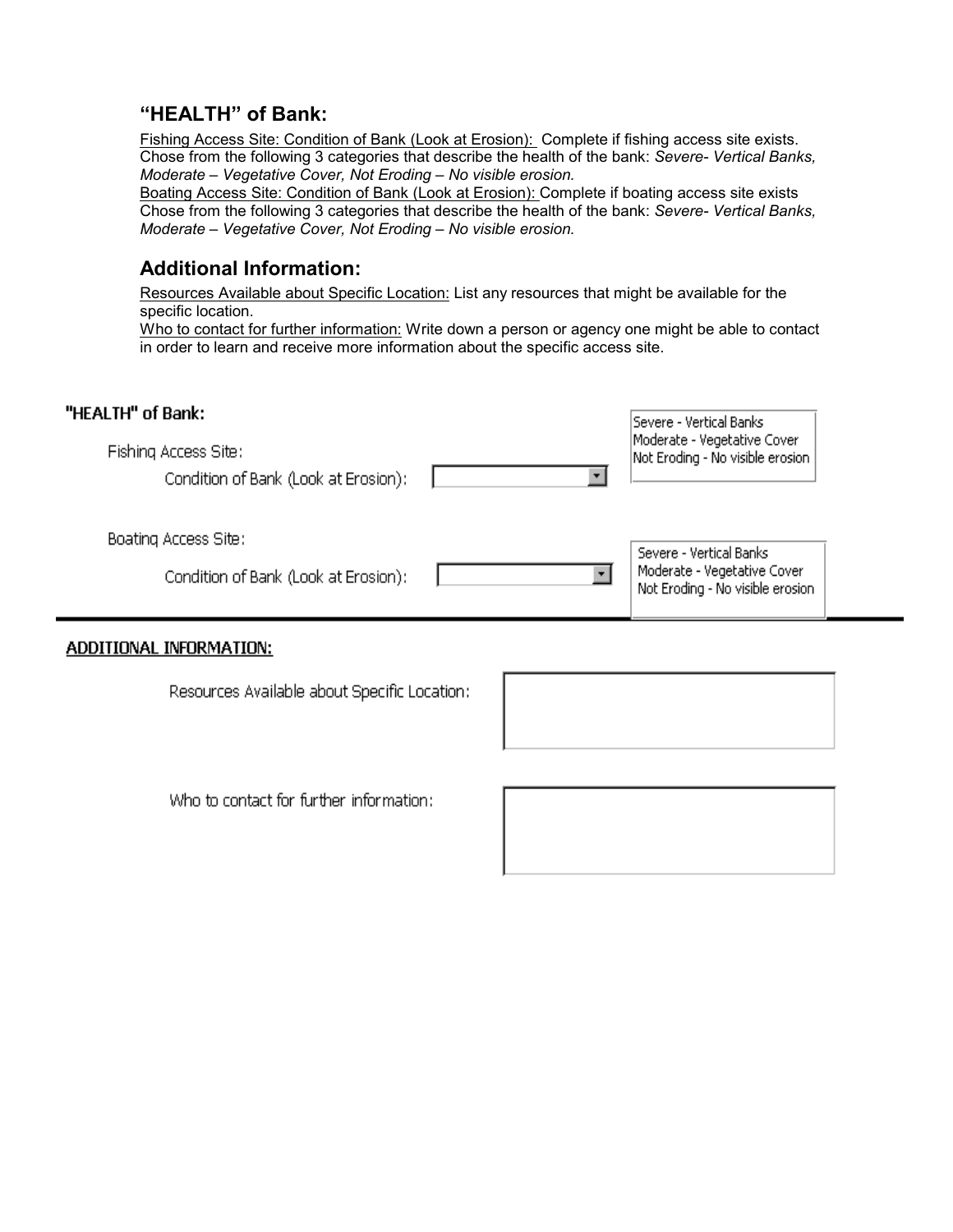## “HEALTH” of Bank:

Fishing Access Site: Condition of Bank (Look at Erosion): Complete if fishing access site exists. Chose from the following 3 categories that describe the health of the bank: *Severe- Vertical Banks, Moderate – Vegetative Cover, Not Eroding – No visible erosion.*

Boating Access Site: Condition of Bank (Look at Erosion): Complete if boating access site exists Chose from the following 3 categories that describe the health of the bank: *Severe- Vertical Banks, Moderate – Vegetative Cover, Not Eroding – No visible erosion.*

## Additional Information:

Resources Available about Specific Location: List any resources that might be available for the specific location.

Who to contact for further information: Write down a person or agency one might be able to contact in order to learn and receive more information about the specific access site.

**"HEALTH" of Bank:**

Fishing Access Site:

Condition of Bank (Look at Erosion):

Severe - Vertical Banks
Moderate - Vegetative Cover
Not Eroding - No visible erosion

Boating Access Site:

Condition of Bank (Look at Erosion):

Severe - Vertical Banks
Moderate - Vegetative Cover
Not Eroding - No visible erosion

**ADDITIONAL INFORMATION:**

Resources Available about Specific Location:

Who to contact for further information: